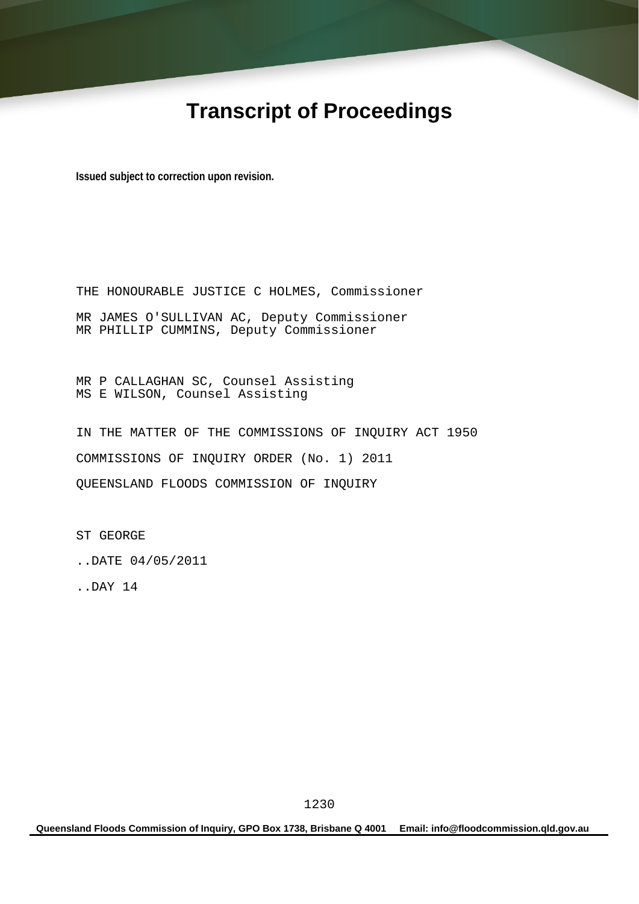# Transcript of Proceedings

**Issued subject to correction upon revision.**

THE HONOURABLE JUSTICE C HOLMES, Commissioner

MR JAMES O'SULLIVAN AC, Deputy Commissioner
MR PHILLIP CUMMINS, Deputy Commissioner

MR P CALLAGHAN SC, Counsel Assisting
MS E WILSON, Counsel Assisting

IN THE MATTER OF THE COMMISSIONS OF INQUIRY ACT 1950

COMMISSIONS OF INQUIRY ORDER (No. 1) 2011

QUEENSLAND FLOODS COMMISSION OF INQUIRY

ST GEORGE

..DATE 04/05/2011

..DAY 14

**Queensland Floods Commission of Inquiry, GPO Box 1738, Brisbane Q 4001 Email: info@floodcommission.qld.gov.au**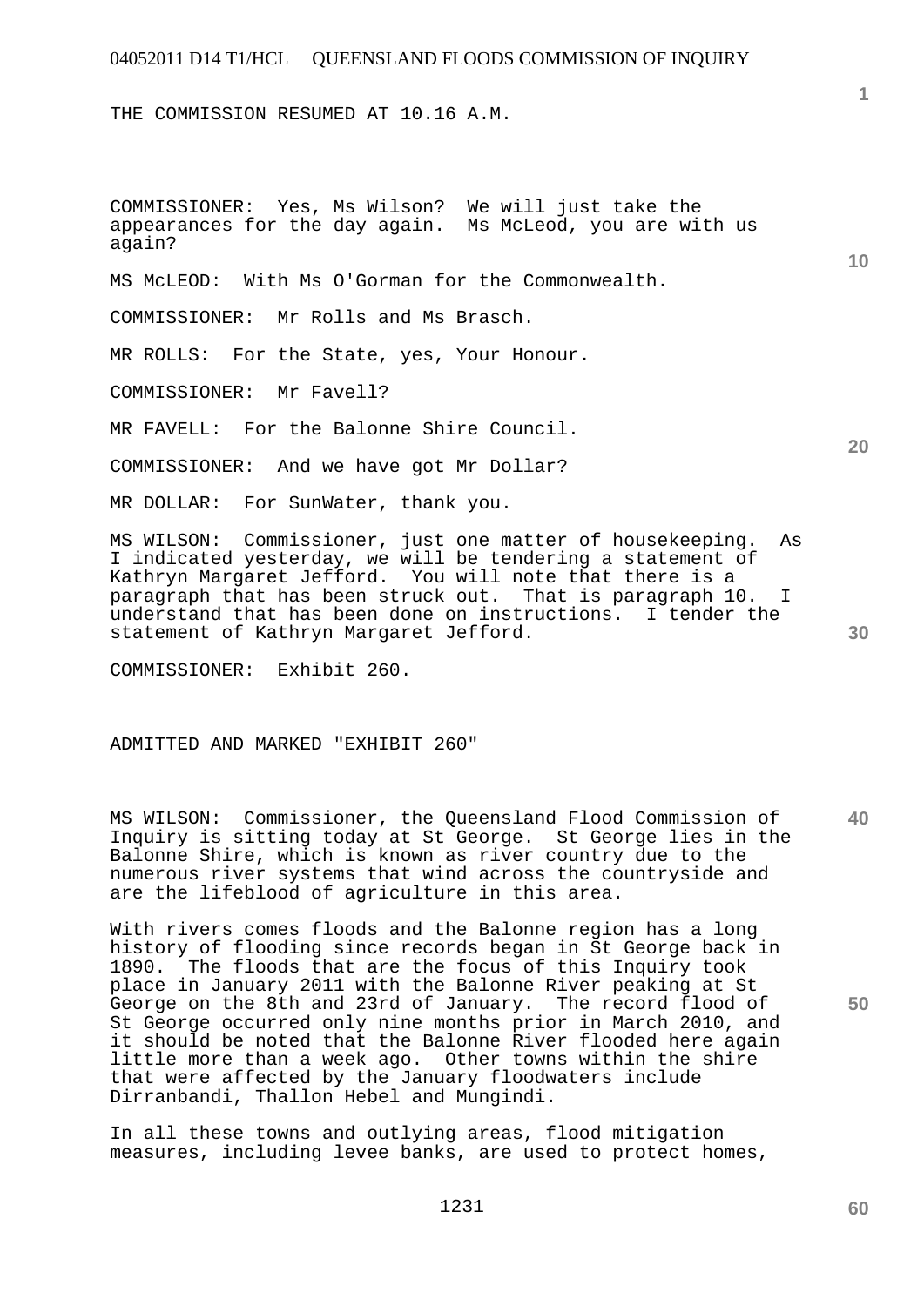THE COMMISSION RESUMED AT 10.16 A.M.

COMMISSIONER: Yes, Ms Wilson? We will just take the appearances for the day again. Ms McLeod, you are with us again?

MS McLEOD: With Ms O'Gorman for the Commonwealth.

COMMISSIONER: Mr Rolls and Ms Brasch.

MR ROLLS: For the State, yes, Your Honour.

COMMISSIONER: Mr Favell?

MR FAVELL: For the Balonne Shire Council.

COMMISSIONER: And we have got Mr Dollar?

MR DOLLAR: For SunWater, thank you.

MS WILSON: Commissioner, just one matter of housekeeping. As I indicated yesterday, we will be tendering a statement of Kathryn Margaret Jefford. You will note that there is a paragraph that has been struck out. That is paragraph 10. I understand that has been done on instructions. I tender the statement of Kathryn Margaret Jefford.

COMMISSIONER: Exhibit 260.

ADMITTED AND MARKED "EXHIBIT 260"

MS WILSON: Commissioner, the Queensland Flood Commission of Inquiry is sitting today at St George. St George lies in the Balonne Shire, which is known as river country due to the numerous river systems that wind across the countryside and are the lifeblood of agriculture in this area.

With rivers comes floods and the Balonne region has a long history of flooding since records began in St George back in 1890. The floods that are the focus of this Inquiry took place in January 2011 with the Balonne River peaking at St George on the 8th and 23rd of January. The record flood of St George occurred only nine months prior in March 2010, and it should be noted that the Balonne River flooded here again little more than a week ago. Other towns within the shire that were affected by the January floodwaters include Dirranbandi, Thallon Hebel and Mungindi.

In all these towns and outlying areas, flood mitigation measures, including levee banks, are used to protect homes,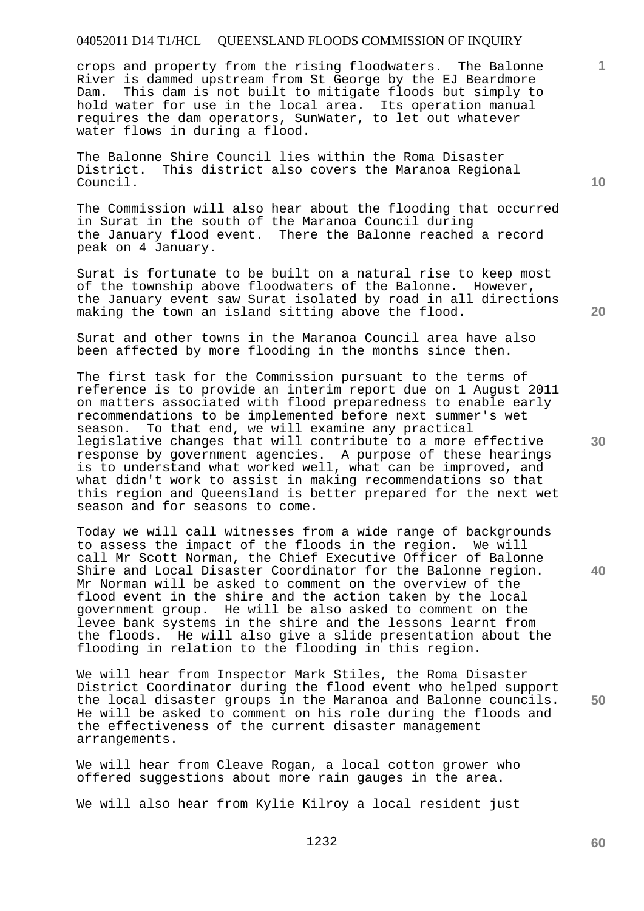crops and property from the rising floodwaters. The Balonne River is dammed upstream from St George by the EJ Beardmore Dam. This dam is not built to mitigate floods but simply to hold water for use in the local area. Its operation manual requires the dam operators, SunWater, to let out whatever water flows in during a flood.

The Balonne Shire Council lies within the Roma Disaster District. This district also covers the Maranoa Regional Council.

The Commission will also hear about the flooding that occurred in Surat in the south of the Maranoa Council during the January flood event. There the Balonne reached a record peak on 4 January.

Surat is fortunate to be built on a natural rise to keep most of the township above floodwaters of the Balonne. However, the January event saw Surat isolated by road in all directions making the town an island sitting above the flood.

Surat and other towns in the Maranoa Council area have also been affected by more flooding in the months since then.

The first task for the Commission pursuant to the terms of reference is to provide an interim report due on 1 August 2011 on matters associated with flood preparedness to enable early recommendations to be implemented before next summer's wet season. To that end, we will examine any practical legislative changes that will contribute to a more effective response by government agencies. A purpose of these hearings is to understand what worked well, what can be improved, and what didn't work to assist in making recommendations so that this region and Queensland is better prepared for the next wet season and for seasons to come.

Today we will call witnesses from a wide range of backgrounds to assess the impact of the floods in the region. We will call Mr Scott Norman, the Chief Executive Officer of Balonne Shire and Local Disaster Coordinator for the Balonne region. Mr Norman will be asked to comment on the overview of the flood event in the shire and the action taken by the local government group. He will be also asked to comment on the levee bank systems in the shire and the lessons learnt from the floods. He will also give a slide presentation about the flooding in relation to the flooding in this region.

We will hear from Inspector Mark Stiles, the Roma Disaster District Coordinator during the flood event who helped support the local disaster groups in the Maranoa and Balonne councils. He will be asked to comment on his role during the floods and the effectiveness of the current disaster management arrangements.

We will hear from Cleave Rogan, a local cotton grower who offered suggestions about more rain gauges in the area.

We will also hear from Kylie Kilroy a local resident just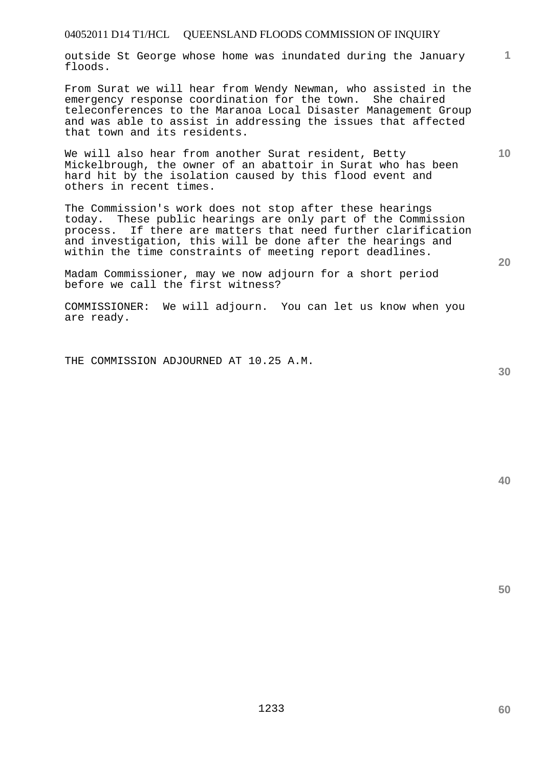outside St George whose home was inundated during the January floods.

From Surat we will hear from Wendy Newman, who assisted in the emergency response coordination for the town. She chaired teleconferences to the Maranoa Local Disaster Management Group and was able to assist in addressing the issues that affected that town and its residents.

We will also hear from another Surat resident, Betty Mickelbrough, the owner of an abattoir in Surat who has been hard hit by the isolation caused by this flood event and others in recent times.

The Commission's work does not stop after these hearings today. These public hearings are only part of the Commission process. If there are matters that need further clarification and investigation, this will be done after the hearings and within the time constraints of meeting report deadlines.

Madam Commissioner, may we now adjourn for a short period before we call the first witness?

COMMISSIONER: We will adjourn. You can let us know when you are ready.

THE COMMISSION ADJOURNED AT 10.25 A.M.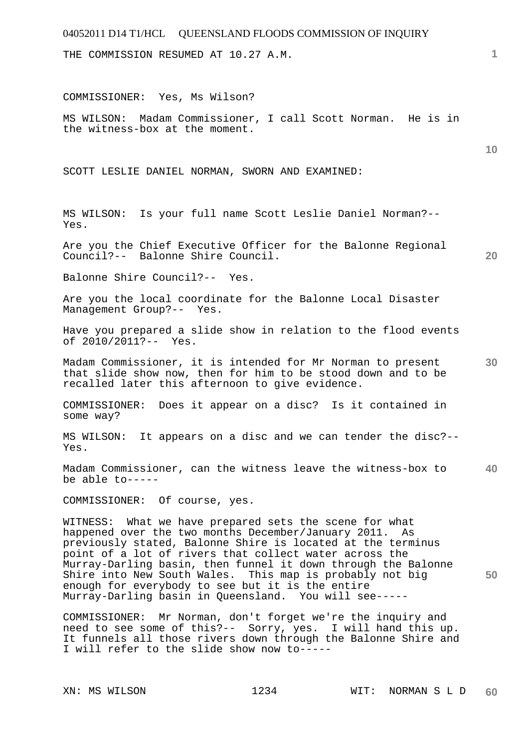THE COMMISSION RESUMED AT 10.27 A.M.

COMMISSIONER: Yes, Ms Wilson?

MS WILSON: Madam Commissioner, I call Scott Norman. He is in the witness-box at the moment.

SCOTT LESLIE DANIEL NORMAN, SWORN AND EXAMINED:

MS WILSON: Is your full name Scott Leslie Daniel Norman?-- Yes.

Are you the Chief Executive Officer for the Balonne Regional Council?-- Balonne Shire Council.

Balonne Shire Council?-- Yes.

Are you the local coordinate for the Balonne Local Disaster Management Group?-- Yes.

Have you prepared a slide show in relation to the flood events of 2010/2011?-- Yes.

Madam Commissioner, it is intended for Mr Norman to present that slide show now, then for him to be stood down and to be recalled later this afternoon to give evidence.

COMMISSIONER: Does it appear on a disc? Is it contained in some way?

MS WILSON: It appears on a disc and we can tender the disc?-- Yes.

Madam Commissioner, can the witness leave the witness-box to be able to-----

COMMISSIONER: Of course, yes.

WITNESS: What we have prepared sets the scene for what happened over the two months December/January 2011. As previously stated, Balonne Shire is located at the terminus point of a lot of rivers that collect water across the Murray-Darling basin, then funnel it down through the Balonne Shire into New South Wales. This map is probably not big enough for everybody to see but it is the entire Murray-Darling basin in Queensland. You will see-----

COMMISSIONER: Mr Norman, don't forget we're the inquiry and need to see some of this?-- Sorry, yes. I will hand this up. It funnels all those rivers down through the Balonne Shire and I will refer to the slide show now to-----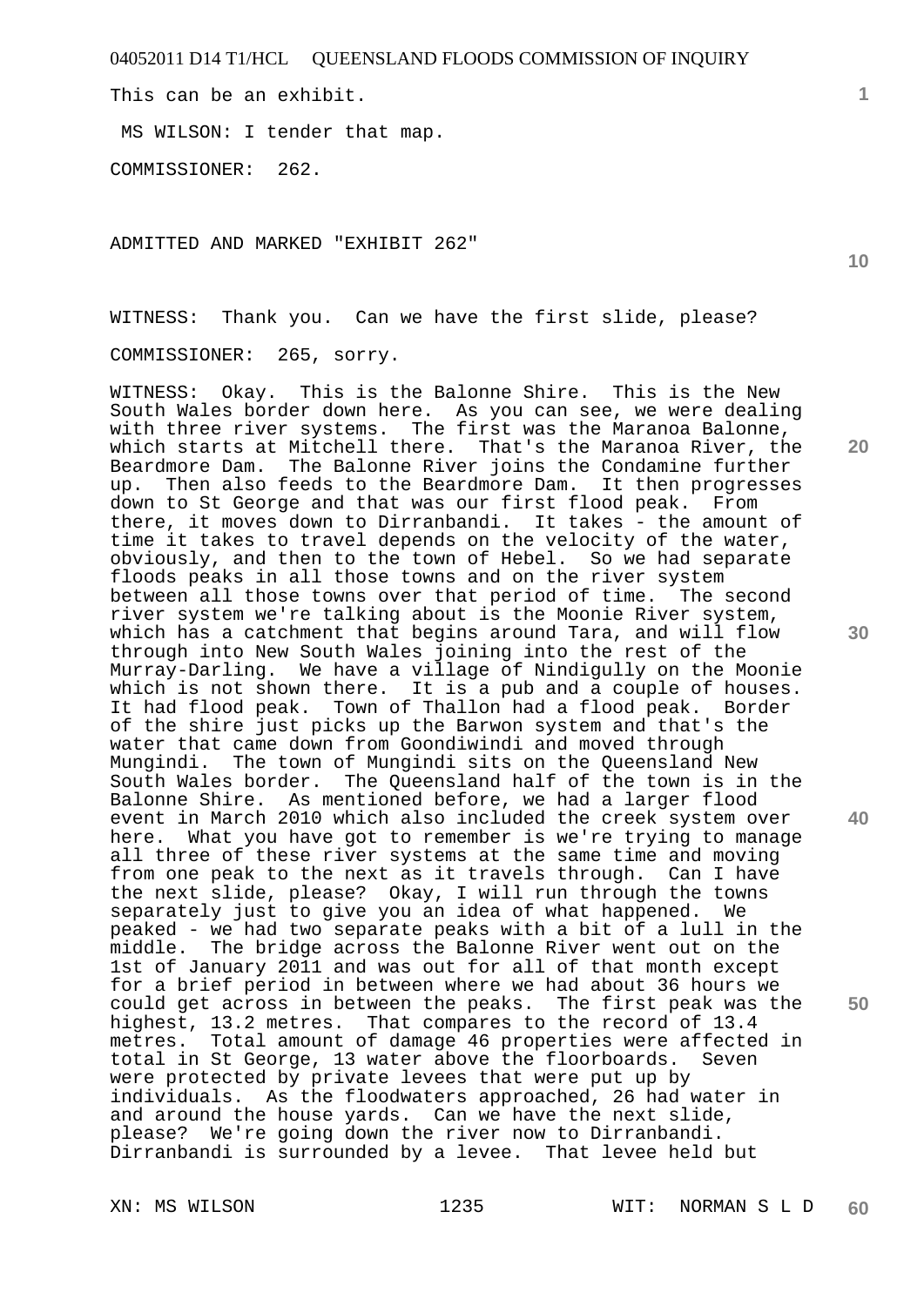This can be an exhibit.

MS WILSON: I tender that map.

COMMISSIONER: 262.

ADMITTED AND MARKED "EXHIBIT 262"

WITNESS: Thank you. Can we have the first slide, please?

COMMISSIONER: 265, sorry.

WITNESS: Okay. This is the Balonne Shire. This is the New South Wales border down here. As you can see, we were dealing with three river systems. The first was the Maranoa Balonne, which starts at Mitchell there. That's the Maranoa River, the Beardmore Dam. The Balonne River joins the Condamine further up. Then also feeds to the Beardmore Dam. It then progresses down to St George and that was our first flood peak. From there, it moves down to Dirranbandi. It takes - the amount of time it takes to travel depends on the velocity of the water, obviously, and then to the town of Hebel. So we had separate floods peaks in all those towns and on the river system between all those towns over that period of time. The second river system we're talking about is the Moonie River system, which has a catchment that begins around Tara, and will flow through into New South Wales joining into the rest of the Murray-Darling. We have a village of Nindigully on the Moonie which is not shown there. It is a pub and a couple of houses. It had flood peak. Town of Thallon had a flood peak. Border of the shire just picks up the Barwon system and that's the water that came down from Goondiwindi and moved through Mungindi. The town of Mungindi sits on the Queensland New South Wales border. The Queensland half of the town is in the Balonne Shire. As mentioned before, we had a larger flood event in March 2010 which also included the creek system over here. What you have got to remember is we're trying to manage all three of these river systems at the same time and moving from one peak to the next as it travels through. Can I have the next slide, please? Okay, I will run through the towns separately just to give you an idea of what happened. We peaked - we had two separate peaks with a bit of a lull in the middle. The bridge across the Balonne River went out on the 1st of January 2011 and was out for all of that month except for a brief period in between where we had about 36 hours we could get across in between the peaks. The first peak was the highest, 13.2 metres. That compares to the record of 13.4 metres. Total amount of damage 46 properties were affected in total in St George, 13 water above the floorboards. Seven were protected by private levees that were put up by individuals. As the floodwaters approached, 26 had water in and around the house yards. Can we have the next slide, please? We're going down the river now to Dirranbandi. Dirranbandi is surrounded by a levee. That levee held but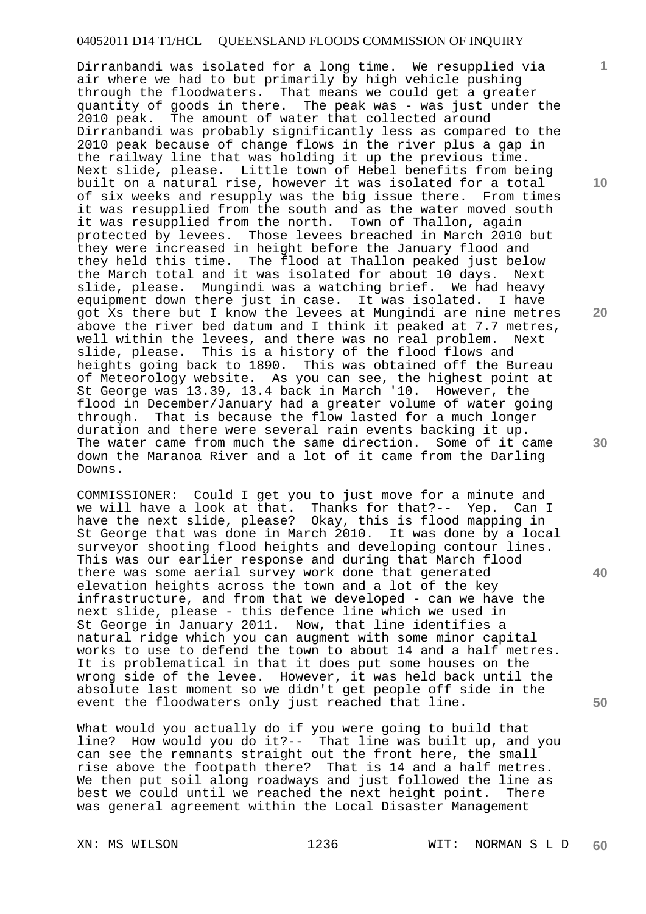Dirranbandi was isolated for a long time. We resupplied via air where we had to but primarily by high vehicle pushing through the floodwaters. That means we could get a greater quantity of goods in there. The peak was - was just under the 2010 peak. The amount of water that collected around Dirranbandi was probably significantly less as compared to the 2010 peak because of change flows in the river plus a gap in the railway line that was holding it up the previous time. Next slide, please. Little town of Hebel benefits from being built on a natural rise, however it was isolated for a total of six weeks and resupply was the big issue there. From times it was resupplied from the south and as the water moved south it was resupplied from the north. Town of Thallon, again protected by levees. Those levees breached in March 2010 but they were increased in height before the January flood and they held this time. The flood at Thallon peaked just below the March total and it was isolated for about 10 days. Next slide, please. Mungindi was a watching brief. We had heavy equipment down there just in case. It was isolated. I have got Xs there but I know the levees at Mungindi are nine metres above the river bed datum and I think it peaked at 7.7 metres, well within the levees, and there was no real problem. Next slide, please. This is a history of the flood flows and heights going back to 1890. This was obtained off the Bureau of Meteorology website. As you can see, the highest point at St George was 13.39, 13.4 back in March '10. However, the flood in December/January had a greater volume of water going through. That is because the flow lasted for a much longer duration and there were several rain events backing it up. The water came from much the same direction. Some of it came down the Maranoa River and a lot of it came from the Darling Downs.

COMMISSIONER: Could I get you to just move for a minute and we will have a look at that. Thanks for that?-- Yep. Can I have the next slide, please? Okay, this is flood mapping in St George that was done in March 2010. It was done by a local surveyor shooting flood heights and developing contour lines. This was our earlier response and during that March flood there was some aerial survey work done that generated elevation heights across the town and a lot of the key infrastructure, and from that we developed - can we have the next slide, please - this defence line which we used in St George in January 2011. Now, that line identifies a natural ridge which you can augment with some minor capital works to use to defend the town to about 14 and a half metres. It is problematical in that it does put some houses on the wrong side of the levee. However, it was held back until the absolute last moment so we didn't get people off side in the event the floodwaters only just reached that line.

What would you actually do if you were going to build that line? How would you do it?-- That line was built up, and you can see the remnants straight out the front here, the small rise above the footpath there? That is 14 and a half metres. We then put soil along roadways and just followed the line as best we could until we reached the next height point. There was general agreement within the Local Disaster Management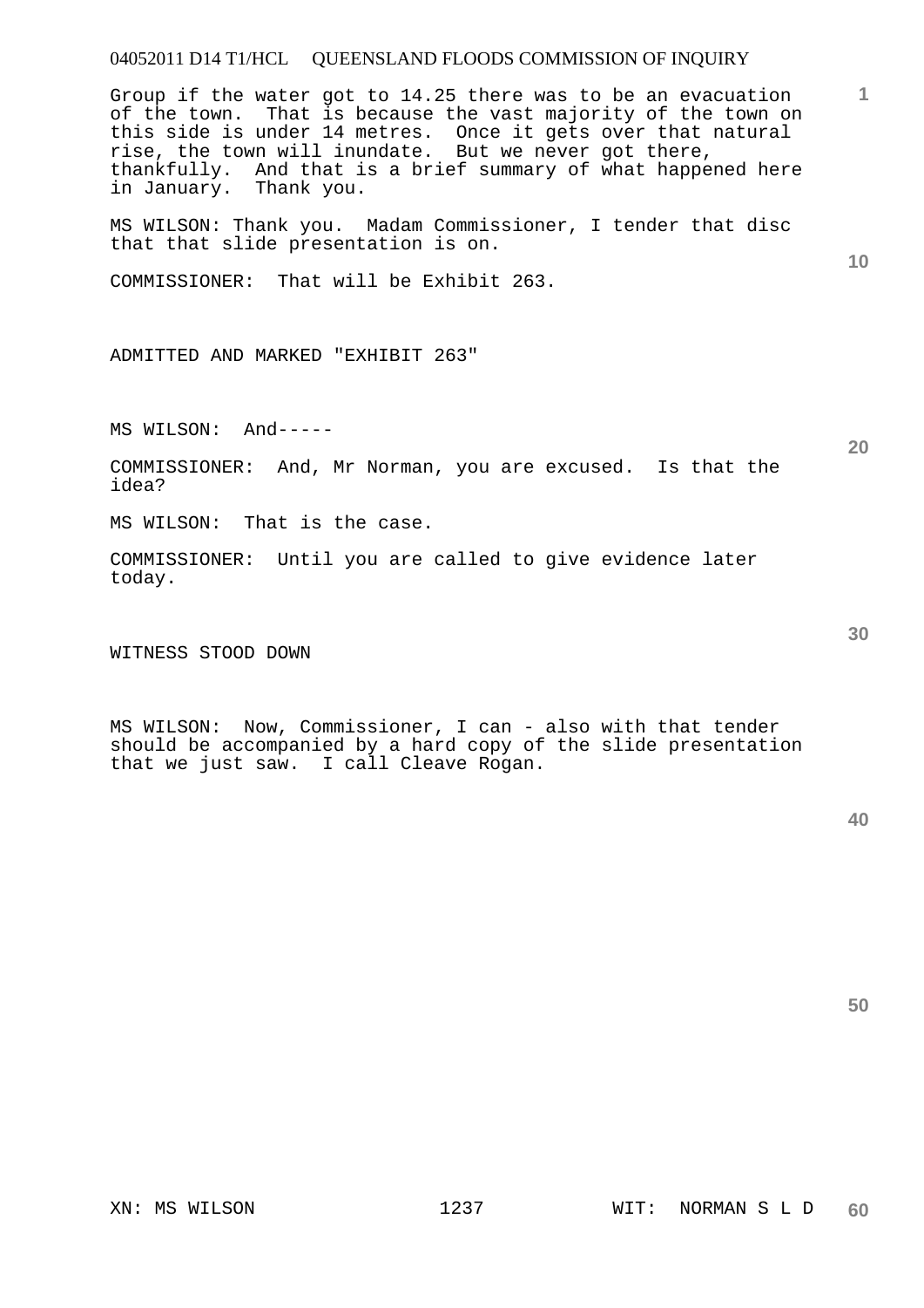Group if the water got to 14.25 there was to be an evacuation of the town. That is because the vast majority of the town on this side is under 14 metres. Once it gets over that natural rise, the town will inundate. But we never got there, thankfully. And that is a brief summary of what happened here in January. Thank you.

MS WILSON: Thank you. Madam Commissioner, I tender that disc that that slide presentation is on.

COMMISSIONER: That will be Exhibit 263.

ADMITTED AND MARKED "EXHIBIT 263"

MS WILSON: And-----

COMMISSIONER: And, Mr Norman, you are excused. Is that the idea?

MS WILSON: That is the case.

COMMISSIONER: Until you are called to give evidence later today.

WITNESS STOOD DOWN

MS WILSON: Now, Commissioner, I can - also with that tender should be accompanied by a hard copy of the slide presentation that we just saw. I call Cleave Rogan.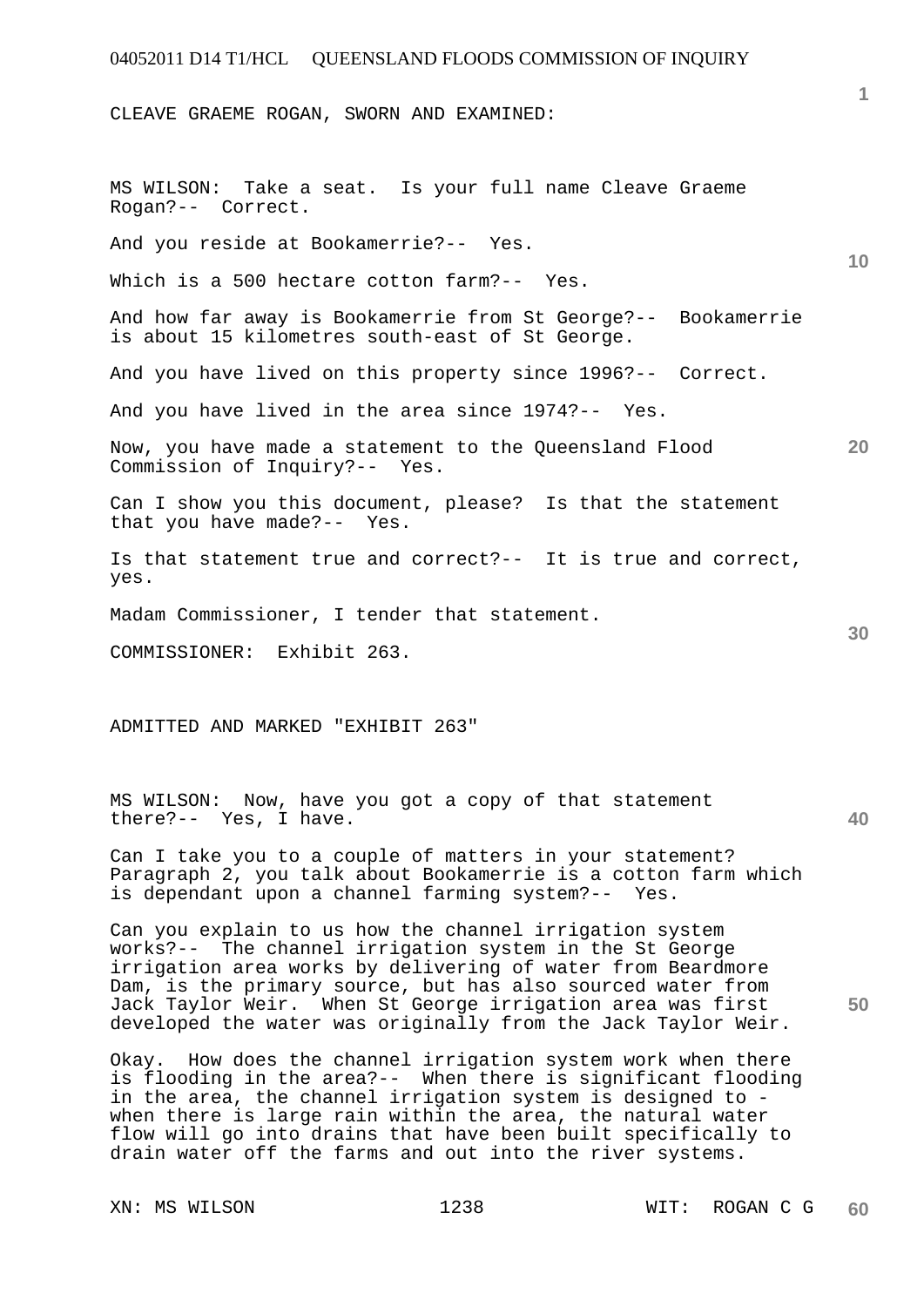CLEAVE GRAEME ROGAN, SWORN AND EXAMINED:

MS WILSON: Take a seat. Is your full name Cleave Graeme Rogan?-- Correct.

And you reside at Bookamerrie?-- Yes.

Which is a 500 hectare cotton farm?-- Yes.

And how far away is Bookamerrie from St George?-- Bookamerrie is about 15 kilometres south-east of St George.

And you have lived on this property since 1996?-- Correct.

And you have lived in the area since 1974?-- Yes.

Now, you have made a statement to the Queensland Flood Commission of Inquiry?-- Yes.

Can I show you this document, please? Is that the statement that you have made?-- Yes.

Is that statement true and correct?-- It is true and correct, yes.

Madam Commissioner, I tender that statement.

COMMISSIONER: Exhibit 263.

ADMITTED AND MARKED "EXHIBIT 263"

MS WILSON: Now, have you got a copy of that statement there?-- Yes, I have.

Can I take you to a couple of matters in your statement? Paragraph 2, you talk about Bookamerrie is a cotton farm which is dependant upon a channel farming system?-- Yes.

Can you explain to us how the channel irrigation system works?-- The channel irrigation system in the St George irrigation area works by delivering of water from Beardmore Dam, is the primary source, but has also sourced water from Jack Taylor Weir. When St George irrigation area was first developed the water was originally from the Jack Taylor Weir.

Okay. How does the channel irrigation system work when there is flooding in the area?-- When there is significant flooding in the area, the channel irrigation system is designed to - when there is large rain within the area, the natural water flow will go into drains that have been built specifically to drain water off the farms and out into the river systems.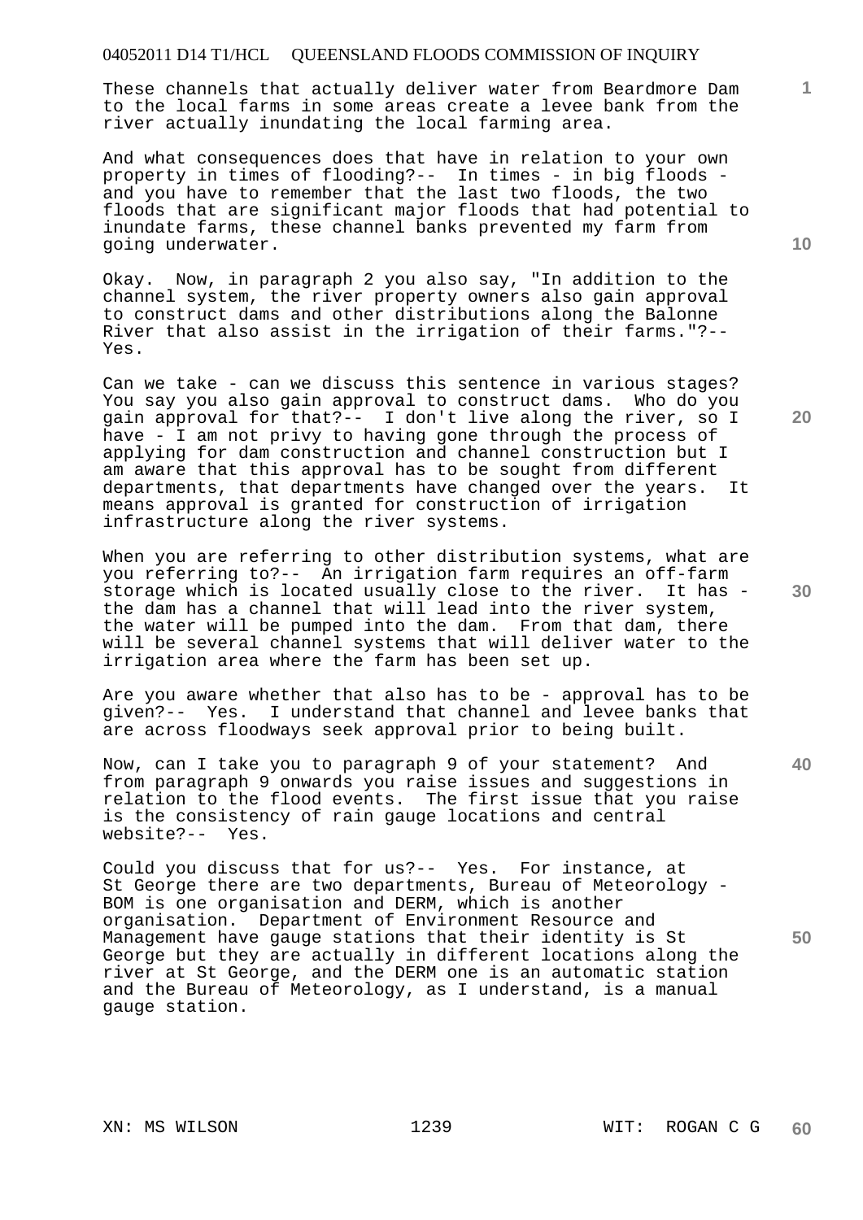These channels that actually deliver water from Beardmore Dam to the local farms in some areas create a levee bank from the river actually inundating the local farming area.

And what consequences does that have in relation to your own property in times of flooding?-- In times - in big floods - and you have to remember that the last two floods, the two floods that are significant major floods that had potential to inundate farms, these channel banks prevented my farm from going underwater.

Okay. Now, in paragraph 2 you also say, "In addition to the channel system, the river property owners also gain approval to construct dams and other distributions along the Balonne River that also assist in the irrigation of their farms."?-- Yes.

Can we take - can we discuss this sentence in various stages? You say you also gain approval to construct dams. Who do you gain approval for that?-- I don't live along the river, so I have - I am not privy to having gone through the process of applying for dam construction and channel construction but I am aware that this approval has to be sought from different departments, that departments have changed over the years. It means approval is granted for construction of irrigation infrastructure along the river systems.

When you are referring to other distribution systems, what are you referring to?-- An irrigation farm requires an off-farm storage which is located usually close to the river. It has - the dam has a channel that will lead into the river system, the water will be pumped into the dam. From that dam, there will be several channel systems that will deliver water to the irrigation area where the farm has been set up.

Are you aware whether that also has to be - approval has to be given?-- Yes. I understand that channel and levee banks that are across floodways seek approval prior to being built.

Now, can I take you to paragraph 9 of your statement? And from paragraph 9 onwards you raise issues and suggestions in relation to the flood events. The first issue that you raise is the consistency of rain gauge locations and central website?-- Yes.

Could you discuss that for us?-- Yes. For instance, at St George there are two departments, Bureau of Meteorology - BOM is one organisation and DERM, which is another organisation. Department of Environment Resource and Management have gauge stations that their identity is St George but they are actually in different locations along the river at St George, and the DERM one is an automatic station and the Bureau of Meteorology, as I understand, is a manual gauge station.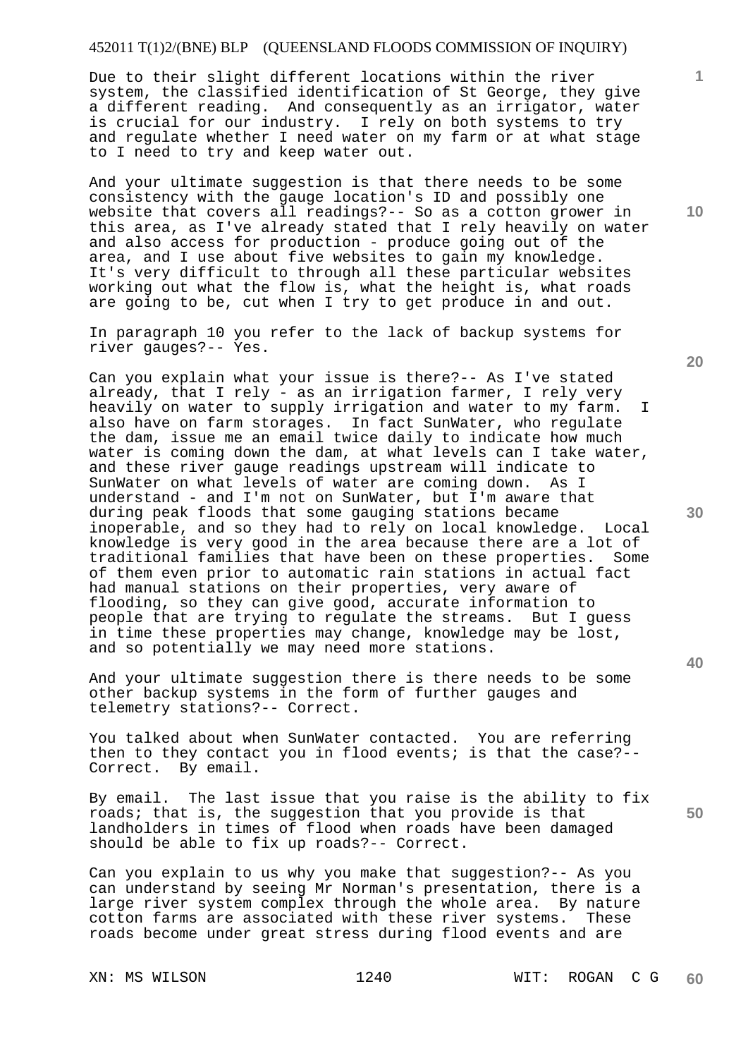Due to their slight different locations within the river system, the classified identification of St George, they give a different reading. And consequently as an irrigator, water is crucial for our industry. I rely on both systems to try and regulate whether I need water on my farm or at what stage to I need to try and keep water out.

And your ultimate suggestion is that there needs to be some consistency with the gauge location's ID and possibly one website that covers all readings?-- So as a cotton grower in this area, as I've already stated that I rely heavily on water and also access for production - produce going out of the area, and I use about five websites to gain my knowledge. It's very difficult to through all these particular websites working out what the flow is, what the height is, what roads are going to be, cut when I try to get produce in and out.

In paragraph 10 you refer to the lack of backup systems for river gauges?-- Yes.

Can you explain what your issue is there?-- As I've stated already, that I rely - as an irrigation farmer, I rely very heavily on water to supply irrigation and water to my farm. I also have on farm storages. In fact SunWater, who regulate the dam, issue me an email twice daily to indicate how much water is coming down the dam, at what levels can I take water, and these river gauge readings upstream will indicate to SunWater on what levels of water are coming down. As I understand - and I'm not on SunWater, but I'm aware that during peak floods that some gauging stations became inoperable, and so they had to rely on local knowledge. Local knowledge is very good in the area because there are a lot of traditional families that have been on these properties. Some of them even prior to automatic rain stations in actual fact had manual stations on their properties, very aware of flooding, so they can give good, accurate information to people that are trying to regulate the streams. But I guess in time these properties may change, knowledge may be lost, and so potentially we may need more stations.

And your ultimate suggestion there is there needs to be some other backup systems in the form of further gauges and telemetry stations?-- Correct.

You talked about when SunWater contacted. You are referring then to they contact you in flood events; is that the case?-- Correct. By email.

By email. The last issue that you raise is the ability to fix roads; that is, the suggestion that you provide is that landholders in times of flood when roads have been damaged should be able to fix up roads?-- Correct.

Can you explain to us why you make that suggestion?-- As you can understand by seeing Mr Norman's presentation, there is a large river system complex through the whole area. By nature cotton farms are associated with these river systems. These roads become under great stress during flood events and are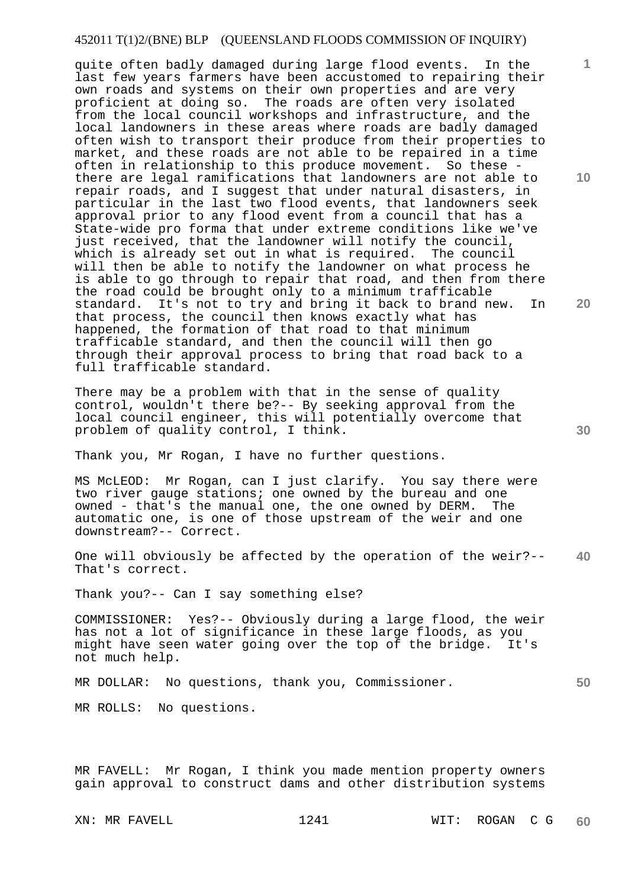quite often badly damaged during large flood events. In the last few years farmers have been accustomed to repairing their own roads and systems on their own properties and are very proficient at doing so. The roads are often very isolated from the local council workshops and infrastructure, and the local landowners in these areas where roads are badly damaged often wish to transport their produce from their properties to market, and these roads are not able to be repaired in a time often in relationship to this produce movement. So these - there are legal ramifications that landowners are not able to repair roads, and I suggest that under natural disasters, in particular in the last two flood events, that landowners seek approval prior to any flood event from a council that has a State-wide pro forma that under extreme conditions like we've just received, that the landowner will notify the council, which is already set out in what is required. The council will then be able to notify the landowner on what process he is able to go through to repair that road, and then from there the road could be brought only to a minimum trafficable standard. It's not to try and bring it back to brand new. In that process, the council then knows exactly what has happened, the formation of that road to that minimum trafficable standard, and then the council will then go through their approval process to bring that road back to a full trafficable standard.

There may be a problem with that in the sense of quality control, wouldn't there be?-- By seeking approval from the local council engineer, this will potentially overcome that problem of quality control, I think.

Thank you, Mr Rogan, I have no further questions.

MS McLEOD: Mr Rogan, can I just clarify. You say there were two river gauge stations; one owned by the bureau and one owned - that's the manual one, the one owned by DERM. The automatic one, is one of those upstream of the weir and one downstream?-- Correct.

One will obviously be affected by the operation of the weir?-- That's correct.

Thank you?-- Can I say something else?

COMMISSIONER: Yes?-- Obviously during a large flood, the weir has not a lot of significance in these large floods, as you might have seen water going over the top of the bridge. It's not much help.

MR DOLLAR: No questions, thank you, Commissioner.

MR ROLLS: No questions.

MR FAVELL: Mr Rogan, I think you made mention property owners gain approval to construct dams and other distribution systems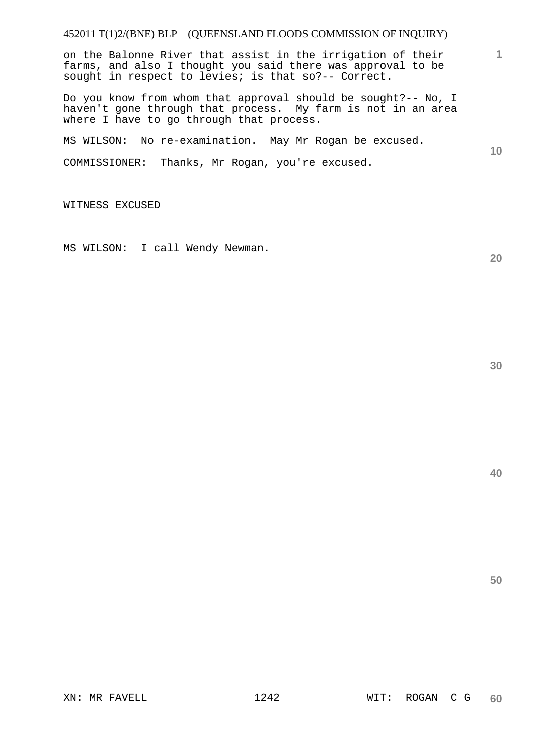on the Balonne River that assist in the irrigation of their farms, and also I thought you said there was approval to be sought in respect to levies; is that so?-- Correct.

Do you know from whom that approval should be sought?-- No, I haven't gone through that process. My farm is not in an area where I have to go through that process.

MS WILSON: No re-examination. May Mr Rogan be excused.

COMMISSIONER: Thanks, Mr Rogan, you're excused.

WITNESS EXCUSED

MS WILSON: I call Wendy Newman.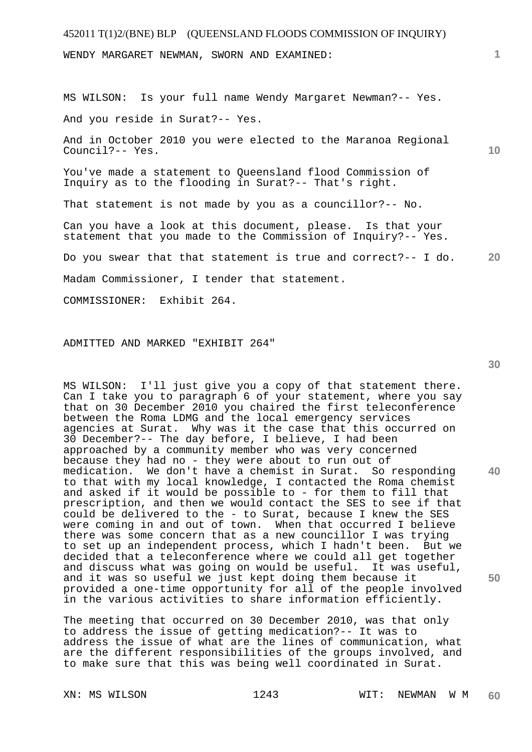WENDY MARGARET NEWMAN, SWORN AND EXAMINED:

MS WILSON: Is your full name Wendy Margaret Newman?-- Yes.

And you reside in Surat?-- Yes.

And in October 2010 you were elected to the Maranoa Regional Council?-- Yes.

You've made a statement to Queensland flood Commission of Inquiry as to the flooding in Surat?-- That's right.

That statement is not made by you as a councillor?-- No.

Can you have a look at this document, please. Is that your statement that you made to the Commission of Inquiry?-- Yes.

Do you swear that that statement is true and correct?-- I do.

Madam Commissioner, I tender that statement.

COMMISSIONER: Exhibit 264.

ADMITTED AND MARKED "EXHIBIT 264"

MS WILSON: I'll just give you a copy of that statement there. Can I take you to paragraph 6 of your statement, where you say that on 30 December 2010 you chaired the first teleconference between the Roma LDMG and the local emergency services agencies at Surat. Why was it the case that this occurred on 30 December?-- The day before, I believe, I had been approached by a community member who was very concerned because they had no - they were about to run out of medication. We don't have a chemist in Surat. So responding to that with my local knowledge, I contacted the Roma chemist and asked if it would be possible to - for them to fill that prescription, and then we would contact the SES to see if that could be delivered to the - to Surat, because I knew the SES were coming in and out of town. When that occurred I believe there was some concern that as a new councillor I was trying to set up an independent process, which I hadn't been. But we decided that a teleconference where we could all get together and discuss what was going on would be useful. It was useful, and it was so useful we just kept doing them because it provided a one-time opportunity for all of the people involved in the various activities to share information efficiently.

The meeting that occurred on 30 December 2010, was that only to address the issue of getting medication?-- It was to address the issue of what are the lines of communication, what are the different responsibilities of the groups involved, and to make sure that this was being well coordinated in Surat.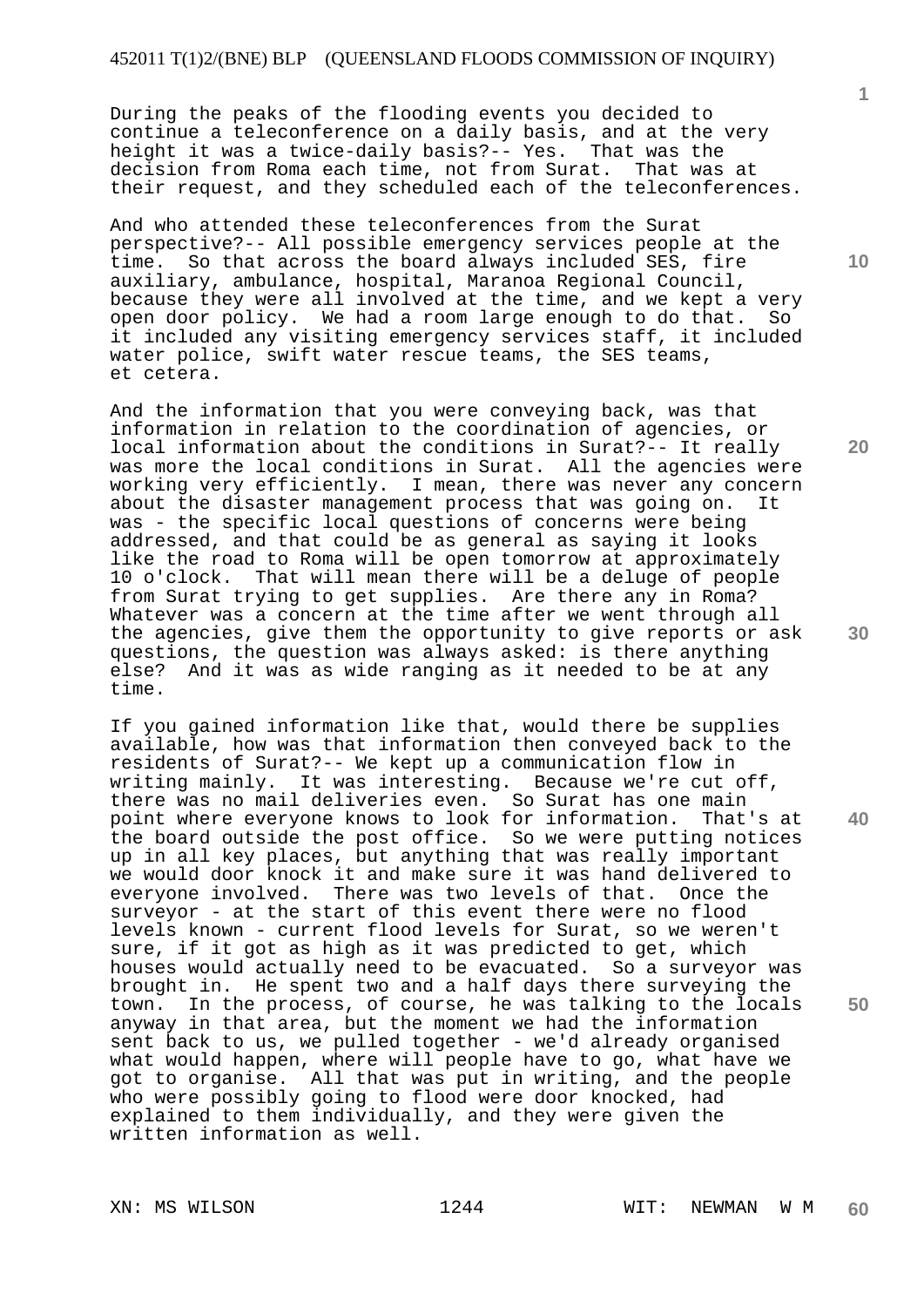During the peaks of the flooding events you decided to continue a teleconference on a daily basis, and at the very height it was a twice-daily basis?-- Yes. That was the decision from Roma each time, not from Surat. That was at their request, and they scheduled each of the teleconferences.

And who attended these teleconferences from the Surat perspective?-- All possible emergency services people at the time. So that across the board always included SES, fire auxiliary, ambulance, hospital, Maranoa Regional Council, because they were all involved at the time, and we kept a very open door policy. We had a room large enough to do that. So it included any visiting emergency services staff, it included water police, swift water rescue teams, the SES teams, et cetera.

And the information that you were conveying back, was that information in relation to the coordination of agencies, or local information about the conditions in Surat?-- It really was more the local conditions in Surat. All the agencies were working very efficiently. I mean, there was never any concern about the disaster management process that was going on. It was - the specific local questions of concerns were being addressed, and that could be as general as saying it looks like the road to Roma will be open tomorrow at approximately 10 o'clock. That will mean there will be a deluge of people from Surat trying to get supplies. Are there any in Roma? Whatever was a concern at the time after we went through all the agencies, give them the opportunity to give reports or ask questions, the question was always asked: is there anything else? And it was as wide ranging as it needed to be at any time.

If you gained information like that, would there be supplies available, how was that information then conveyed back to the residents of Surat?-- We kept up a communication flow in writing mainly. It was interesting. Because we're cut off, there was no mail deliveries even. So Surat has one main point where everyone knows to look for information. That's at the board outside the post office. So we were putting notices up in all key places, but anything that was really important we would door knock it and make sure it was hand delivered to everyone involved. There was two levels of that. Once the surveyor - at the start of this event there were no flood levels known - current flood levels for Surat, so we weren't sure, if it got as high as it was predicted to get, which houses would actually need to be evacuated. So a surveyor was brought in. He spent two and a half days there surveying the town. In the process, of course, he was talking to the locals anyway in that area, but the moment we had the information sent back to us, we pulled together - we'd already organised what would happen, where will people have to go, what have we got to organise. All that was put in writing, and the people who were possibly going to flood were door knocked, had explained to them individually, and they were given the written information as well.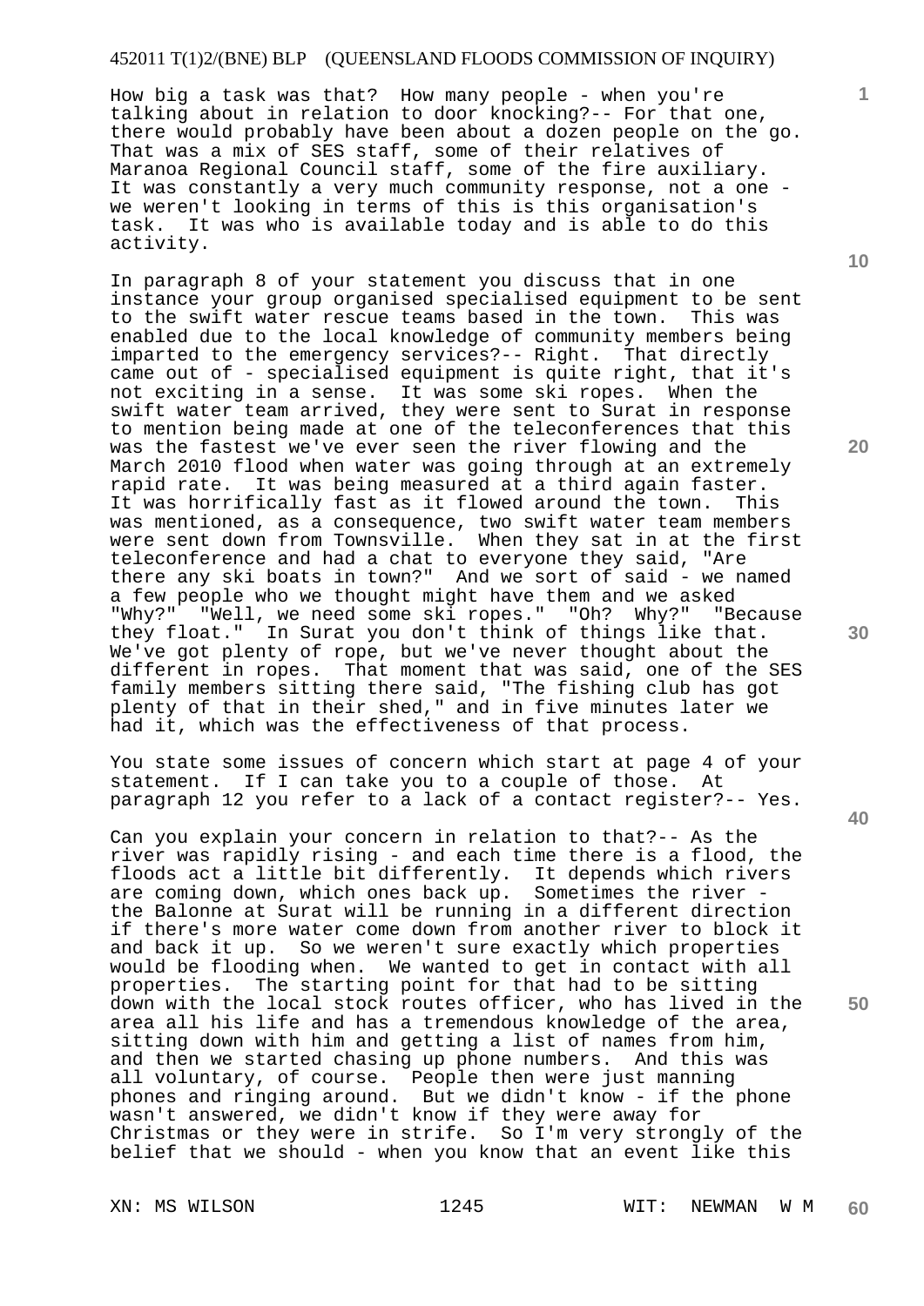How big a task was that? How many people - when you're talking about in relation to door knocking?-- For that one, there would probably have been about a dozen people on the go. That was a mix of SES staff, some of their relatives of Maranoa Regional Council staff, some of the fire auxiliary. It was constantly a very much community response, not a one - we weren't looking in terms of this is this organisation's task. It was who is available today and is able to do this activity.

In paragraph 8 of your statement you discuss that in one instance your group organised specialised equipment to be sent to the swift water rescue teams based in the town. This was enabled due to the local knowledge of community members being imparted to the emergency services?-- Right. That directly came out of - specialised equipment is quite right, that it's not exciting in a sense. It was some ski ropes. When the swift water team arrived, they were sent to Surat in response to mention being made at one of the teleconferences that this was the fastest we've ever seen the river flowing and the March 2010 flood when water was going through at an extremely rapid rate. It was being measured at a third again faster. It was horrifically fast as it flowed around the town. This was mentioned, as a consequence, two swift water team members were sent down from Townsville. When they sat in at the first teleconference and had a chat to everyone they said, "Are there any ski boats in town?" And we sort of said - we named a few people who we thought might have them and we asked "Why?" "Well, we need some ski ropes." "Oh? Why?" "Because they float." In Surat you don't think of things like that. We've got plenty of rope, but we've never thought about the different in ropes. That moment that was said, one of the SES family members sitting there said, "The fishing club has got plenty of that in their shed," and in five minutes later we had it, which was the effectiveness of that process.

You state some issues of concern which start at page 4 of your statement. If I can take you to a couple of those. At paragraph 12 you refer to a lack of a contact register?-- Yes.

Can you explain your concern in relation to that?-- As the river was rapidly rising - and each time there is a flood, the floods act a little bit differently. It depends which rivers are coming down, which ones back up. Sometimes the river - the Balonne at Surat will be running in a different direction if there's more water come down from another river to block it and back it up. So we weren't sure exactly which properties would be flooding when. We wanted to get in contact with all properties. The starting point for that had to be sitting down with the local stock routes officer, who has lived in the area all his life and has a tremendous knowledge of the area, sitting down with him and getting a list of names from him, and then we started chasing up phone numbers. And this was all voluntary, of course. People then were just manning phones and ringing around. But we didn't know - if the phone wasn't answered, we didn't know if they were away for Christmas or they were in strife. So I'm very strongly of the belief that we should - when you know that an event like this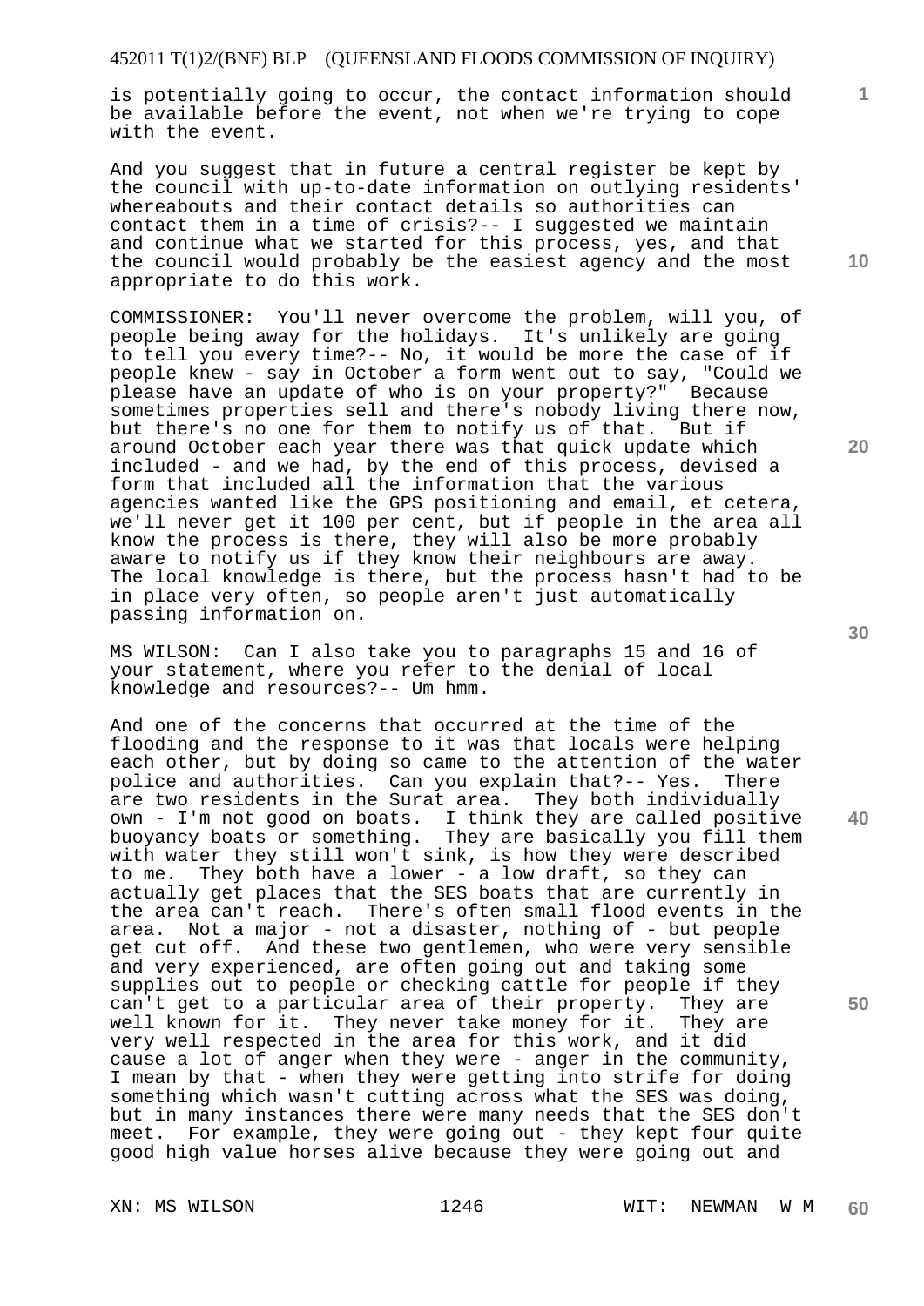is potentially going to occur, the contact information should be available before the event, not when we're trying to cope with the event.

And you suggest that in future a central register be kept by the council with up-to-date information on outlying residents' whereabouts and their contact details so authorities can contact them in a time of crisis?-- I suggested we maintain and continue what we started for this process, yes, and that the council would probably be the easiest agency and the most appropriate to do this work.

COMMISSIONER: You'll never overcome the problem, will you, of people being away for the holidays. It's unlikely are going to tell you every time?-- No, it would be more the case of if people knew - say in October a form went out to say, "Could we please have an update of who is on your property?" Because sometimes properties sell and there's nobody living there now, but there's no one for them to notify us of that. But if around October each year there was that quick update which included - and we had, by the end of this process, devised a form that included all the information that the various agencies wanted like the GPS positioning and email, et cetera, we'll never get it 100 per cent, but if people in the area all know the process is there, they will also be more probably aware to notify us if they know their neighbours are away. The local knowledge is there, but the process hasn't had to be in place very often, so people aren't just automatically passing information on.

MS WILSON: Can I also take you to paragraphs 15 and 16 of your statement, where you refer to the denial of local knowledge and resources?-- Um hmm.

And one of the concerns that occurred at the time of the flooding and the response to it was that locals were helping each other, but by doing so came to the attention of the water police and authorities. Can you explain that?-- Yes. There are two residents in the Surat area. They both individually own - I'm not good on boats. I think they are called positive buoyancy boats or something. They are basically you fill them with water they still won't sink, is how they were described to me. They both have a lower - a low draft, so they can actually get places that the SES boats that are currently in the area can't reach. There's often small flood events in the area. Not a major - not a disaster, nothing of - but people get cut off. And these two gentlemen, who were very sensible and very experienced, are often going out and taking some supplies out to people or checking cattle for people if they can't get to a particular area of their property. They are well known for it. They never take money for it. They are very well respected in the area for this work, and it did cause a lot of anger when they were - anger in the community, I mean by that - when they were getting into strife for doing something which wasn't cutting across what the SES was doing, but in many instances there were many needs that the SES don't meet. For example, they were going out - they kept four quite good high value horses alive because they were going out and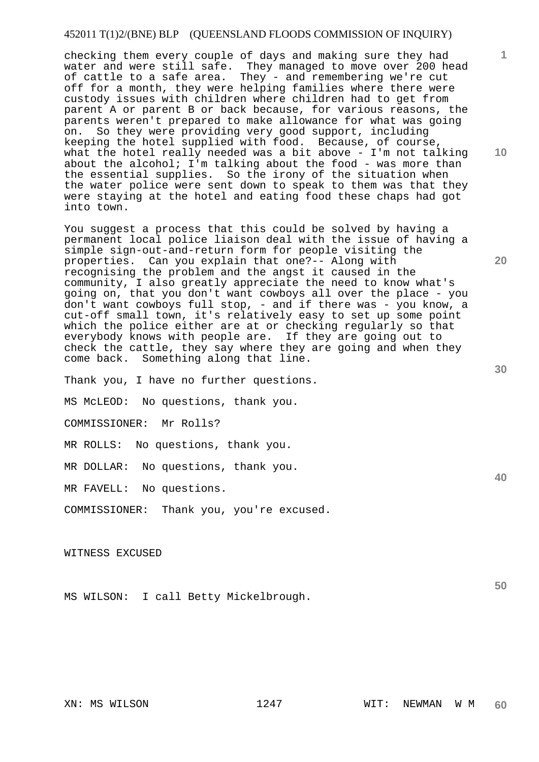checking them every couple of days and making sure they had water and were still safe. They managed to move over 200 head of cattle to a safe area. They - and remembering we're cut off for a month, they were helping families where there were custody issues with children where children had to get from parent A or parent B or back because, for various reasons, the parents weren't prepared to make allowance for what was going on. So they were providing very good support, including keeping the hotel supplied with food. Because, of course, what the hotel really needed was a bit above - I'm not talking about the alcohol; I'm talking about the food - was more than the essential supplies. So the irony of the situation when the water police were sent down to speak to them was that they were staying at the hotel and eating food these chaps had got into town.

You suggest a process that this could be solved by having a permanent local police liaison deal with the issue of having a simple sign-out-and-return form for people visiting the properties. Can you explain that one?-- Along with recognising the problem and the angst it caused in the community, I also greatly appreciate the need to know what's going on, that you don't want cowboys all over the place - you don't want cowboys full stop, - and if there was - you know, a cut-off small town, it's relatively easy to set up some point which the police either are at or checking regularly so that everybody knows with people are. If they are going out to check the cattle, they say where they are going and when they come back. Something along that line.

Thank you, I have no further questions.

MS McLEOD: No questions, thank you.

COMMISSIONER: Mr Rolls?

MR ROLLS: No questions, thank you.

MR DOLLAR: No questions, thank you.

MR FAVELL: No questions.

COMMISSIONER: Thank you, you're excused.

WITNESS EXCUSED

MS WILSON: I call Betty Mickelbrough.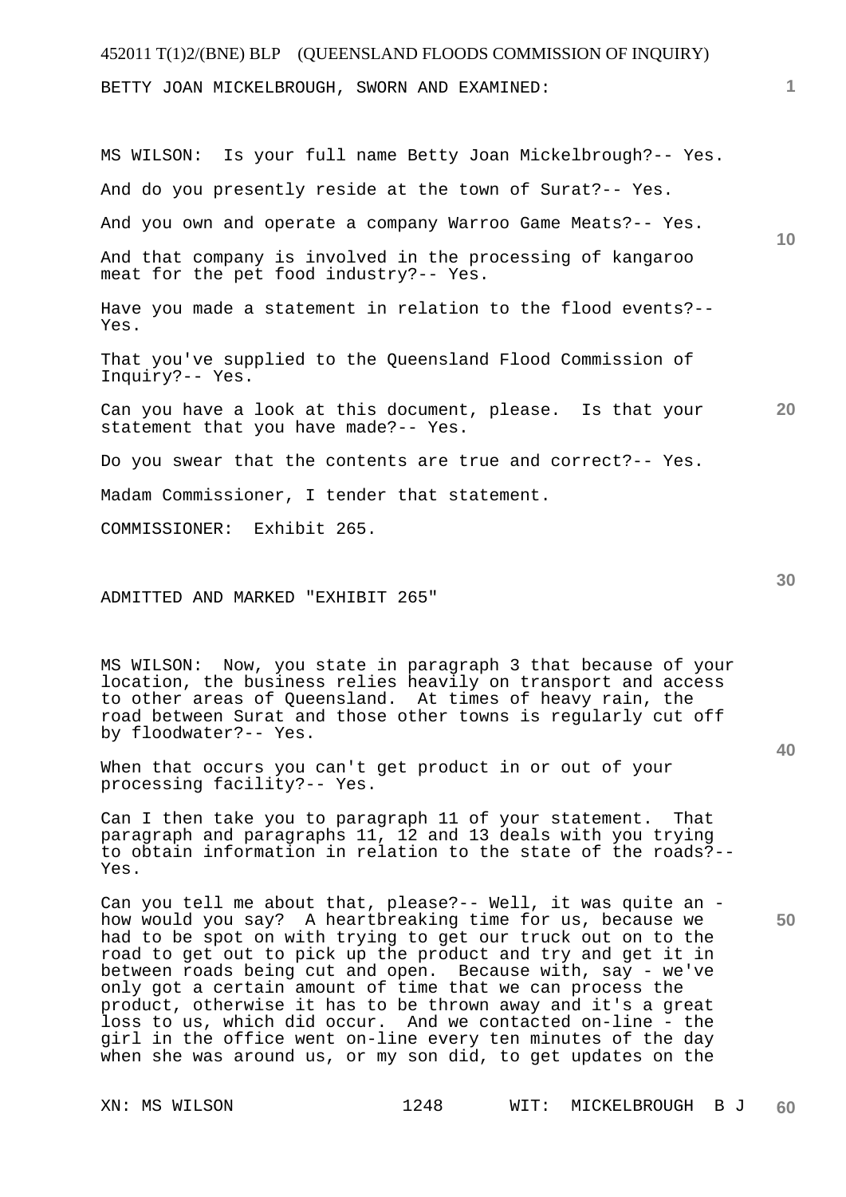BETTY JOAN MICKELBROUGH, SWORN AND EXAMINED:

MS WILSON: Is your full name Betty Joan Mickelbrough?-- Yes.

And do you presently reside at the town of Surat?-- Yes.

And you own and operate a company Warroo Game Meats?-- Yes.

And that company is involved in the processing of kangaroo meat for the pet food industry?-- Yes.

Have you made a statement in relation to the flood events?-- Yes.

That you've supplied to the Queensland Flood Commission of Inquiry?-- Yes.

Can you have a look at this document, please. Is that your statement that you have made?-- Yes.

Do you swear that the contents are true and correct?-- Yes.

Madam Commissioner, I tender that statement.

COMMISSIONER: Exhibit 265.

ADMITTED AND MARKED "EXHIBIT 265"

MS WILSON: Now, you state in paragraph 3 that because of your location, the business relies heavily on transport and access to other areas of Queensland. At times of heavy rain, the road between Surat and those other towns is regularly cut off by floodwater?-- Yes.

When that occurs you can't get product in or out of your processing facility?-- Yes.

Can I then take you to paragraph 11 of your statement. That paragraph and paragraphs 11, 12 and 13 deals with you trying to obtain information in relation to the state of the roads?-- Yes.

Can you tell me about that, please?-- Well, it was quite an - how would you say? A heartbreaking time for us, because we had to be spot on with trying to get our truck out on to the road to get out to pick up the product and try and get it in between roads being cut and open. Because with, say - we've only got a certain amount of time that we can process the product, otherwise it has to be thrown away and it's a great loss to us, which did occur. And we contacted on-line - the girl in the office went on-line every ten minutes of the day when she was around us, or my son did, to get updates on the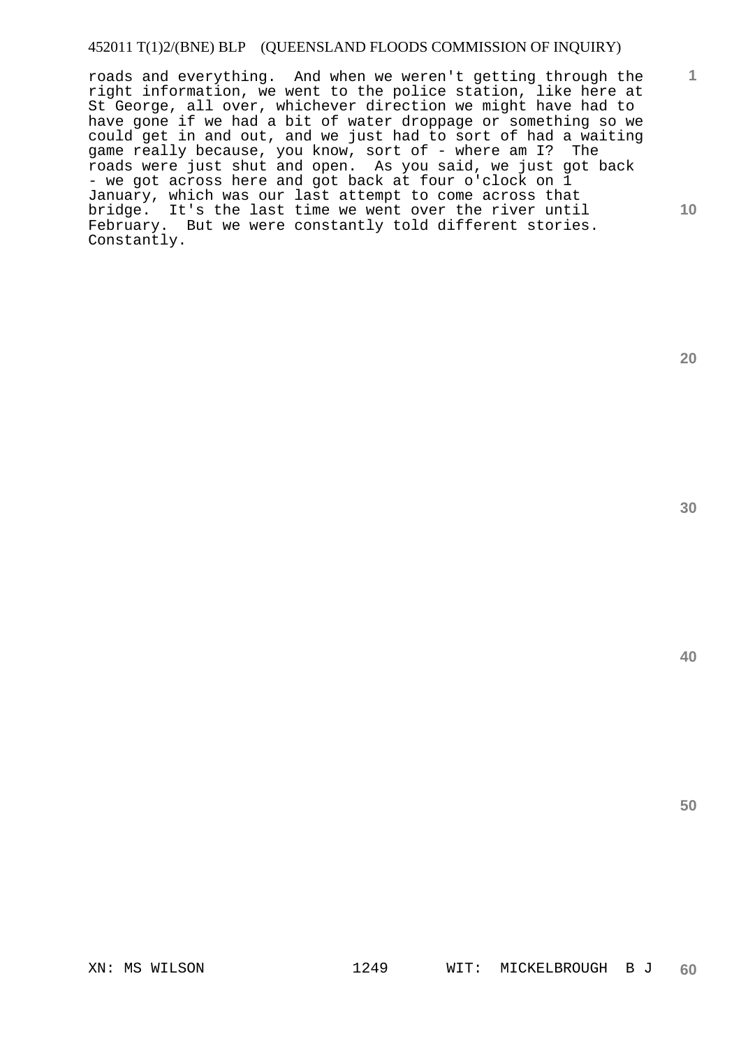roads and everything. And when we weren't getting through the right information, we went to the police station, like here at St George, all over, whichever direction we might have had to have gone if we had a bit of water droppage or something so we could get in and out, and we just had to sort of had a waiting game really because, you know, sort of - where am I? The roads were just shut and open. As you said, we just got back - we got across here and got back at four o'clock on 1 January, which was our last attempt to come across that bridge. It's the last time we went over the river until February. But we were constantly told different stories. Constantly.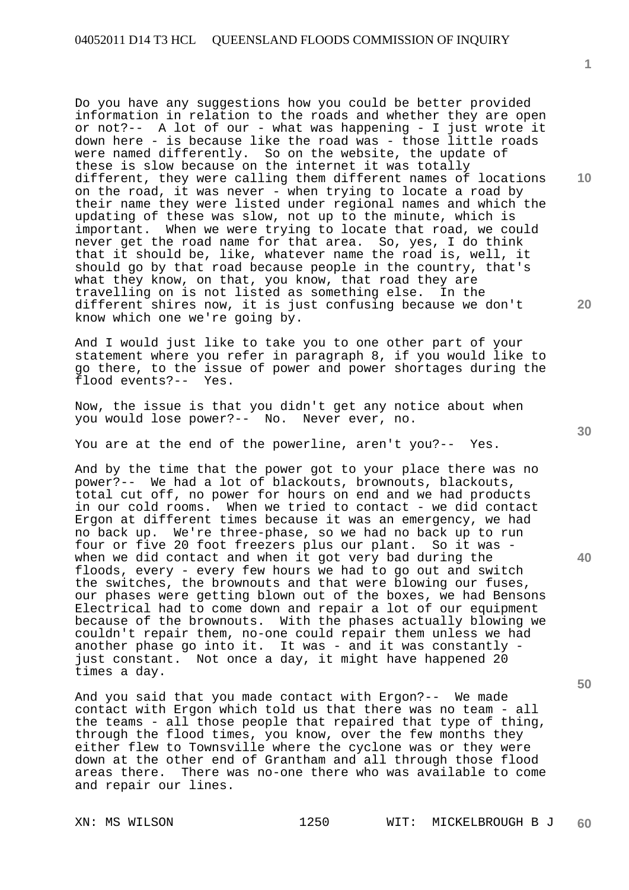Do you have any suggestions how you could be better provided information in relation to the roads and whether they are open or not?-- A lot of our - what was happening - I just wrote it down here - is because like the road was - those little roads were named differently. So on the website, the update of these is slow because on the internet it was totally different, they were calling them different names of locations on the road, it was never - when trying to locate a road by their name they were listed under regional names and which the updating of these was slow, not up to the minute, which is important. When we were trying to locate that road, we could never get the road name for that area. So, yes, I do think that it should be, like, whatever name the road is, well, it should go by that road because people in the country, that's what they know, on that, you know, that road they are travelling on is not listed as something else. In the different shires now, it is just confusing because we don't know which one we're going by.

And I would just like to take you to one other part of your statement where you refer in paragraph 8, if you would like to go there, to the issue of power and power shortages during the flood events?-- Yes.

Now, the issue is that you didn't get any notice about when you would lose power?-- No. Never ever, no.

You are at the end of the powerline, aren't you?-- Yes.

And by the time that the power got to your place there was no power?-- We had a lot of blackouts, brownouts, blackouts, total cut off, no power for hours on end and we had products in our cold rooms. When we tried to contact - we did contact Ergon at different times because it was an emergency, we had no back up. We're three-phase, so we had no back up to run four or five 20 foot freezers plus our plant. So it was - when we did contact and when it got very bad during the floods, every - every few hours we had to go out and switch the switches, the brownouts and that were blowing our fuses, our phases were getting blown out of the boxes, we had Bensons Electrical had to come down and repair a lot of our equipment because of the brownouts. With the phases actually blowing we couldn't repair them, no-one could repair them unless we had another phase go into it. It was - and it was constantly - just constant. Not once a day, it might have happened 20 times a day.

And you said that you made contact with Ergon?-- We made contact with Ergon which told us that there was no team - all the teams - all those people that repaired that type of thing, through the flood times, you know, over the few months they either flew to Townsville where the cyclone was or they were down at the other end of Grantham and all through those flood areas there. There was no-one there who was available to come and repair our lines.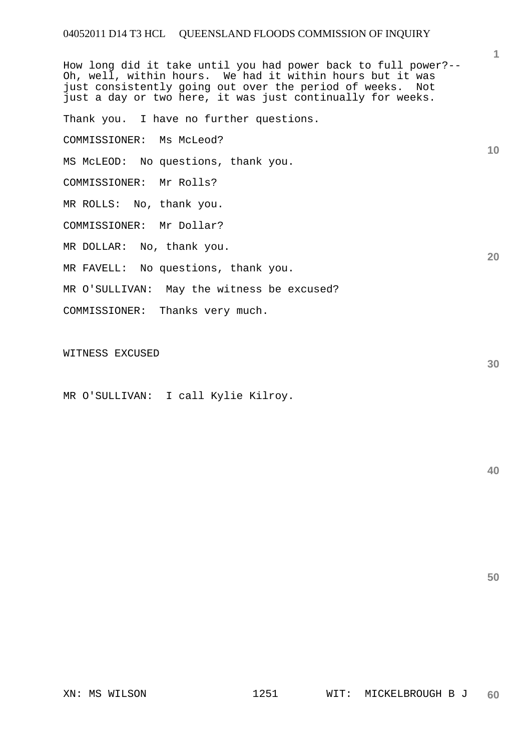How long did it take until you had power back to full power?-- Oh, well, within hours. We had it within hours but it was just consistently going out over the period of weeks. Not just a day or two here, it was just continually for weeks.

Thank you. I have no further questions.

COMMISSIONER: Ms McLeod?

MS McLEOD: No questions, thank you.

COMMISSIONER: Mr Rolls?

MR ROLLS: No, thank you.

COMMISSIONER: Mr Dollar?

MR DOLLAR: No, thank you.

MR FAVELL: No questions, thank you.

MR O'SULLIVAN: May the witness be excused?

COMMISSIONER: Thanks very much.

WITNESS EXCUSED

MR O'SULLIVAN: I call Kylie Kilroy.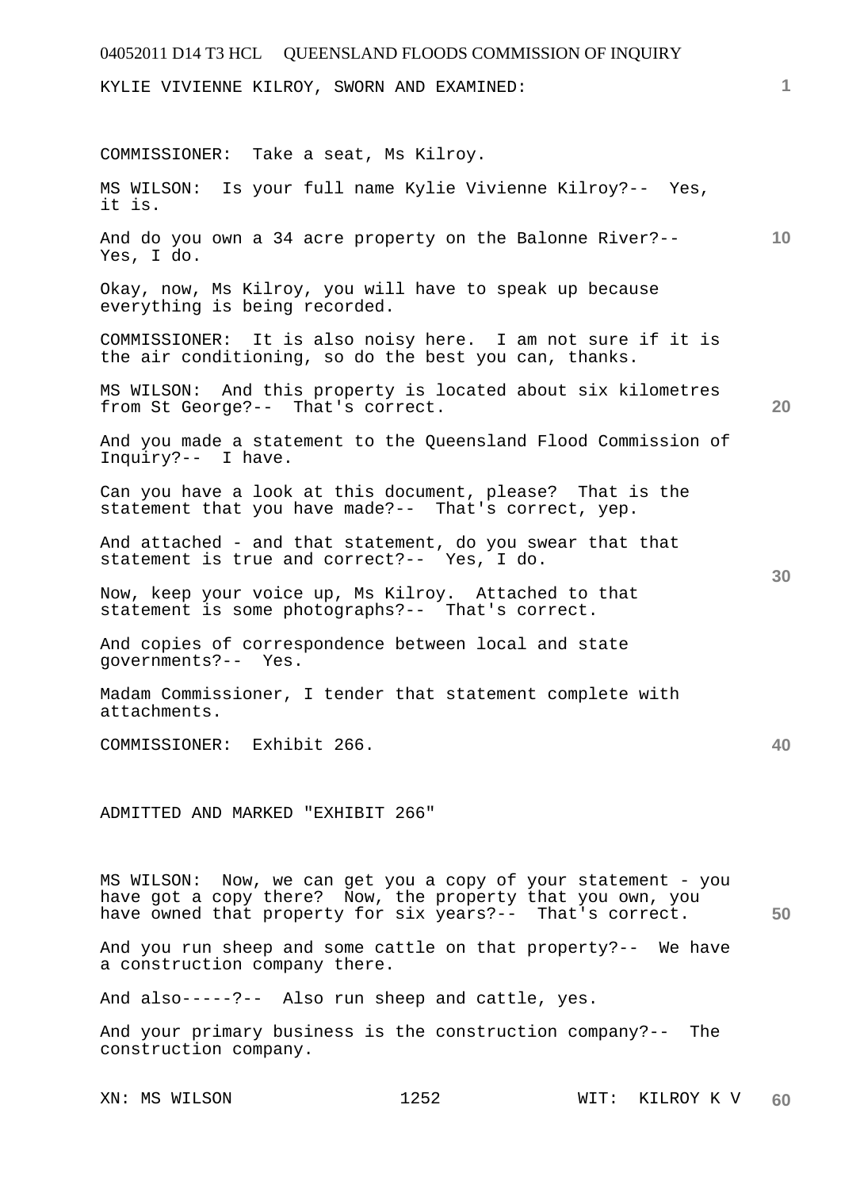KYLIE VIVIENNE KILROY, SWORN AND EXAMINED:

COMMISSIONER: Take a seat, Ms Kilroy.

MS WILSON: Is your full name Kylie Vivienne Kilroy?-- Yes, it is.

And do you own a 34 acre property on the Balonne River?-- Yes, I do.

Okay, now, Ms Kilroy, you will have to speak up because everything is being recorded.

COMMISSIONER: It is also noisy here. I am not sure if it is the air conditioning, so do the best you can, thanks.

MS WILSON: And this property is located about six kilometres from St George?-- That's correct.

And you made a statement to the Queensland Flood Commission of Inquiry?-- I have.

Can you have a look at this document, please? That is the statement that you have made?-- That's correct, yep.

And attached - and that statement, do you swear that that statement is true and correct?-- Yes, I do.

Now, keep your voice up, Ms Kilroy. Attached to that statement is some photographs?-- That's correct.

And copies of correspondence between local and state governments?-- Yes.

Madam Commissioner, I tender that statement complete with attachments.

COMMISSIONER: Exhibit 266.

ADMITTED AND MARKED "EXHIBIT 266"

MS WILSON: Now, we can get you a copy of your statement - you have got a copy there? Now, the property that you own, you have owned that property for six years?-- That's correct.

And you run sheep and some cattle on that property?-- We have a construction company there.

And also-----?-- Also run sheep and cattle, yes.

And your primary business is the construction company?-- The construction company.

XN: MS WILSON WIT: KILROY K V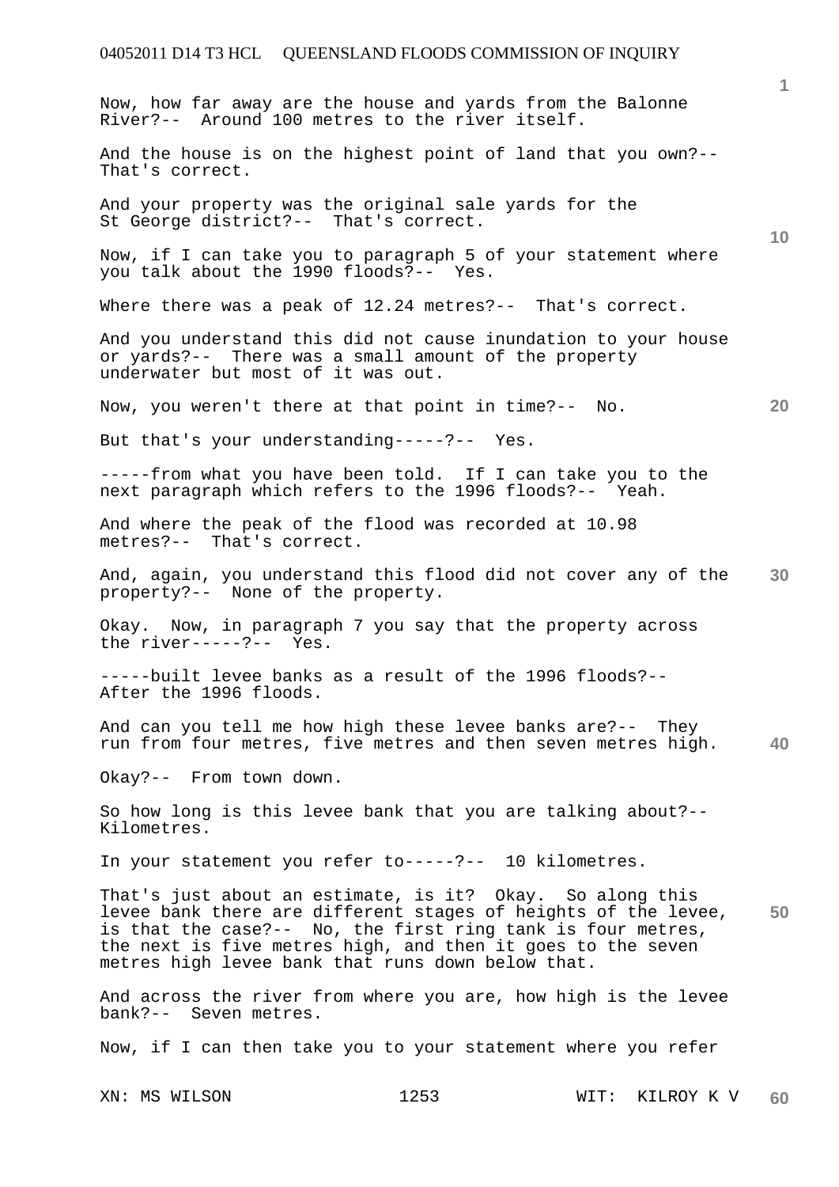Now, how far away are the house and yards from the Balonne River?-- Around 100 metres to the river itself.

And the house is on the highest point of land that you own?-- That's correct.

And your property was the original sale yards for the St George district?-- That's correct.

Now, if I can take you to paragraph 5 of your statement where you talk about the 1990 floods?-- Yes.

Where there was a peak of 12.24 metres?-- That's correct.

And you understand this did not cause inundation to your house or yards?-- There was a small amount of the property underwater but most of it was out.

Now, you weren't there at that point in time?-- No.

But that's your understanding-----?-- Yes.

-----from what you have been told. If I can take you to the next paragraph which refers to the 1996 floods?-- Yeah.

And where the peak of the flood was recorded at 10.98 metres?-- That's correct.

And, again, you understand this flood did not cover any of the property?-- None of the property.

Okay. Now, in paragraph 7 you say that the property across the river-----?-- Yes.

-----built levee banks as a result of the 1996 floods?-- After the 1996 floods.

And can you tell me how high these levee banks are?-- They run from four metres, five metres and then seven metres high.

Okay?-- From town down.

So how long is this levee bank that you are talking about?-- Kilometres.

In your statement you refer to-----?-- 10 kilometres.

That's just about an estimate, is it? Okay. So along this levee bank there are different stages of heights of the levee, is that the case?-- No, the first ring tank is four metres, the next is five metres high, and then it goes to the seven metres high levee bank that runs down below that.

And across the river from where you are, how high is the levee bank?-- Seven metres.

Now, if I can then take you to your statement where you refer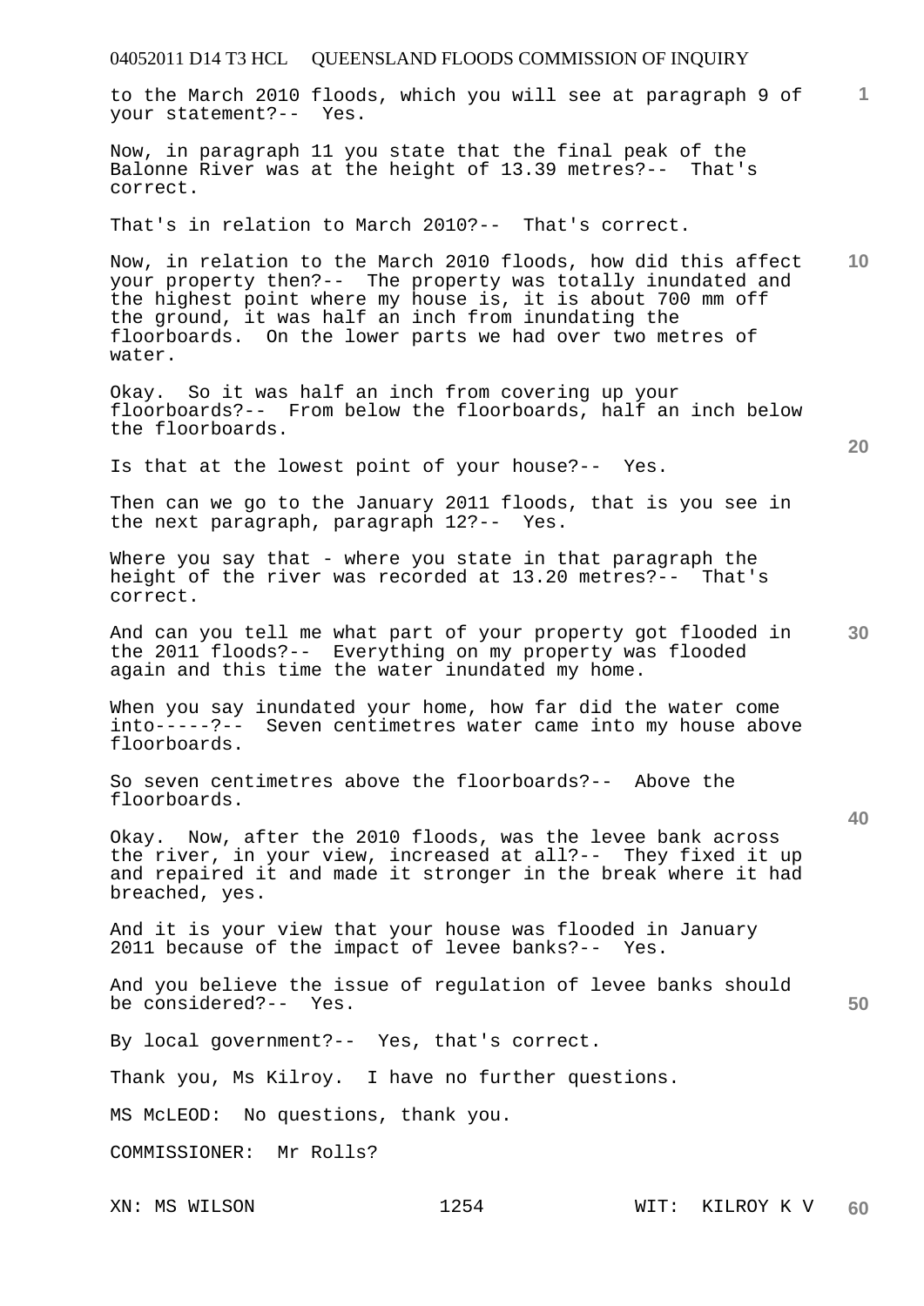to the March 2010 floods, which you will see at paragraph 9 of your statement?-- Yes.

Now, in paragraph 11 you state that the final peak of the Balonne River was at the height of 13.39 metres?-- That's correct.

That's in relation to March 2010?-- That's correct.

Now, in relation to the March 2010 floods, how did this affect your property then?-- The property was totally inundated and the highest point where my house is, it is about 700 mm off the ground, it was half an inch from inundating the floorboards. On the lower parts we had over two metres of water.

Okay. So it was half an inch from covering up your floorboards?-- From below the floorboards, half an inch below the floorboards.

Is that at the lowest point of your house?-- Yes.

Then can we go to the January 2011 floods, that is you see in the next paragraph, paragraph 12?-- Yes.

Where you say that - where you state in that paragraph the height of the river was recorded at 13.20 metres?-- That's correct.

And can you tell me what part of your property got flooded in the 2011 floods?-- Everything on my property was flooded again and this time the water inundated my home.

When you say inundated your home, how far did the water come into-----?-- Seven centimetres water came into my house above floorboards.

So seven centimetres above the floorboards?-- Above the floorboards.

Okay. Now, after the 2010 floods, was the levee bank across the river, in your view, increased at all?-- They fixed it up and repaired it and made it stronger in the break where it had breached, yes.

And it is your view that your house was flooded in January 2011 because of the impact of levee banks?-- Yes.

And you believe the issue of regulation of levee banks should be considered?-- Yes.

By local government?-- Yes, that's correct.

Thank you, Ms Kilroy. I have no further questions.

MS McLEOD: No questions, thank you.

COMMISSIONER: Mr Rolls?

XN: MS WILSON &emsp;&emsp;&emsp;&emsp; WIT: KILROY K V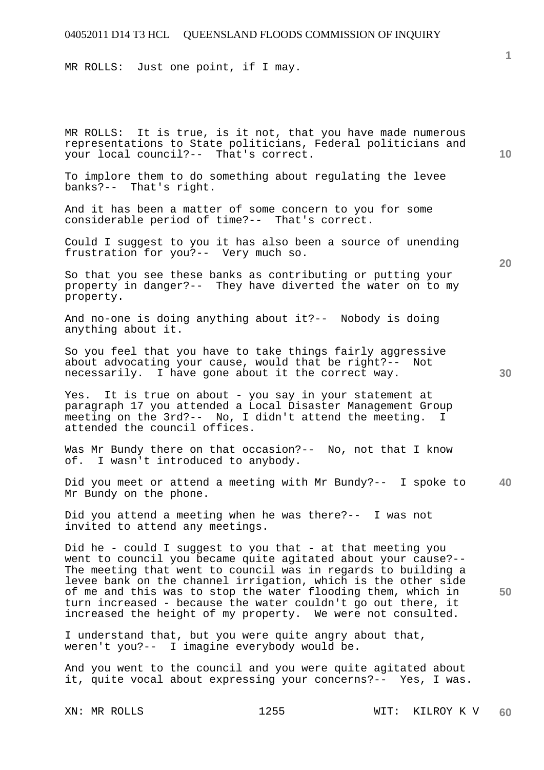MR ROLLS: Just one point, if I may.

MR ROLLS: It is true, is it not, that you have made numerous representations to State politicians, Federal politicians and your local council?-- That's correct.

To implore them to do something about regulating the levee banks?-- That's right.

And it has been a matter of some concern to you for some considerable period of time?-- That's correct.

Could I suggest to you it has also been a source of unending frustration for you?-- Very much so.

So that you see these banks as contributing or putting your property in danger?-- They have diverted the water on to my property.

And no-one is doing anything about it?-- Nobody is doing anything about it.

So you feel that you have to take things fairly aggressive about advocating your cause, would that be right?-- Not necessarily. I have gone about it the correct way.

Yes. It is true on about - you say in your statement at paragraph 17 you attended a Local Disaster Management Group meeting on the 3rd?-- No, I didn't attend the meeting. I attended the council offices.

Was Mr Bundy there on that occasion?-- No, not that I know of. I wasn't introduced to anybody.

Did you meet or attend a meeting with Mr Bundy?-- I spoke to Mr Bundy on the phone.

Did you attend a meeting when he was there?-- I was not invited to attend any meetings.

Did he - could I suggest to you that - at that meeting you went to council you became quite agitated about your cause?-- The meeting that went to council was in regards to building a levee bank on the channel irrigation, which is the other side of me and this was to stop the water flooding them, which in turn increased - because the water couldn't go out there, it increased the height of my property. We were not consulted.

I understand that, but you were quite angry about that, weren't you?-- I imagine everybody would be.

And you went to the council and you were quite agitated about it, quite vocal about expressing your concerns?-- Yes, I was.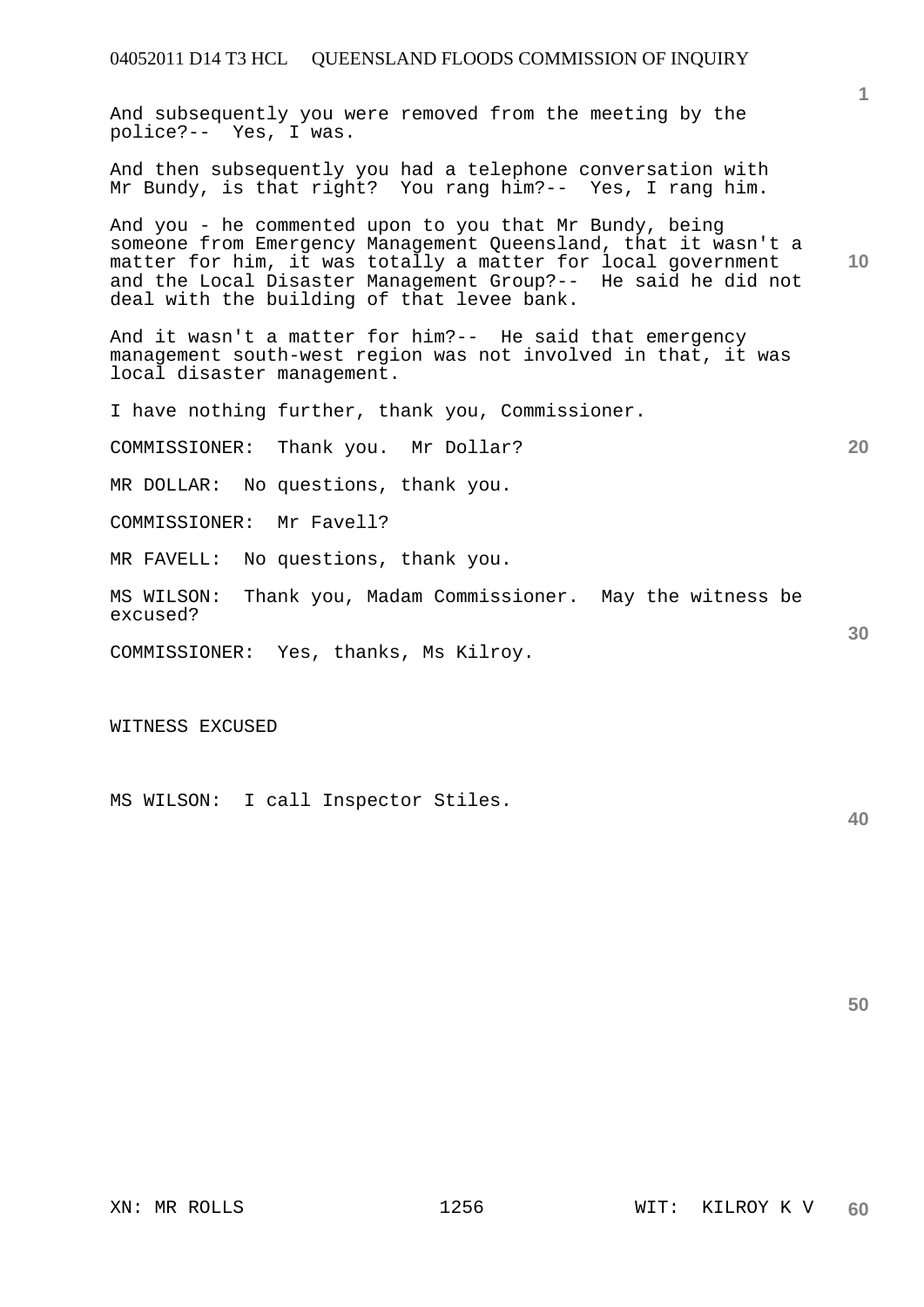And subsequently you were removed from the meeting by the police?-- Yes, I was.

And then subsequently you had a telephone conversation with Mr Bundy, is that right? You rang him?-- Yes, I rang him.

And you - he commented upon to you that Mr Bundy, being someone from Emergency Management Queensland, that it wasn't a matter for him, it was totally a matter for local government and the Local Disaster Management Group?-- He said he did not deal with the building of that levee bank.

And it wasn't a matter for him?-- He said that emergency management south-west region was not involved in that, it was local disaster management.

I have nothing further, thank you, Commissioner.

COMMISSIONER: Thank you. Mr Dollar?

MR DOLLAR: No questions, thank you.

COMMISSIONER: Mr Favell?

MR FAVELL: No questions, thank you.

MS WILSON: Thank you, Madam Commissioner. May the witness be excused?

COMMISSIONER: Yes, thanks, Ms Kilroy.

WITNESS EXCUSED

MS WILSON: I call Inspector Stiles.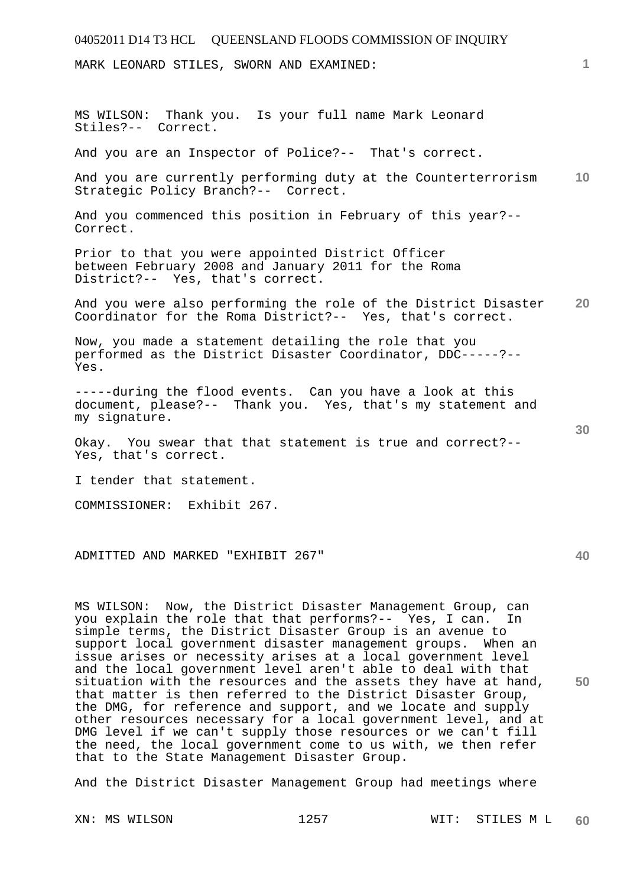MARK LEONARD STILES, SWORN AND EXAMINED:

MS WILSON: Thank you. Is your full name Mark Leonard Stiles?-- Correct.

And you are an Inspector of Police?-- That's correct.

And you are currently performing duty at the Counterterrorism Strategic Policy Branch?-- Correct.

And you commenced this position in February of this year?-- Correct.

Prior to that you were appointed District Officer between February 2008 and January 2011 for the Roma District?-- Yes, that's correct.

And you were also performing the role of the District Disaster Coordinator for the Roma District?-- Yes, that's correct.

Now, you made a statement detailing the role that you performed as the District Disaster Coordinator, DDC-----?-- Yes.

-----during the flood events. Can you have a look at this document, please?-- Thank you. Yes, that's my statement and my signature.

Okay. You swear that that statement is true and correct?-- Yes, that's correct.

I tender that statement.

COMMISSIONER: Exhibit 267.

ADMITTED AND MARKED "EXHIBIT 267"

MS WILSON: Now, the District Disaster Management Group, can you explain the role that that performs?-- Yes, I can. In simple terms, the District Disaster Group is an avenue to support local government disaster management groups. When an issue arises or necessity arises at a local government level and the local government level aren't able to deal with that situation with the resources and the assets they have at hand, that matter is then referred to the District Disaster Group, the DMG, for reference and support, and we locate and supply other resources necessary for a local government level, and at DMG level if we can't supply those resources or we can't fill the need, the local government come to us with, we then refer that to the State Management Disaster Group.

And the District Disaster Management Group had meetings where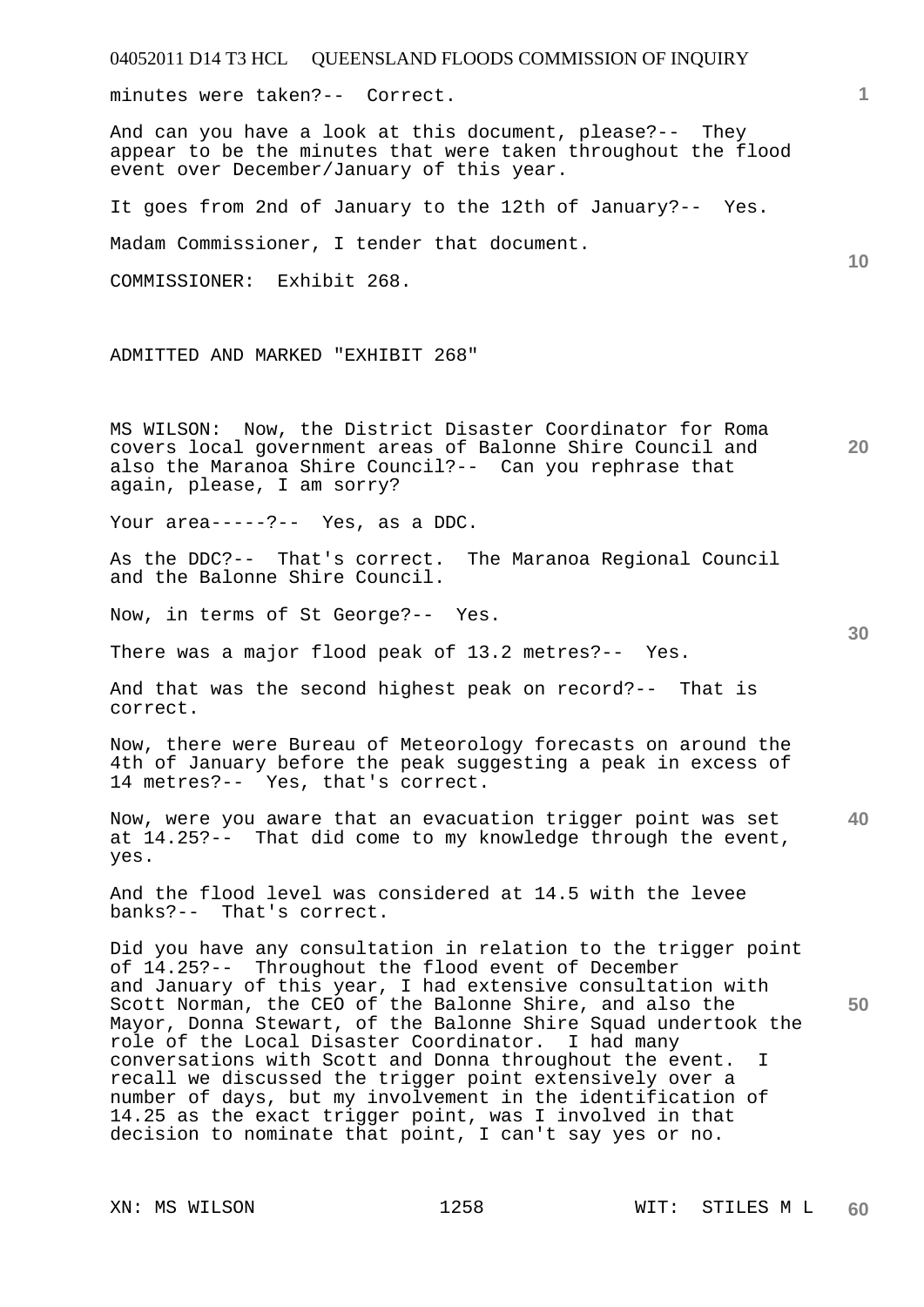minutes were taken?-- Correct.

And can you have a look at this document, please?-- They appear to be the minutes that were taken throughout the flood event over December/January of this year.

It goes from 2nd of January to the 12th of January?-- Yes.

Madam Commissioner, I tender that document.

COMMISSIONER: Exhibit 268.

ADMITTED AND MARKED "EXHIBIT 268"

MS WILSON: Now, the District Disaster Coordinator for Roma covers local government areas of Balonne Shire Council and also the Maranoa Shire Council?-- Can you rephrase that again, please, I am sorry?

Your area-----?-- Yes, as a DDC.

As the DDC?-- That's correct. The Maranoa Regional Council and the Balonne Shire Council.

Now, in terms of St George?-- Yes.

There was a major flood peak of 13.2 metres?-- Yes.

And that was the second highest peak on record?-- That is correct.

Now, there were Bureau of Meteorology forecasts on around the 4th of January before the peak suggesting a peak in excess of 14 metres?-- Yes, that's correct.

Now, were you aware that an evacuation trigger point was set at 14.25?-- That did come to my knowledge through the event, yes.

And the flood level was considered at 14.5 with the levee banks?-- That's correct.

Did you have any consultation in relation to the trigger point of 14.25?-- Throughout the flood event of December and January of this year, I had extensive consultation with Scott Norman, the CEO of the Balonne Shire, and also the Mayor, Donna Stewart, of the Balonne Shire Squad undertook the role of the Local Disaster Coordinator. I had many conversations with Scott and Donna throughout the event. I recall we discussed the trigger point extensively over a number of days, but my involvement in the identification of 14.25 as the exact trigger point, was I involved in that decision to nominate that point, I can't say yes or no.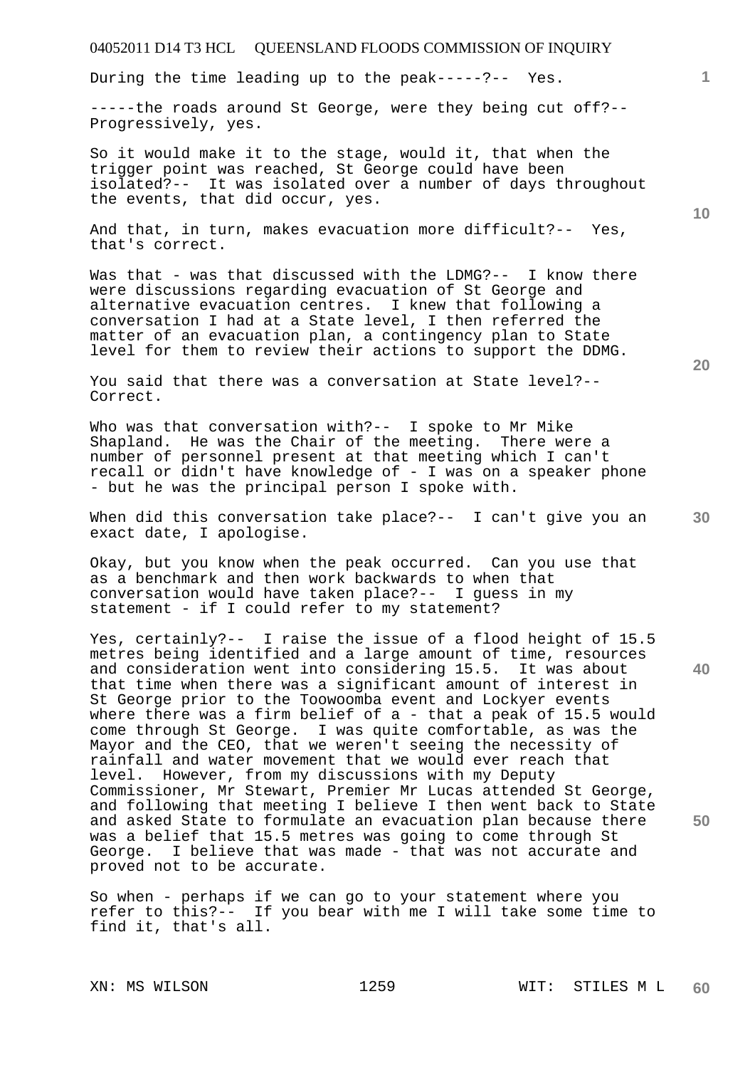During the time leading up to the peak-----?-- Yes.

-----the roads around St George, were they being cut off?-- Progressively, yes.

So it would make it to the stage, would it, that when the trigger point was reached, St George could have been isolated?-- It was isolated over a number of days throughout the events, that did occur, yes.

And that, in turn, makes evacuation more difficult?-- Yes, that's correct.

Was that - was that discussed with the LDMG?-- I know there were discussions regarding evacuation of St George and alternative evacuation centres. I knew that following a conversation I had at a State level, I then referred the matter of an evacuation plan, a contingency plan to State level for them to review their actions to support the DDMG.

You said that there was a conversation at State level?-- Correct.

Who was that conversation with?-- I spoke to Mr Mike Shapland. He was the Chair of the meeting. There were a number of personnel present at that meeting which I can't recall or didn't have knowledge of - I was on a speaker phone - but he was the principal person I spoke with.

When did this conversation take place?-- I can't give you an exact date, I apologise.

Okay, but you know when the peak occurred. Can you use that as a benchmark and then work backwards to when that conversation would have taken place?-- I guess in my statement - if I could refer to my statement?

Yes, certainly?-- I raise the issue of a flood height of 15.5 metres being identified and a large amount of time, resources and consideration went into considering 15.5. It was about that time when there was a significant amount of interest in St George prior to the Toowoomba event and Lockyer events where there was a firm belief of a - that a peak of 15.5 would come through St George. I was quite comfortable, as was the Mayor and the CEO, that we weren't seeing the necessity of rainfall and water movement that we would ever reach that level. However, from my discussions with my Deputy Commissioner, Mr Stewart, Premier Mr Lucas attended St George, and following that meeting I believe I then went back to State and asked State to formulate an evacuation plan because there was a belief that 15.5 metres was going to come through St George. I believe that was made - that was not accurate and proved not to be accurate.

So when - perhaps if we can go to your statement where you refer to this?-- If you bear with me I will take some time to find it, that's all.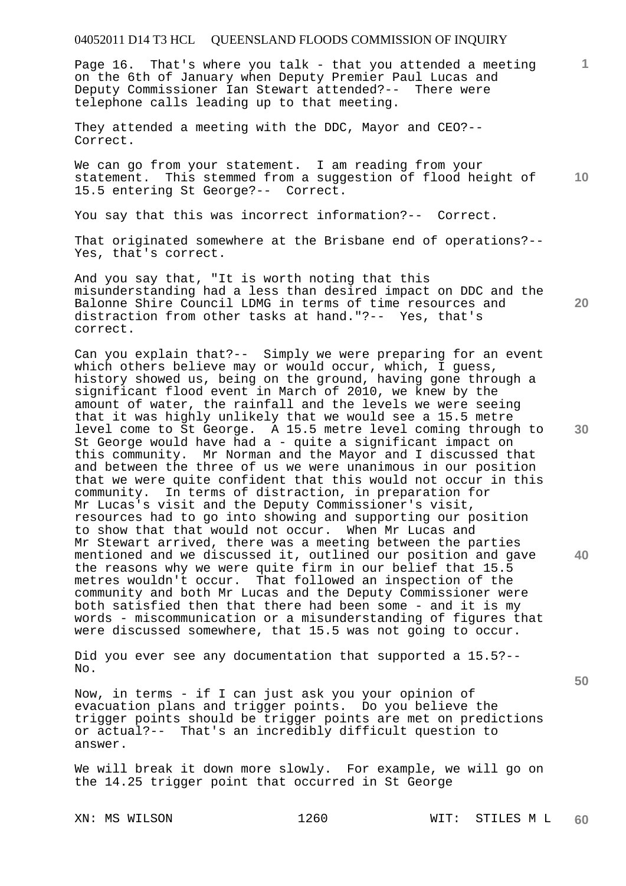Page 16. That's where you talk - that you attended a meeting on the 6th of January when Deputy Premier Paul Lucas and Deputy Commissioner Ian Stewart attended?-- There were telephone calls leading up to that meeting.

They attended a meeting with the DDC, Mayor and CEO?-- Correct.

We can go from your statement. I am reading from your statement. This stemmed from a suggestion of flood height of 15.5 entering St George?-- Correct.

You say that this was incorrect information?-- Correct.

That originated somewhere at the Brisbane end of operations?-- Yes, that's correct.

And you say that, "It is worth noting that this misunderstanding had a less than desired impact on DDC and the Balonne Shire Council LDMG in terms of time resources and distraction from other tasks at hand."?-- Yes, that's correct.

Can you explain that?-- Simply we were preparing for an event which others believe may or would occur, which, I guess, history showed us, being on the ground, having gone through a significant flood event in March of 2010, we knew by the amount of water, the rainfall and the levels we were seeing that it was highly unlikely that we would see a 15.5 metre level come to St George. A 15.5 metre level coming through to St George would have had a - quite a significant impact on this community. Mr Norman and the Mayor and I discussed that and between the three of us we were unanimous in our position that we were quite confident that this would not occur in this community. In terms of distraction, in preparation for Mr Lucas's visit and the Deputy Commissioner's visit, resources had to go into showing and supporting our position to show that that would not occur. When Mr Lucas and Mr Stewart arrived, there was a meeting between the parties mentioned and we discussed it, outlined our position and gave the reasons why we were quite firm in our belief that 15.5 metres wouldn't occur. That followed an inspection of the community and both Mr Lucas and the Deputy Commissioner were both satisfied then that there had been some - and it is my words - miscommunication or a misunderstanding of figures that were discussed somewhere, that 15.5 was not going to occur.

Did you ever see any documentation that supported a 15.5?-- No.

Now, in terms - if I can just ask you your opinion of evacuation plans and trigger points. Do you believe the trigger points should be trigger points are met on predictions or actual?-- That's an incredibly difficult question to answer.

We will break it down more slowly. For example, we will go on the 14.25 trigger point that occurred in St George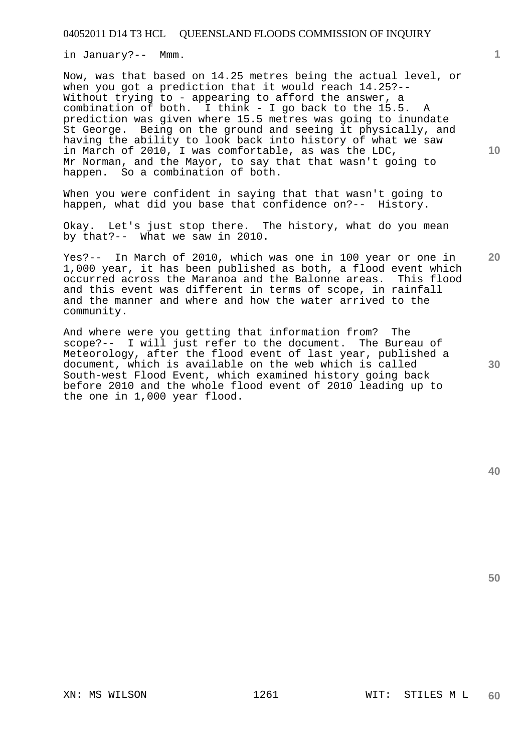in January?-- Mmm.

Now, was that based on 14.25 metres being the actual level, or when you got a prediction that it would reach 14.25?-- Without trying to - appearing to afford the answer, a combination of both. I think - I go back to the 15.5. A prediction was given where 15.5 metres was going to inundate St George. Being on the ground and seeing it physically, and having the ability to look back into history of what we saw in March of 2010, I was comfortable, as was the LDC, Mr Norman, and the Mayor, to say that that wasn't going to happen. So a combination of both.

When you were confident in saying that that wasn't going to happen, what did you base that confidence on?-- History.

Okay. Let's just stop there. The history, what do you mean by that?-- What we saw in 2010.

Yes?-- In March of 2010, which was one in 100 year or one in 1,000 year, it has been published as both, a flood event which occurred across the Maranoa and the Balonne areas. This flood and this event was different in terms of scope, in rainfall and the manner and where and how the water arrived to the community.

And where were you getting that information from? The scope?-- I will just refer to the document. The Bureau of Meteorology, after the flood event of last year, published a document, which is available on the web which is called South-west Flood Event, which examined history going back before 2010 and the whole flood event of 2010 leading up to the one in 1,000 year flood.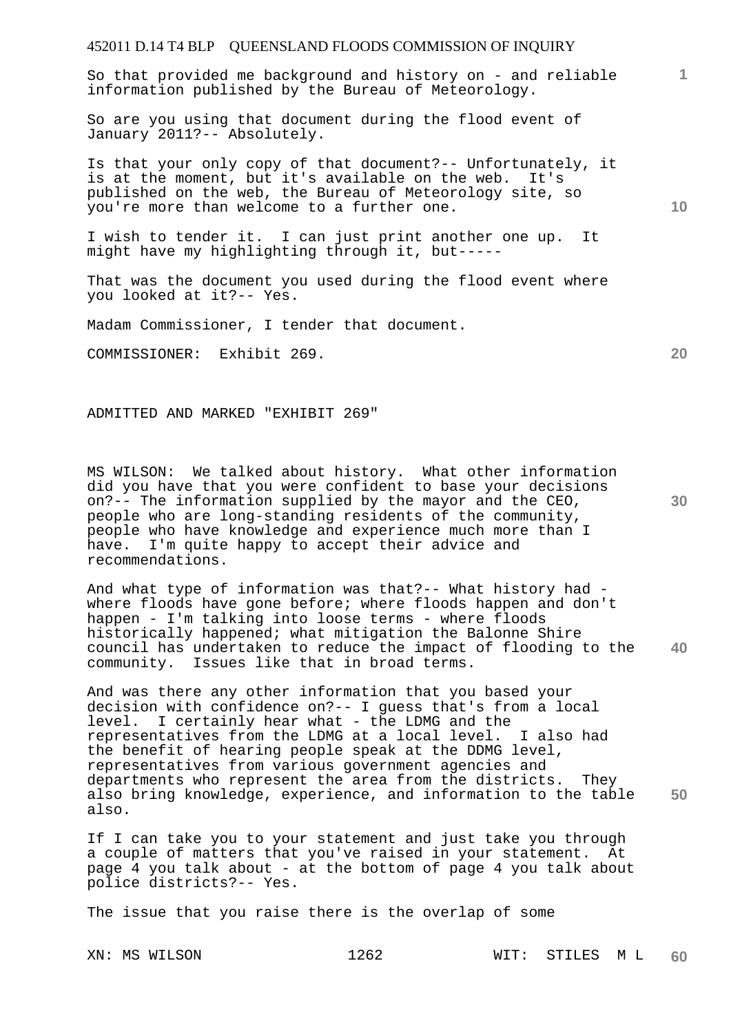So that provided me background and history on - and reliable information published by the Bureau of Meteorology.

So are you using that document during the flood event of January 2011?-- Absolutely.

Is that your only copy of that document?-- Unfortunately, it is at the moment, but it's available on the web. It's published on the web, the Bureau of Meteorology site, so you're more than welcome to a further one.

I wish to tender it. I can just print another one up. It might have my highlighting through it, but-----

That was the document you used during the flood event where you looked at it?-- Yes.

Madam Commissioner, I tender that document.

COMMISSIONER: Exhibit 269.

ADMITTED AND MARKED "EXHIBIT 269"

MS WILSON: We talked about history. What other information did you have that you were confident to base your decisions on?-- The information supplied by the mayor and the CEO, people who are long-standing residents of the community, people who have knowledge and experience much more than I have. I'm quite happy to accept their advice and recommendations.

And what type of information was that?-- What history had - where floods have gone before; where floods happen and don't happen - I'm talking into loose terms - where floods historically happened; what mitigation the Balonne Shire council has undertaken to reduce the impact of flooding to the community. Issues like that in broad terms.

And was there any other information that you based your decision with confidence on?-- I guess that's from a local level. I certainly hear what - the LDMG and the representatives from the LDMG at a local level. I also had the benefit of hearing people speak at the DDMG level, representatives from various government agencies and departments who represent the area from the districts. They also bring knowledge, experience, and information to the table also.

If I can take you to your statement and just take you through a couple of matters that you've raised in your statement. At page 4 you talk about - at the bottom of page 4 you talk about police districts?-- Yes.

The issue that you raise there is the overlap of some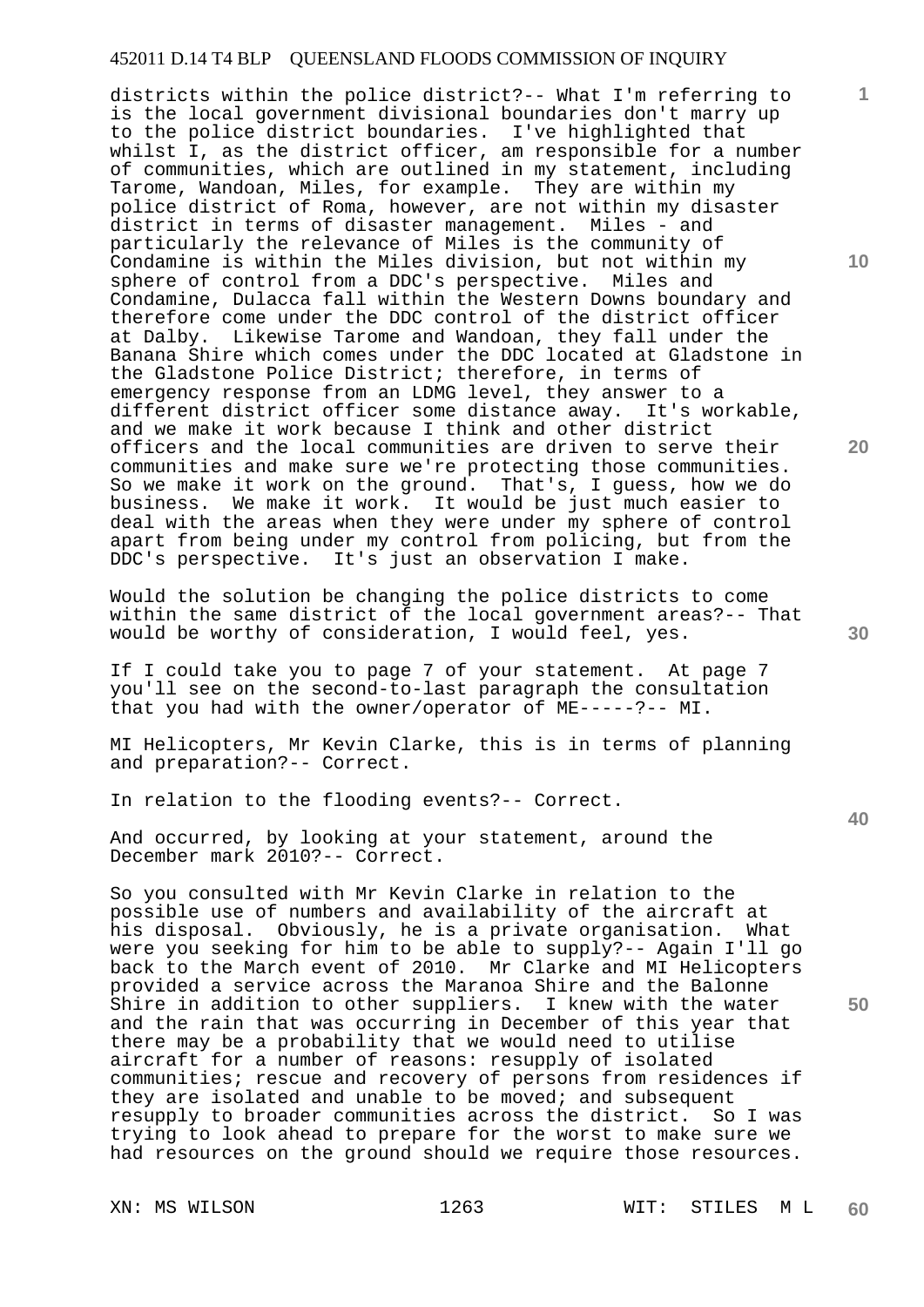districts within the police district?-- What I'm referring to is the local government divisional boundaries don't marry up to the police district boundaries. I've highlighted that whilst I, as the district officer, am responsible for a number of communities, which are outlined in my statement, including Tarome, Wandoan, Miles, for example. They are within my police district of Roma, however, are not within my disaster district in terms of disaster management. Miles - and particularly the relevance of Miles is the community of Condamine is within the Miles division, but not within my sphere of control from a DDC's perspective. Miles and Condamine, Dulacca fall within the Western Downs boundary and therefore come under the DDC control of the district officer at Dalby. Likewise Tarome and Wandoan, they fall under the Banana Shire which comes under the DDC located at Gladstone in the Gladstone Police District; therefore, in terms of emergency response from an LDMG level, they answer to a different district officer some distance away. It's workable, and we make it work because I think and other district officers and the local communities are driven to serve their communities and make sure we're protecting those communities. So we make it work on the ground. That's, I guess, how we do business. We make it work. It would be just much easier to deal with the areas when they were under my sphere of control apart from being under my control from policing, but from the DDC's perspective. It's just an observation I make.

Would the solution be changing the police districts to come within the same district of the local government areas?-- That would be worthy of consideration, I would feel, yes.

If I could take you to page 7 of your statement. At page 7 you'll see on the second-to-last paragraph the consultation that you had with the owner/operator of ME-----?-- MI.

MI Helicopters, Mr Kevin Clarke, this is in terms of planning and preparation?-- Correct.

In relation to the flooding events?-- Correct.

And occurred, by looking at your statement, around the December mark 2010?-- Correct.

So you consulted with Mr Kevin Clarke in relation to the possible use of numbers and availability of the aircraft at his disposal. Obviously, he is a private organisation. What were you seeking for him to be able to supply?-- Again I'll go back to the March event of 2010. Mr Clarke and MI Helicopters provided a service across the Maranoa Shire and the Balonne Shire in addition to other suppliers. I knew with the water and the rain that was occurring in December of this year that there may be a probability that we would need to utilise aircraft for a number of reasons: resupply of isolated communities; rescue and recovery of persons from residences if they are isolated and unable to be moved; and subsequent resupply to broader communities across the district. So I was trying to look ahead to prepare for the worst to make sure we had resources on the ground should we require those resources.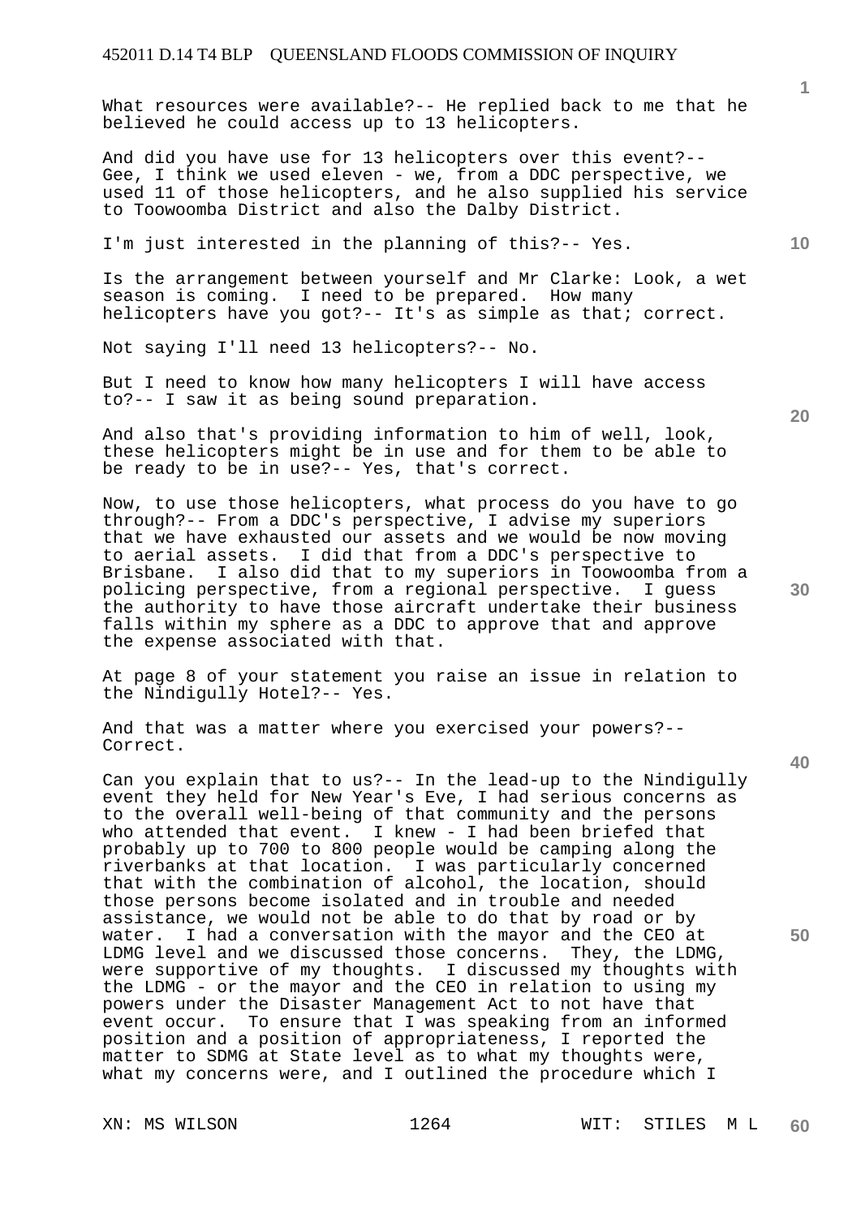What resources were available?-- He replied back to me that he believed he could access up to 13 helicopters.

And did you have use for 13 helicopters over this event?-- Gee, I think we used eleven - we, from a DDC perspective, we used 11 of those helicopters, and he also supplied his service to Toowoomba District and also the Dalby District.

I'm just interested in the planning of this?-- Yes.

Is the arrangement between yourself and Mr Clarke: Look, a wet season is coming. I need to be prepared. How many helicopters have you got?-- It's as simple as that; correct.

Not saying I'll need 13 helicopters?-- No.

But I need to know how many helicopters I will have access to?-- I saw it as being sound preparation.

And also that's providing information to him of well, look, these helicopters might be in use and for them to be able to be ready to be in use?-- Yes, that's correct.

Now, to use those helicopters, what process do you have to go through?-- From a DDC's perspective, I advise my superiors that we have exhausted our assets and we would be now moving to aerial assets. I did that from a DDC's perspective to Brisbane. I also did that to my superiors in Toowoomba from a policing perspective, from a regional perspective. I guess the authority to have those aircraft undertake their business falls within my sphere as a DDC to approve that and approve the expense associated with that.

At page 8 of your statement you raise an issue in relation to the Nindigully Hotel?-- Yes.

And that was a matter where you exercised your powers?-- Correct.

Can you explain that to us?-- In the lead-up to the Nindigully event they held for New Year's Eve, I had serious concerns as to the overall well-being of that community and the persons who attended that event. I knew - I had been briefed that probably up to 700 to 800 people would be camping along the riverbanks at that location. I was particularly concerned that with the combination of alcohol, the location, should those persons become isolated and in trouble and needed assistance, we would not be able to do that by road or by water. I had a conversation with the mayor and the CEO at LDMG level and we discussed those concerns. They, the LDMG, were supportive of my thoughts. I discussed my thoughts with the LDMG - or the mayor and the CEO in relation to using my powers under the Disaster Management Act to not have that event occur. To ensure that I was speaking from an informed position and a position of appropriateness, I reported the matter to SDMG at State level as to what my thoughts were, what my concerns were, and I outlined the procedure which I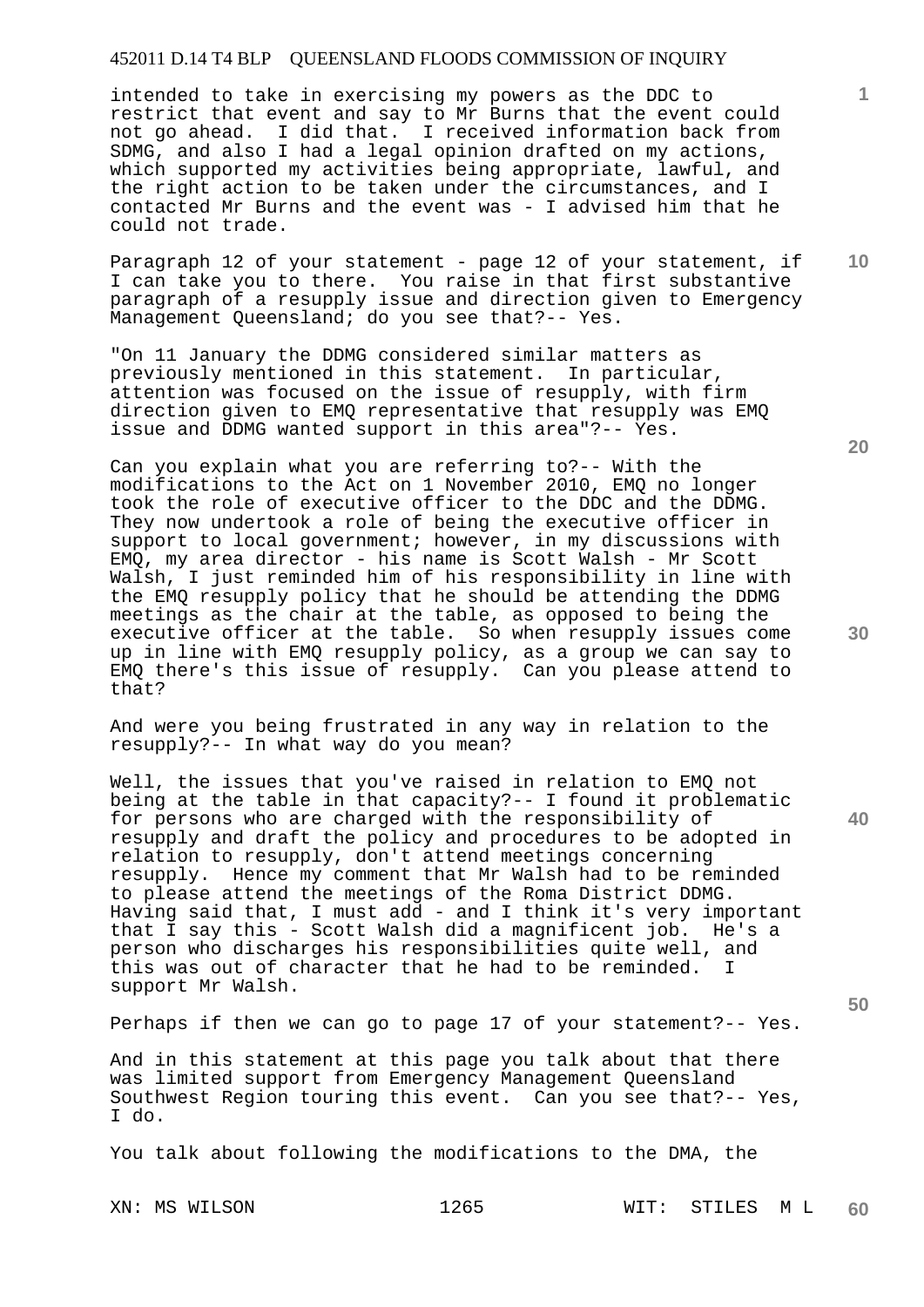intended to take in exercising my powers as the DDC to restrict that event and say to Mr Burns that the event could not go ahead. I did that. I received information back from SDMG, and also I had a legal opinion drafted on my actions, which supported my activities being appropriate, lawful, and the right action to be taken under the circumstances, and I contacted Mr Burns and the event was - I advised him that he could not trade.

Paragraph 12 of your statement - page 12 of your statement, if I can take you to there. You raise in that first substantive paragraph of a resupply issue and direction given to Emergency Management Queensland; do you see that?-- Yes.

"On 11 January the DDMG considered similar matters as previously mentioned in this statement. In particular, attention was focused on the issue of resupply, with firm direction given to EMQ representative that resupply was EMQ issue and DDMG wanted support in this area"?-- Yes.

Can you explain what you are referring to?-- With the modifications to the Act on 1 November 2010, EMQ no longer took the role of executive officer to the DDC and the DDMG. They now undertook a role of being the executive officer in support to local government; however, in my discussions with EMQ, my area director - his name is Scott Walsh - Mr Scott Walsh, I just reminded him of his responsibility in line with the EMQ resupply policy that he should be attending the DDMG meetings as the chair at the table, as opposed to being the executive officer at the table. So when resupply issues come up in line with EMQ resupply policy, as a group we can say to EMQ there's this issue of resupply. Can you please attend to that?

And were you being frustrated in any way in relation to the resupply?-- In what way do you mean?

Well, the issues that you've raised in relation to EMQ not being at the table in that capacity?-- I found it problematic for persons who are charged with the responsibility of resupply and draft the policy and procedures to be adopted in relation to resupply, don't attend meetings concerning resupply. Hence my comment that Mr Walsh had to be reminded to please attend the meetings of the Roma District DDMG. Having said that, I must add - and I think it's very important that I say this - Scott Walsh did a magnificent job. He's a person who discharges his responsibilities quite well, and this was out of character that he had to be reminded. I support Mr Walsh.

Perhaps if then we can go to page 17 of your statement?-- Yes.

And in this statement at this page you talk about that there was limited support from Emergency Management Queensland Southwest Region touring this event. Can you see that?-- Yes, I do.

You talk about following the modifications to the DMA, the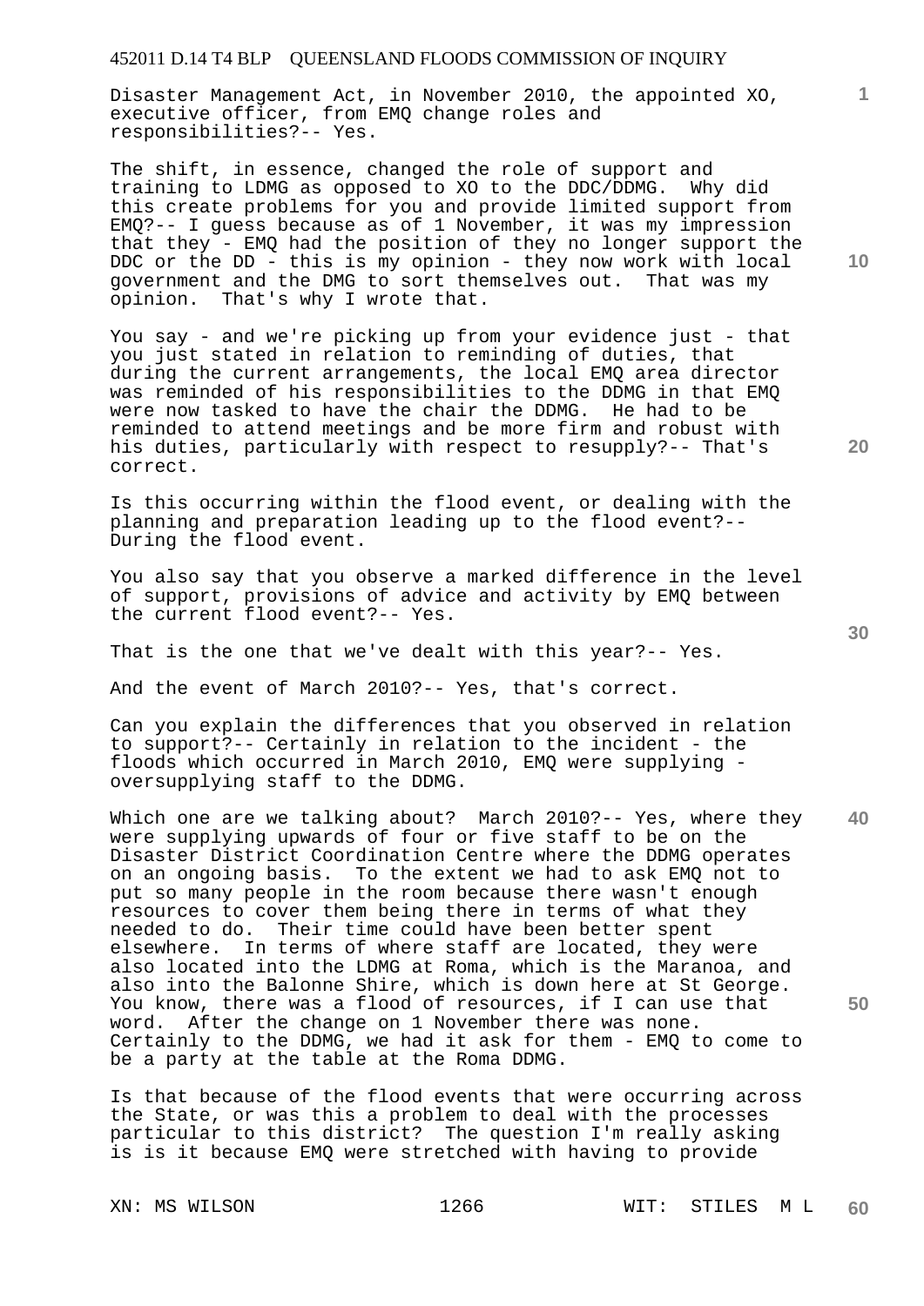Disaster Management Act, in November 2010, the appointed XO, executive officer, from EMQ change roles and responsibilities?-- Yes.

The shift, in essence, changed the role of support and training to LDMG as opposed to XO to the DDC/DDMG. Why did this create problems for you and provide limited support from EMQ?-- I guess because as of 1 November, it was my impression that they - EMQ had the position of they no longer support the DDC or the DD - this is my opinion - they now work with local government and the DMG to sort themselves out. That was my opinion. That's why I wrote that.

You say - and we're picking up from your evidence just - that you just stated in relation to reminding of duties, that during the current arrangements, the local EMQ area director was reminded of his responsibilities to the DDMG in that EMQ were now tasked to have the chair the DDMG. He had to be reminded to attend meetings and be more firm and robust with his duties, particularly with respect to resupply?-- That's correct.

Is this occurring within the flood event, or dealing with the planning and preparation leading up to the flood event?-- During the flood event.

You also say that you observe a marked difference in the level of support, provisions of advice and activity by EMQ between the current flood event?-- Yes.

That is the one that we've dealt with this year?-- Yes.

And the event of March 2010?-- Yes, that's correct.

Can you explain the differences that you observed in relation to support?-- Certainly in relation to the incident - the floods which occurred in March 2010, EMQ were supplying - oversupplying staff to the DDMG.

Which one are we talking about? March 2010?-- Yes, where they were supplying upwards of four or five staff to be on the Disaster District Coordination Centre where the DDMG operates on an ongoing basis. To the extent we had to ask EMQ not to put so many people in the room because there wasn't enough resources to cover them being there in terms of what they needed to do. Their time could have been better spent elsewhere. In terms of where staff are located, they were also located into the LDMG at Roma, which is the Maranoa, and also into the Balonne Shire, which is down here at St George. You know, there was a flood of resources, if I can use that word. After the change on 1 November there was none. Certainly to the DDMG, we had it ask for them - EMQ to come to be a party at the table at the Roma DDMG.

Is that because of the flood events that were occurring across the State, or was this a problem to deal with the processes particular to this district? The question I'm really asking is is it because EMQ were stretched with having to provide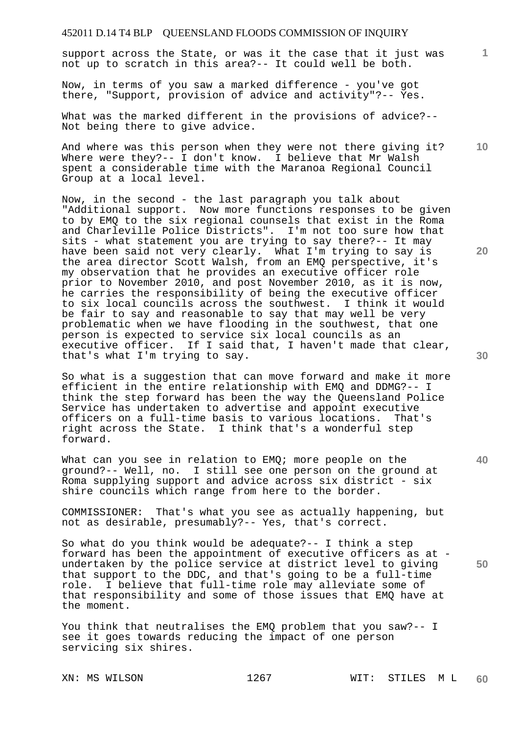support across the State, or was it the case that it just was not up to scratch in this area?-- It could well be both.

Now, in terms of you saw a marked difference - you've got there, "Support, provision of advice and activity"?-- Yes.

What was the marked different in the provisions of advice?-- Not being there to give advice.

And where was this person when they were not there giving it? Where were they?-- I don't know. I believe that Mr Walsh spent a considerable time with the Maranoa Regional Council Group at a local level.

Now, in the second - the last paragraph you talk about "Additional support. Now more functions responses to be given to by EMQ to the six regional counsels that exist in the Roma and Charleville Police Districts". I'm not too sure how that sits - what statement you are trying to say there?-- It may have been said not very clearly. What I'm trying to say is the area director Scott Walsh, from an EMQ perspective, it's my observation that he provides an executive officer role prior to November 2010, and post November 2010, as it is now, he carries the responsibility of being the executive officer to six local councils across the southwest. I think it would be fair to say and reasonable to say that may well be very problematic when we have flooding in the southwest, that one person is expected to service six local councils as an executive officer. If I said that, I haven't made that clear, that's what I'm trying to say.

So what is a suggestion that can move forward and make it more efficient in the entire relationship with EMQ and DDMG?-- I think the step forward has been the way the Queensland Police Service has undertaken to advertise and appoint executive officers on a full-time basis to various locations. That's right across the State. I think that's a wonderful step forward.

What can you see in relation to EMQ; more people on the ground?-- Well, no. I still see one person on the ground at Roma supplying support and advice across six district - six shire councils which range from here to the border.

COMMISSIONER: That's what you see as actually happening, but not as desirable, presumably?-- Yes, that's correct.

So what do you think would be adequate?-- I think a step forward has been the appointment of executive officers as at - undertaken by the police service at district level to giving that support to the DDC, and that's going to be a full-time role. I believe that full-time role may alleviate some of that responsibility and some of those issues that EMQ have at the moment.

You think that neutralises the EMQ problem that you saw?-- I see it goes towards reducing the impact of one person servicing six shires.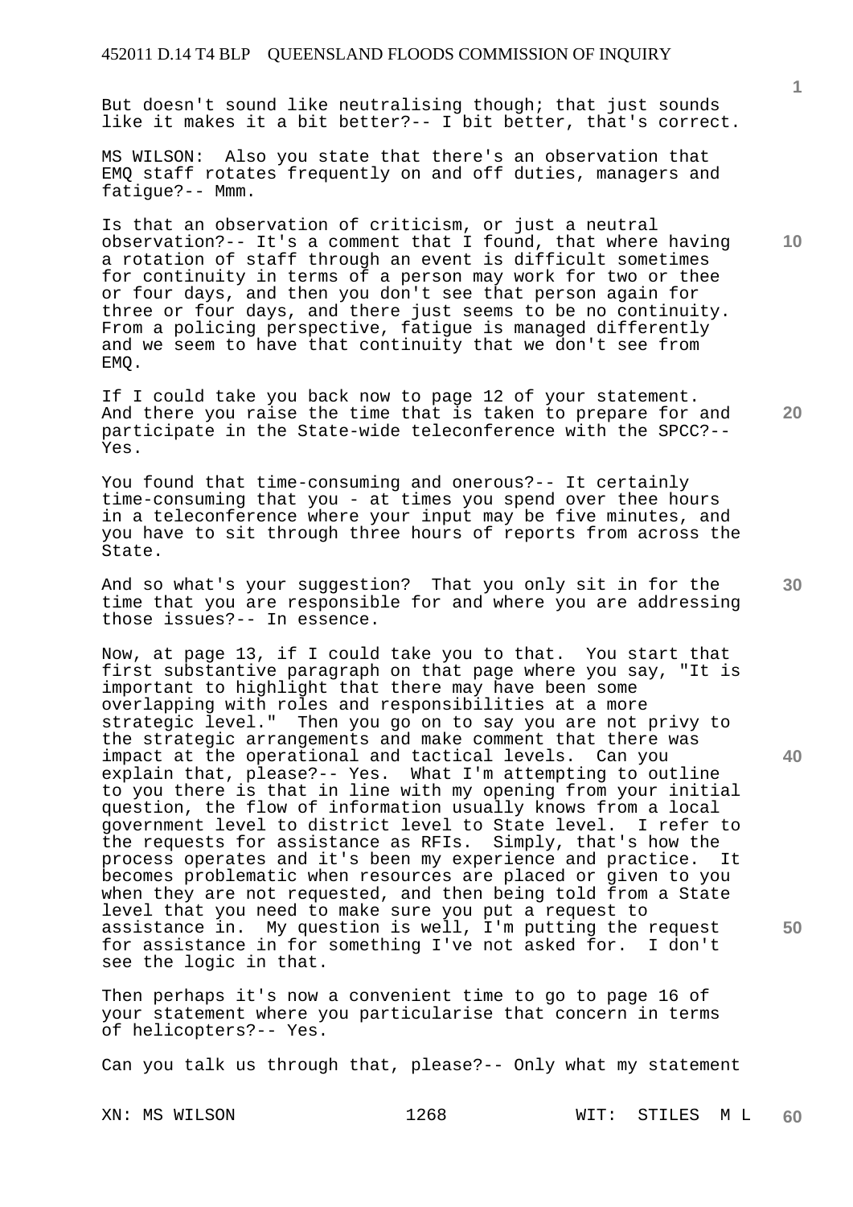But doesn't sound like neutralising though; that just sounds like it makes it a bit better?-- I bit better, that's correct.

MS WILSON: Also you state that there's an observation that EMQ staff rotates frequently on and off duties, managers and fatigue?-- Mmm.

Is that an observation of criticism, or just a neutral observation?-- It's a comment that I found, that where having a rotation of staff through an event is difficult sometimes for continuity in terms of a person may work for two or thee or four days, and then you don't see that person again for three or four days, and there just seems to be no continuity. From a policing perspective, fatigue is managed differently and we seem to have that continuity that we don't see from EMQ.

If I could take you back now to page 12 of your statement. And there you raise the time that is taken to prepare for and participate in the State-wide teleconference with the SPCC?-- Yes.

You found that time-consuming and onerous?-- It certainly time-consuming that you - at times you spend over thee hours in a teleconference where your input may be five minutes, and you have to sit through three hours of reports from across the State.

And so what's your suggestion? That you only sit in for the time that you are responsible for and where you are addressing those issues?-- In essence.

Now, at page 13, if I could take you to that. You start that first substantive paragraph on that page where you say, "It is important to highlight that there may have been some overlapping with roles and responsibilities at a more strategic level." Then you go on to say you are not privy to the strategic arrangements and make comment that there was impact at the operational and tactical levels. Can you explain that, please?-- Yes. What I'm attempting to outline to you there is that in line with my opening from your initial question, the flow of information usually knows from a local government level to district level to State level. I refer to the requests for assistance as RFIs. Simply, that's how the process operates and it's been my experience and practice. It becomes problematic when resources are placed or given to you when they are not requested, and then being told from a State level that you need to make sure you put a request to assistance in. My question is well, I'm putting the request for assistance in for something I've not asked for. I don't see the logic in that.

Then perhaps it's now a convenient time to go to page 16 of your statement where you particularise that concern in terms of helicopters?-- Yes.

Can you talk us through that, please?-- Only what my statement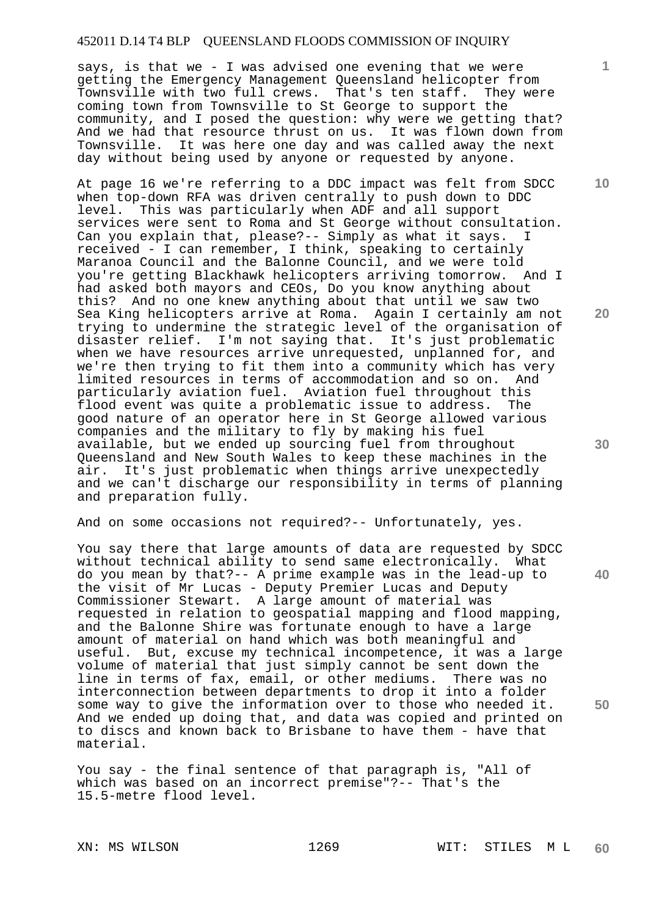says, is that we - I was advised one evening that we were getting the Emergency Management Queensland helicopter from Townsville with two full crews. That's ten staff. They were coming town from Townsville to St George to support the community, and I posed the question: why were we getting that? And we had that resource thrust on us. It was flown down from Townsville. It was here one day and was called away the next day without being used by anyone or requested by anyone.

At page 16 we're referring to a DDC impact was felt from SDCC when top-down RFA was driven centrally to push down to DDC level. This was particularly when ADF and all support services were sent to Roma and St George without consultation. Can you explain that, please?-- Simply as what it says. I received - I can remember, I think, speaking to certainly Maranoa Council and the Balonne Council, and we were told you're getting Blackhawk helicopters arriving tomorrow. And I had asked both mayors and CEOs, Do you know anything about this? And no one knew anything about that until we saw two Sea King helicopters arrive at Roma. Again I certainly am not trying to undermine the strategic level of the organisation of disaster relief. I'm not saying that. It's just problematic when we have resources arrive unrequested, unplanned for, and we're then trying to fit them into a community which has very limited resources in terms of accommodation and so on. And particularly aviation fuel. Aviation fuel throughout this flood event was quite a problematic issue to address. The good nature of an operator here in St George allowed various companies and the military to fly by making his fuel available, but we ended up sourcing fuel from throughout Queensland and New South Wales to keep these machines in the air. It's just problematic when things arrive unexpectedly and we can't discharge our responsibility in terms of planning and preparation fully.

And on some occasions not required?-- Unfortunately, yes.

You say there that large amounts of data are requested by SDCC without technical ability to send same electronically. What do you mean by that?-- A prime example was in the lead-up to the visit of Mr Lucas - Deputy Premier Lucas and Deputy Commissioner Stewart. A large amount of material was requested in relation to geospatial mapping and flood mapping, and the Balonne Shire was fortunate enough to have a large amount of material on hand which was both meaningful and useful. But, excuse my technical incompetence, it was a large volume of material that just simply cannot be sent down the line in terms of fax, email, or other mediums. There was no interconnection between departments to drop it into a folder some way to give the information over to those who needed it. And we ended up doing that, and data was copied and printed on to discs and known back to Brisbane to have them - have that material.

You say - the final sentence of that paragraph is, "All of which was based on an incorrect premise"?-- That's the 15.5-metre flood level.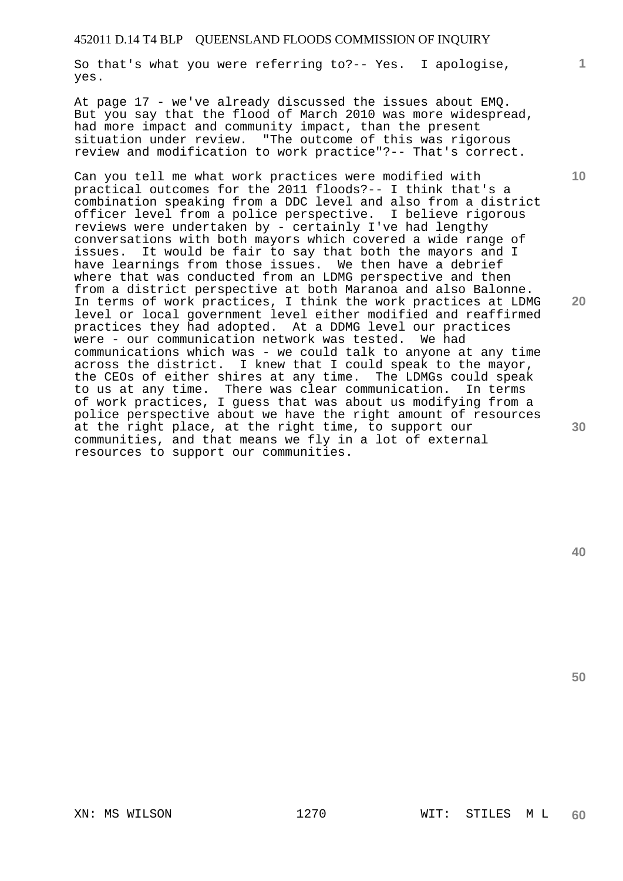So that's what you were referring to?-- Yes. I apologise, yes.

At page 17 - we've already discussed the issues about EMQ. But you say that the flood of March 2010 was more widespread, had more impact and community impact, than the present situation under review. "The outcome of this was rigorous review and modification to work practice"?-- That's correct.

Can you tell me what work practices were modified with practical outcomes for the 2011 floods?-- I think that's a combination speaking from a DDC level and also from a district officer level from a police perspective. I believe rigorous reviews were undertaken by - certainly I've had lengthy conversations with both mayors which covered a wide range of issues. It would be fair to say that both the mayors and I have learnings from those issues. We then have a debrief where that was conducted from an LDMG perspective and then from a district perspective at both Maranoa and also Balonne. In terms of work practices, I think the work practices at LDMG level or local government level either modified and reaffirmed practices they had adopted. At a DDMG level our practices were - our communication network was tested. We had communications which was - we could talk to anyone at any time across the district. I knew that I could speak to the mayor, the CEOs of either shires at any time. The LDMGs could speak to us at any time. There was clear communication. In terms of work practices, I guess that was about us modifying from a police perspective about we have the right amount of resources at the right place, at the right time, to support our communities, and that means we fly in a lot of external resources to support our communities.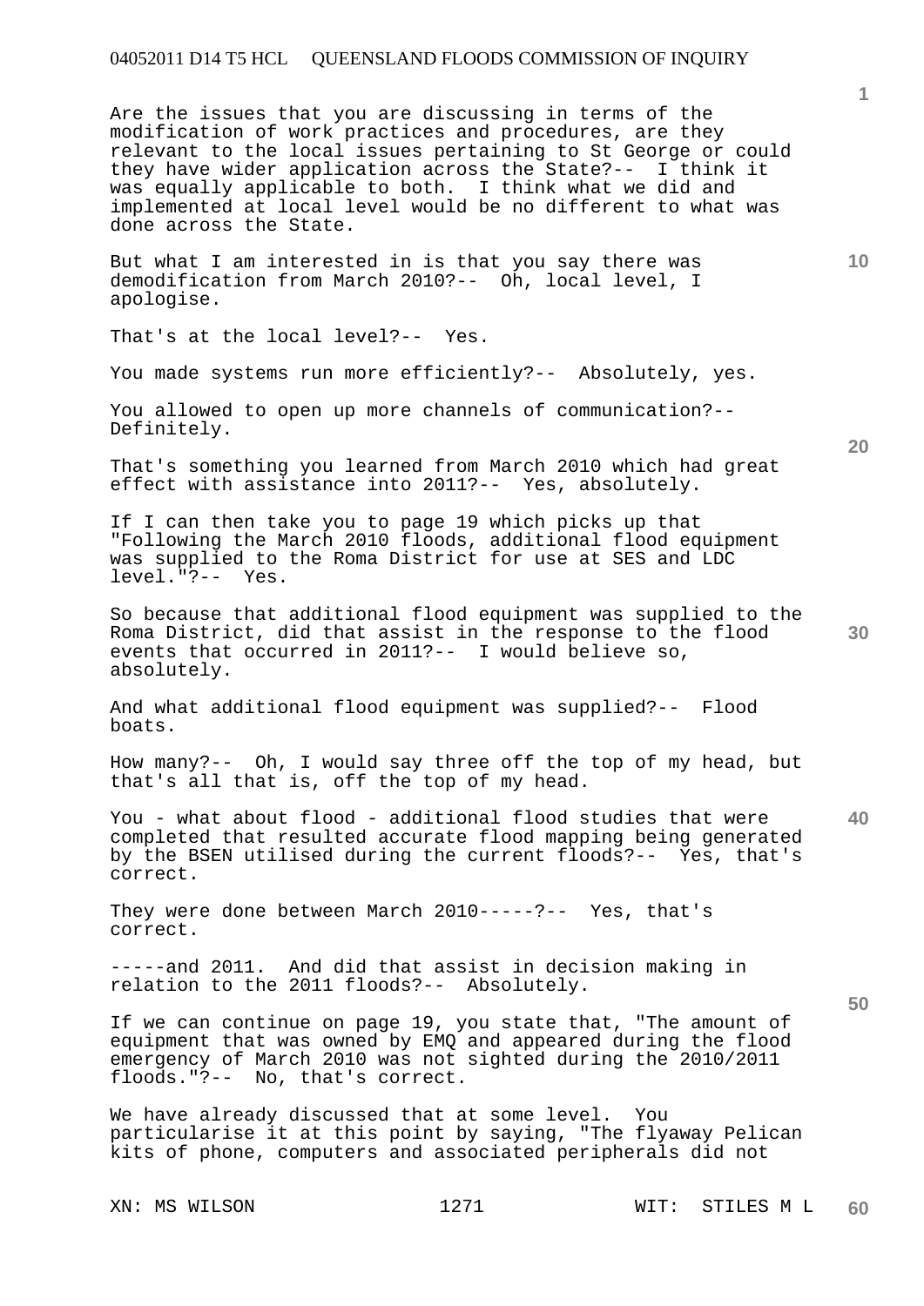Are the issues that you are discussing in terms of the modification of work practices and procedures, are they relevant to the local issues pertaining to St George or could they have wider application across the State?-- I think it was equally applicable to both. I think what we did and implemented at local level would be no different to what was done across the State.

But what I am interested in is that you say there was demodification from March 2010?-- Oh, local level, I apologise.

That's at the local level?-- Yes.

You made systems run more efficiently?-- Absolutely, yes.

You allowed to open up more channels of communication?-- Definitely.

That's something you learned from March 2010 which had great effect with assistance into 2011?-- Yes, absolutely.

If I can then take you to page 19 which picks up that "Following the March 2010 floods, additional flood equipment was supplied to the Roma District for use at SES and LDC level."?-- Yes.

So because that additional flood equipment was supplied to the Roma District, did that assist in the response to the flood events that occurred in 2011?-- I would believe so, absolutely.

And what additional flood equipment was supplied?-- Flood boats.

How many?-- Oh, I would say three off the top of my head, but that's all that is, off the top of my head.

You - what about flood - additional flood studies that were completed that resulted accurate flood mapping being generated by the BSEN utilised during the current floods?-- Yes, that's correct.

They were done between March 2010-----?-- Yes, that's correct.

-----and 2011. And did that assist in decision making in relation to the 2011 floods?-- Absolutely.

If we can continue on page 19, you state that, "The amount of equipment that was owned by EMQ and appeared during the flood emergency of March 2010 was not sighted during the 2010/2011 floods."?-- No, that's correct.

We have already discussed that at some level. You particularise it at this point by saying, "The flyaway Pelican kits of phone, computers and associated peripherals did not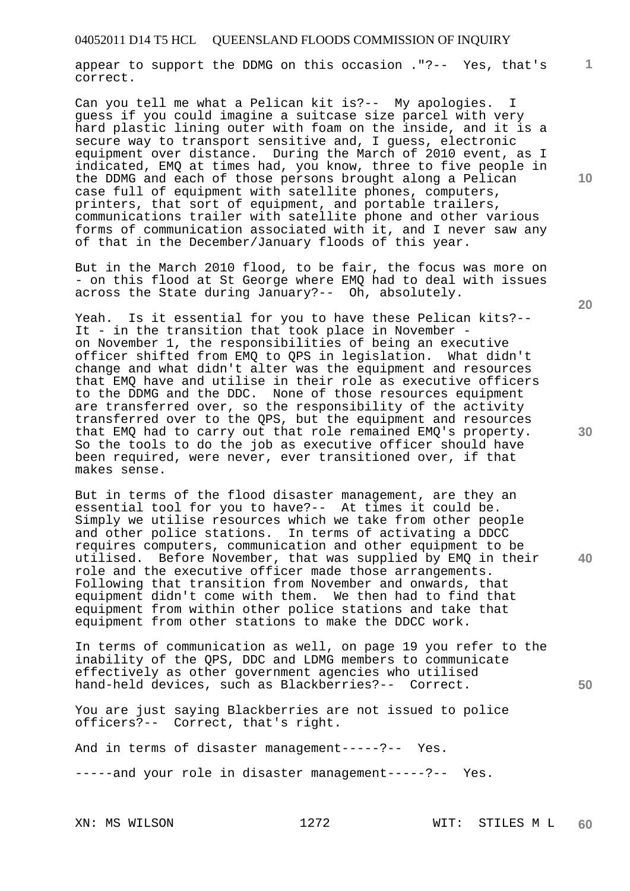appear to support the DDMG on this occasion ."?-- Yes, that's correct.

Can you tell me what a Pelican kit is?-- My apologies. I guess if you could imagine a suitcase size parcel with very hard plastic lining outer with foam on the inside, and it is a secure way to transport sensitive and, I guess, electronic equipment over distance. During the March of 2010 event, as I indicated, EMQ at times had, you know, three to five people in the DDMG and each of those persons brought along a Pelican case full of equipment with satellite phones, computers, printers, that sort of equipment, and portable trailers, communications trailer with satellite phone and other various forms of communication associated with it, and I never saw any of that in the December/January floods of this year.

But in the March 2010 flood, to be fair, the focus was more on - on this flood at St George where EMQ had to deal with issues across the State during January?-- Oh, absolutely.

Yeah. Is it essential for you to have these Pelican kits?-- It - in the transition that took place in November - on November 1, the responsibilities of being an executive officer shifted from EMQ to QPS in legislation. What didn't change and what didn't alter was the equipment and resources that EMQ have and utilise in their role as executive officers to the DDMG and the DDC. None of those resources equipment are transferred over, so the responsibility of the activity transferred over to the QPS, but the equipment and resources that EMQ had to carry out that role remained EMQ's property. So the tools to do the job as executive officer should have been required, were never, ever transitioned over, if that makes sense.

But in terms of the flood disaster management, are they an essential tool for you to have?-- At times it could be. Simply we utilise resources which we take from other people and other police stations. In terms of activating a DDCC requires computers, communication and other equipment to be utilised. Before November, that was supplied by EMQ in their role and the executive officer made those arrangements. Following that transition from November and onwards, that equipment didn't come with them. We then had to find that equipment from within other police stations and take that equipment from other stations to make the DDCC work.

In terms of communication as well, on page 19 you refer to the inability of the QPS, DDC and LDMG members to communicate effectively as other government agencies who utilised hand-held devices, such as Blackberries?-- Correct.

You are just saying Blackberries are not issued to police officers?-- Correct, that's right.

And in terms of disaster management-----?-- Yes.

-----and your role in disaster management-----?-- Yes.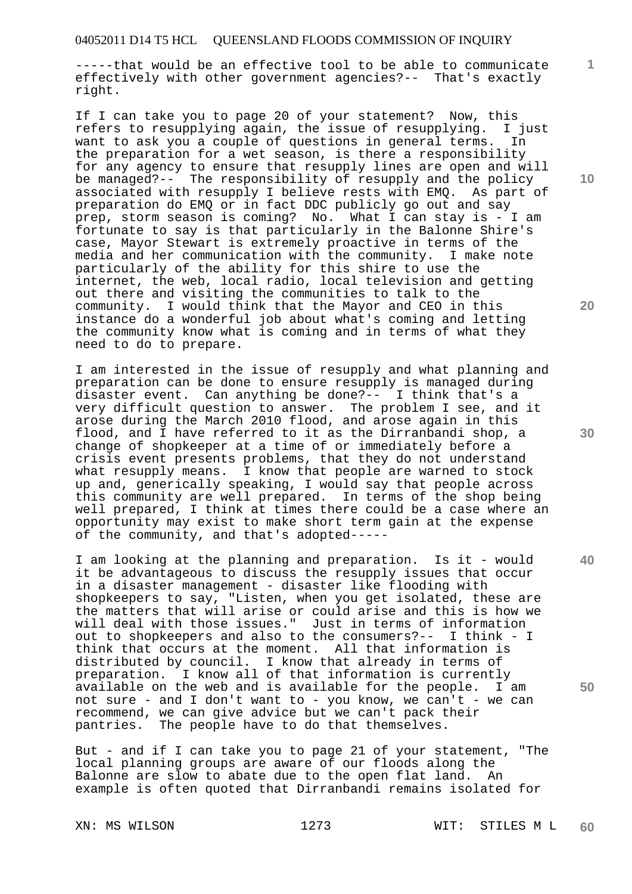-----that would be an effective tool to be able to communicate effectively with other government agencies?-- That's exactly right.

If I can take you to page 20 of your statement? Now, this refers to resupplying again, the issue of resupplying. I just want to ask you a couple of questions in general terms. In the preparation for a wet season, is there a responsibility for any agency to ensure that resupply lines are open and will be managed?-- The responsibility of resupply and the policy associated with resupply I believe rests with EMQ. As part of preparation do EMQ or in fact DDC publicly go out and say prep, storm season is coming? No. What I can stay is - I am fortunate to say is that particularly in the Balonne Shire's case, Mayor Stewart is extremely proactive in terms of the media and her communication with the community. I make note particularly of the ability for this shire to use the internet, the web, local radio, local television and getting out there and visiting the communities to talk to the community. I would think that the Mayor and CEO in this instance do a wonderful job about what's coming and letting the community know what is coming and in terms of what they need to do to prepare.

I am interested in the issue of resupply and what planning and preparation can be done to ensure resupply is managed during disaster event. Can anything be done?-- I think that's a very difficult question to answer. The problem I see, and it arose during the March 2010 flood, and arose again in this flood, and I have referred to it as the Dirranbandi shop, a change of shopkeeper at a time of or immediately before a crisis event presents problems, that they do not understand what resupply means. I know that people are warned to stock up and, generically speaking, I would say that people across this community are well prepared. In terms of the shop being well prepared, I think at times there could be a case where an opportunity may exist to make short term gain at the expense of the community, and that's adopted-----

I am looking at the planning and preparation. Is it - would it be advantageous to discuss the resupply issues that occur in a disaster management - disaster like flooding with shopkeepers to say, "Listen, when you get isolated, these are the matters that will arise or could arise and this is how we will deal with those issues." Just in terms of information out to shopkeepers and also to the consumers?-- I think - I think that occurs at the moment. All that information is distributed by council. I know that already in terms of preparation. I know all of that information is currently available on the web and is available for the people. I am not sure - and I don't want to - you know, we can't - we can recommend, we can give advice but we can't pack their pantries. The people have to do that themselves.

But - and if I can take you to page 21 of your statement, "The local planning groups are aware of our floods along the Balonne are slow to abate due to the open flat land. An example is often quoted that Dirranbandi remains isolated for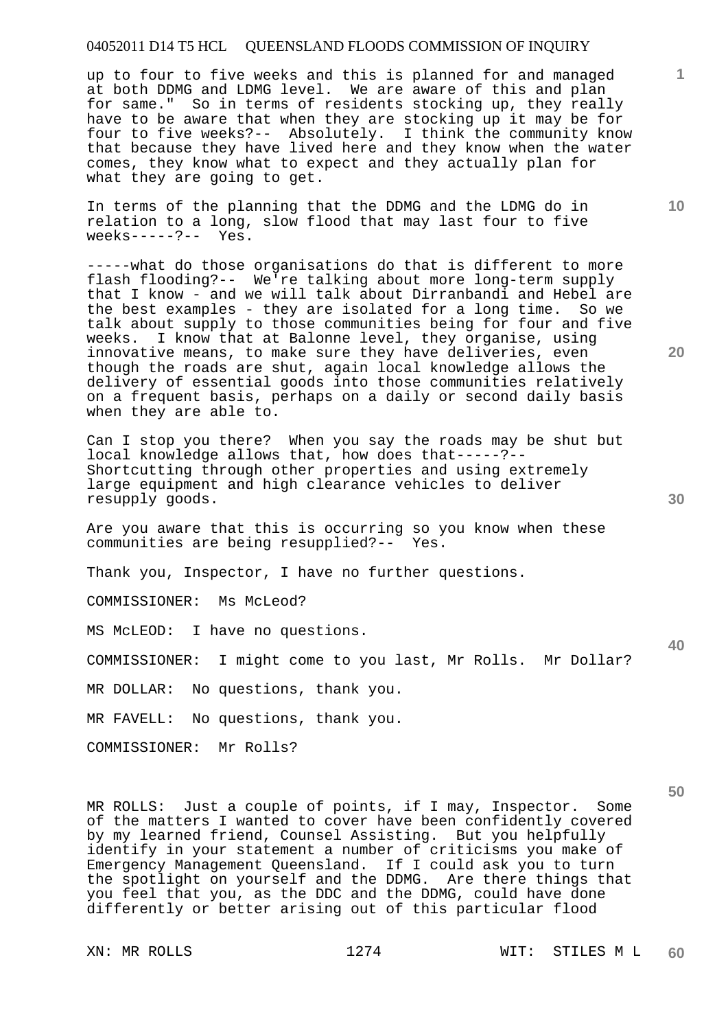up to four to five weeks and this is planned for and managed at both DDMG and LDMG level. We are aware of this and plan for same." So in terms of residents stocking up, they really have to be aware that when they are stocking up it may be for four to five weeks?-- Absolutely. I think the community know that because they have lived here and they know when the water comes, they know what to expect and they actually plan for what they are going to get.

In terms of the planning that the DDMG and the LDMG do in relation to a long, slow flood that may last four to five weeks-----?-- Yes.

-----what do those organisations do that is different to more flash flooding?-- We're talking about more long-term supply that I know - and we will talk about Dirranbandi and Hebel are the best examples - they are isolated for a long time. So we talk about supply to those communities being for four and five weeks. I know that at Balonne level, they organise, using innovative means, to make sure they have deliveries, even though the roads are shut, again local knowledge allows the delivery of essential goods into those communities relatively on a frequent basis, perhaps on a daily or second daily basis when they are able to.

Can I stop you there? When you say the roads may be shut but local knowledge allows that, how does that-----?-- Shortcutting through other properties and using extremely large equipment and high clearance vehicles to deliver resupply goods.

Are you aware that this is occurring so you know when these communities are being resupplied?-- Yes.

Thank you, Inspector, I have no further questions.

COMMISSIONER: Ms McLeod?

MS McLEOD: I have no questions.

COMMISSIONER: I might come to you last, Mr Rolls. Mr Dollar?

MR DOLLAR: No questions, thank you.

MR FAVELL: No questions, thank you.

COMMISSIONER: Mr Rolls?

MR ROLLS: Just a couple of points, if I may, Inspector. Some of the matters I wanted to cover have been confidently covered by my learned friend, Counsel Assisting. But you helpfully identify in your statement a number of criticisms you make of Emergency Management Queensland. If I could ask you to turn the spotlight on yourself and the DDMG. Are there things that you feel that you, as the DDC and the DDMG, could have done differently or better arising out of this particular flood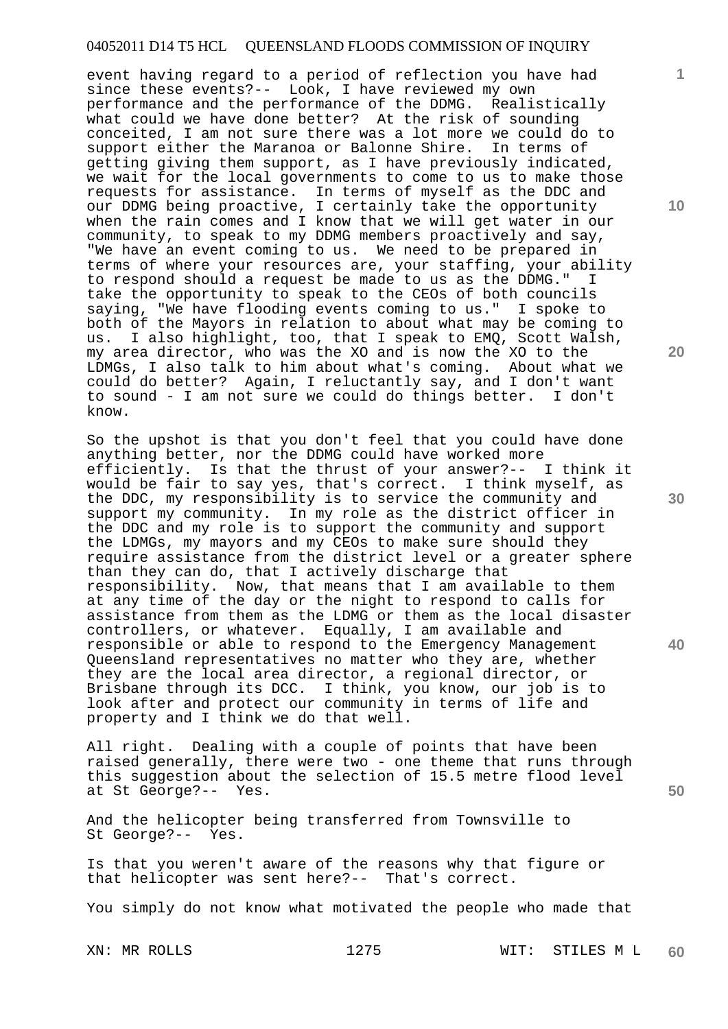event having regard to a period of reflection you have had since these events?-- Look, I have reviewed my own performance and the performance of the DDMG. Realistically what could we have done better? At the risk of sounding conceited, I am not sure there was a lot more we could do to support either the Maranoa or Balonne Shire. In terms of getting giving them support, as I have previously indicated, we wait for the local governments to come to us to make those requests for assistance. In terms of myself as the DDC and our DDMG being proactive, I certainly take the opportunity when the rain comes and I know that we will get water in our community, to speak to my DDMG members proactively and say, "We have an event coming to us. We need to be prepared in terms of where your resources are, your staffing, your ability to respond should a request be made to us as the DDMG." I take the opportunity to speak to the CEOs of both councils saying, "We have flooding events coming to us." I spoke to both of the Mayors in relation to about what may be coming to us. I also highlight, too, that I speak to EMQ, Scott Walsh, my area director, who was the XO and is now the XO to the LDMGs, I also talk to him about what's coming. About what we could do better? Again, I reluctantly say, and I don't want to sound - I am not sure we could do things better. I don't know.

So the upshot is that you don't feel that you could have done anything better, nor the DDMG could have worked more efficiently. Is that the thrust of your answer?-- I think it would be fair to say yes, that's correct. I think myself, as the DDC, my responsibility is to service the community and support my community. In my role as the district officer in the DDC and my role is to support the community and support the LDMGs, my mayors and my CEOs to make sure should they require assistance from the district level or a greater sphere than they can do, that I actively discharge that responsibility. Now, that means that I am available to them at any time of the day or the night to respond to calls for assistance from them as the LDMG or them as the local disaster controllers, or whatever. Equally, I am available and responsible or able to respond to the Emergency Management Queensland representatives no matter who they are, whether they are the local area director, a regional director, or Brisbane through its DCC. I think, you know, our job is to look after and protect our community in terms of life and property and I think we do that well.

All right. Dealing with a couple of points that have been raised generally, there were two - one theme that runs through this suggestion about the selection of 15.5 metre flood level at St George?-- Yes.

And the helicopter being transferred from Townsville to St George?-- Yes.

Is that you weren't aware of the reasons why that figure or that helicopter was sent here?-- That's correct.

You simply do not know what motivated the people who made that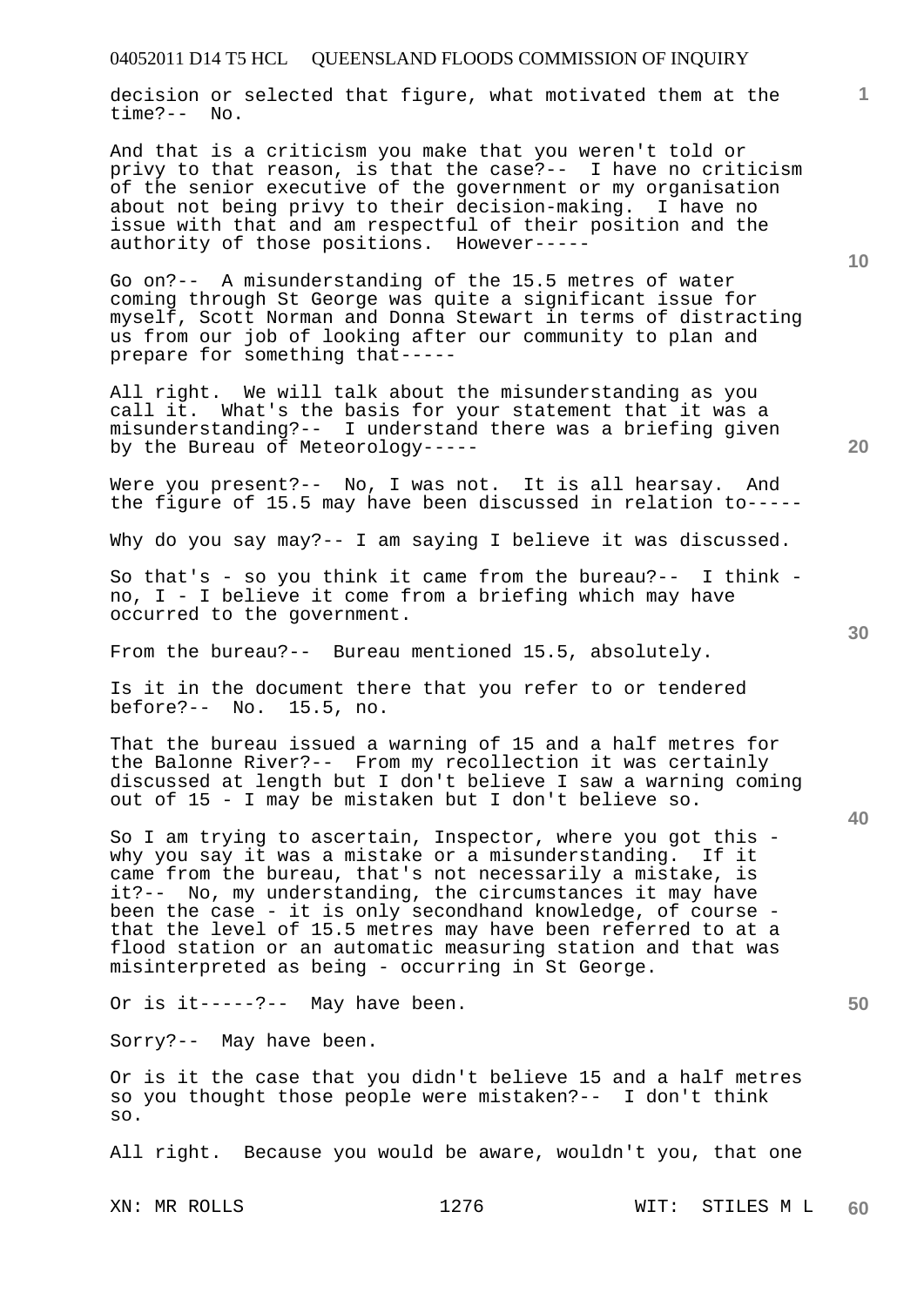decision or selected that figure, what motivated them at the time?-- No.

And that is a criticism you make that you weren't told or privy to that reason, is that the case?-- I have no criticism of the senior executive of the government or my organisation about not being privy to their decision-making. I have no issue with that and am respectful of their position and the authority of those positions. However-----

Go on?-- A misunderstanding of the 15.5 metres of water coming through St George was quite a significant issue for myself, Scott Norman and Donna Stewart in terms of distracting us from our job of looking after our community to plan and prepare for something that-----

All right. We will talk about the misunderstanding as you call it. What's the basis for your statement that it was a misunderstanding?-- I understand there was a briefing given by the Bureau of Meteorology-----

Were you present?-- No, I was not. It is all hearsay. And the figure of 15.5 may have been discussed in relation to-----

Why do you say may?-- I am saying I believe it was discussed.

So that's - so you think it came from the bureau?-- I think - no, I - I believe it come from a briefing which may have occurred to the government.

From the bureau?-- Bureau mentioned 15.5, absolutely.

Is it in the document there that you refer to or tendered before?-- No. 15.5, no.

That the bureau issued a warning of 15 and a half metres for the Balonne River?-- From my recollection it was certainly discussed at length but I don't believe I saw a warning coming out of 15 - I may be mistaken but I don't believe so.

So I am trying to ascertain, Inspector, where you got this - why you say it was a mistake or a misunderstanding. If it came from the bureau, that's not necessarily a mistake, is it?-- No, my understanding, the circumstances it may have been the case - it is only secondhand knowledge, of course - that the level of 15.5 metres may have been referred to at a flood station or an automatic measuring station and that was misinterpreted as being - occurring in St George.

Or is it-----?-- May have been.

Sorry?-- May have been.

Or is it the case that you didn't believe 15 and a half metres so you thought those people were mistaken?-- I don't think so.

All right. Because you would be aware, wouldn't you, that one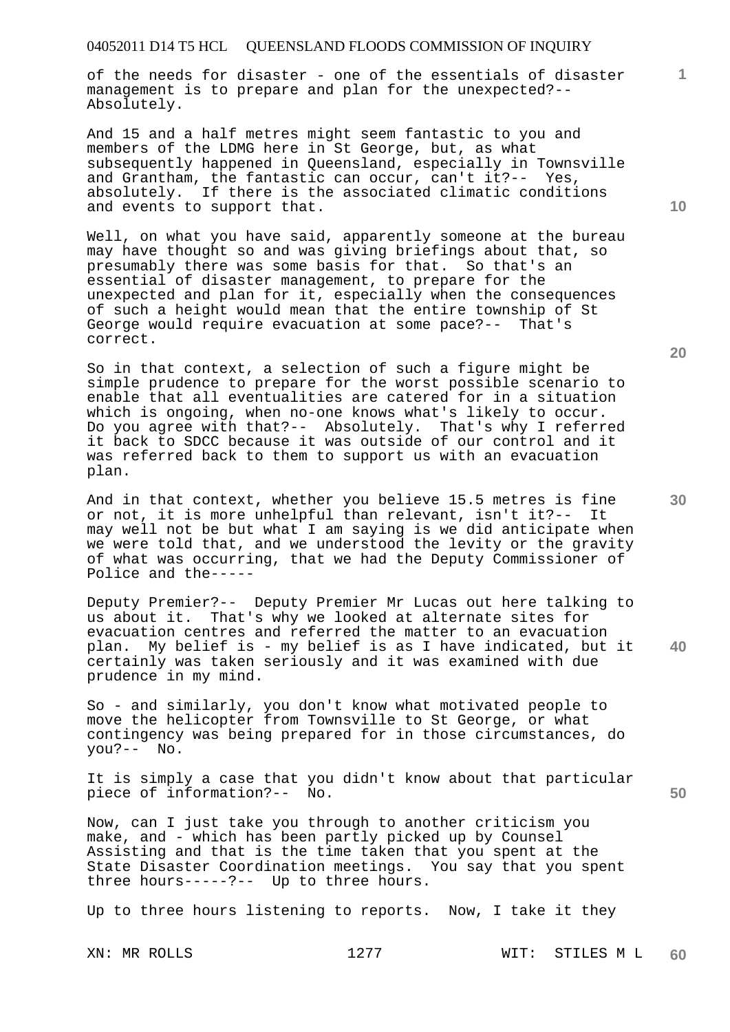of the needs for disaster - one of the essentials of disaster management is to prepare and plan for the unexpected?-- Absolutely.

And 15 and a half metres might seem fantastic to you and members of the LDMG here in St George, but, as what subsequently happened in Queensland, especially in Townsville and Grantham, the fantastic can occur, can't it?-- Yes, absolutely. If there is the associated climatic conditions and events to support that.

Well, on what you have said, apparently someone at the bureau may have thought so and was giving briefings about that, so presumably there was some basis for that. So that's an essential of disaster management, to prepare for the unexpected and plan for it, especially when the consequences of such a height would mean that the entire township of St George would require evacuation at some pace?-- That's correct.

So in that context, a selection of such a figure might be simple prudence to prepare for the worst possible scenario to enable that all eventualities are catered for in a situation which is ongoing, when no-one knows what's likely to occur. Do you agree with that?-- Absolutely. That's why I referred it back to SDCC because it was outside of our control and it was referred back to them to support us with an evacuation plan.

And in that context, whether you believe 15.5 metres is fine or not, it is more unhelpful than relevant, isn't it?-- It may well not be but what I am saying is we did anticipate when we were told that, and we understood the levity or the gravity of what was occurring, that we had the Deputy Commissioner of Police and the-----

Deputy Premier?-- Deputy Premier Mr Lucas out here talking to us about it. That's why we looked at alternate sites for evacuation centres and referred the matter to an evacuation plan. My belief is - my belief is as I have indicated, but it certainly was taken seriously and it was examined with due prudence in my mind.

So - and similarly, you don't know what motivated people to move the helicopter from Townsville to St George, or what contingency was being prepared for in those circumstances, do you?-- No.

It is simply a case that you didn't know about that particular piece of information?-- No.

Now, can I just take you through to another criticism you make, and - which has been partly picked up by Counsel Assisting and that is the time taken that you spent at the State Disaster Coordination meetings. You say that you spent three hours-----?-- Up to three hours.

Up to three hours listening to reports. Now, I take it they

XN: MR ROLLS WIT: STILES M L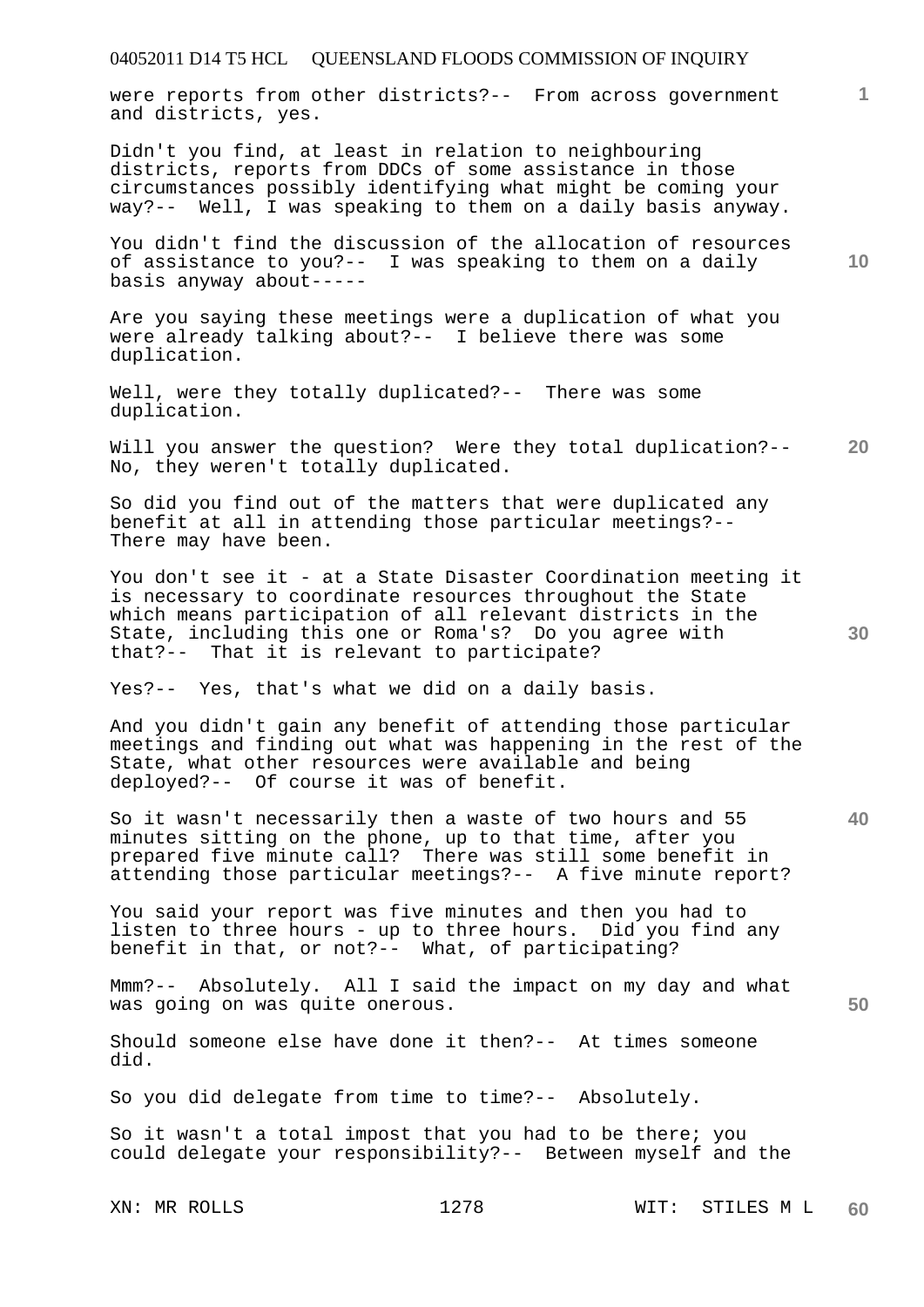were reports from other districts?-- From across government and districts, yes.

Didn't you find, at least in relation to neighbouring districts, reports from DDCs of some assistance in those circumstances possibly identifying what might be coming your way?-- Well, I was speaking to them on a daily basis anyway.

You didn't find the discussion of the allocation of resources of assistance to you?-- I was speaking to them on a daily basis anyway about-----

Are you saying these meetings were a duplication of what you were already talking about?-- I believe there was some duplication.

Well, were they totally duplicated?-- There was some duplication.

Will you answer the question? Were they total duplication?-- No, they weren't totally duplicated.

So did you find out of the matters that were duplicated any benefit at all in attending those particular meetings?-- There may have been.

You don't see it - at a State Disaster Coordination meeting it is necessary to coordinate resources throughout the State which means participation of all relevant districts in the State, including this one or Roma's? Do you agree with that?-- That it is relevant to participate?

Yes?-- Yes, that's what we did on a daily basis.

And you didn't gain any benefit of attending those particular meetings and finding out what was happening in the rest of the State, what other resources were available and being deployed?-- Of course it was of benefit.

So it wasn't necessarily then a waste of two hours and 55 minutes sitting on the phone, up to that time, after you prepared five minute call? There was still some benefit in attending those particular meetings?-- A five minute report?

You said your report was five minutes and then you had to listen to three hours - up to three hours. Did you find any benefit in that, or not?-- What, of participating?

Mmm?-- Absolutely. All I said the impact on my day and what was going on was quite onerous.

Should someone else have done it then?-- At times someone did.

So you did delegate from time to time?-- Absolutely.

So it wasn't a total impost that you had to be there; you could delegate your responsibility?-- Between myself and the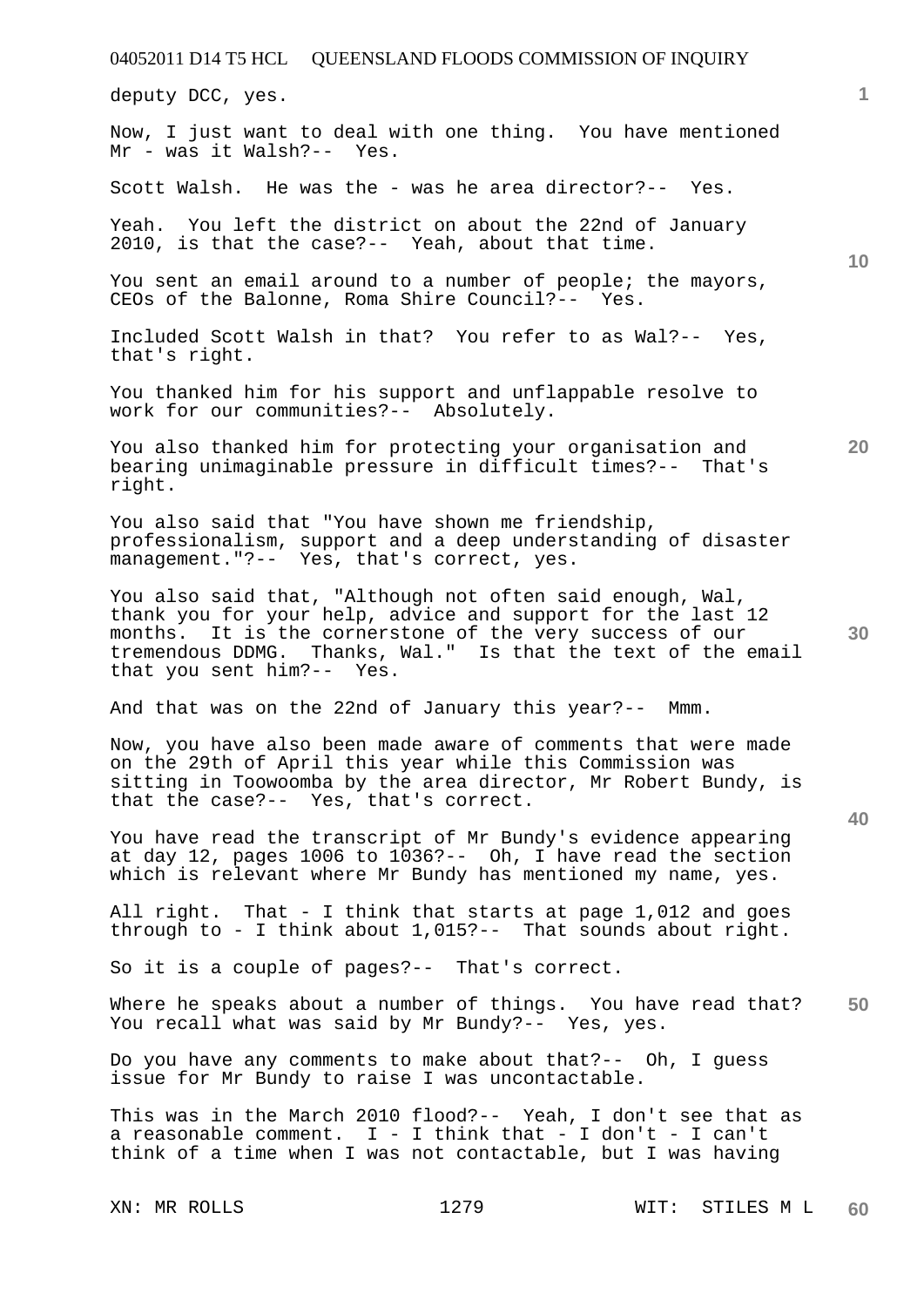deputy DCC, yes.

Now, I just want to deal with one thing. You have mentioned Mr - was it Walsh?-- Yes.

Scott Walsh. He was the - was he area director?-- Yes.

Yeah. You left the district on about the 22nd of January 2010, is that the case?-- Yeah, about that time.

You sent an email around to a number of people; the mayors, CEOs of the Balonne, Roma Shire Council?-- Yes.

Included Scott Walsh in that? You refer to as Wal?-- Yes, that's right.

You thanked him for his support and unflappable resolve to work for our communities?-- Absolutely.

You also thanked him for protecting your organisation and bearing unimaginable pressure in difficult times?-- That's right.

You also said that "You have shown me friendship, professionalism, support and a deep understanding of disaster management."?-- Yes, that's correct, yes.

You also said that, "Although not often said enough, Wal, thank you for your help, advice and support for the last 12 months. It is the cornerstone of the very success of our tremendous DDMG. Thanks, Wal." Is that the text of the email that you sent him?-- Yes.

And that was on the 22nd of January this year?-- Mmm.

Now, you have also been made aware of comments that were made on the 29th of April this year while this Commission was sitting in Toowoomba by the area director, Mr Robert Bundy, is that the case?-- Yes, that's correct.

You have read the transcript of Mr Bundy's evidence appearing at day 12, pages 1006 to 1036?-- Oh, I have read the section which is relevant where Mr Bundy has mentioned my name, yes.

All right. That - I think that starts at page 1,012 and goes through to - I think about 1,015?-- That sounds about right.

So it is a couple of pages?-- That's correct.

Where he speaks about a number of things. You have read that? You recall what was said by Mr Bundy?-- Yes, yes.

Do you have any comments to make about that?-- Oh, I guess issue for Mr Bundy to raise I was uncontactable.

This was in the March 2010 flood?-- Yeah, I don't see that as a reasonable comment. I - I think that - I don't - I can't think of a time when I was not contactable, but I was having

XN: MR ROLLS WIT: STILES M L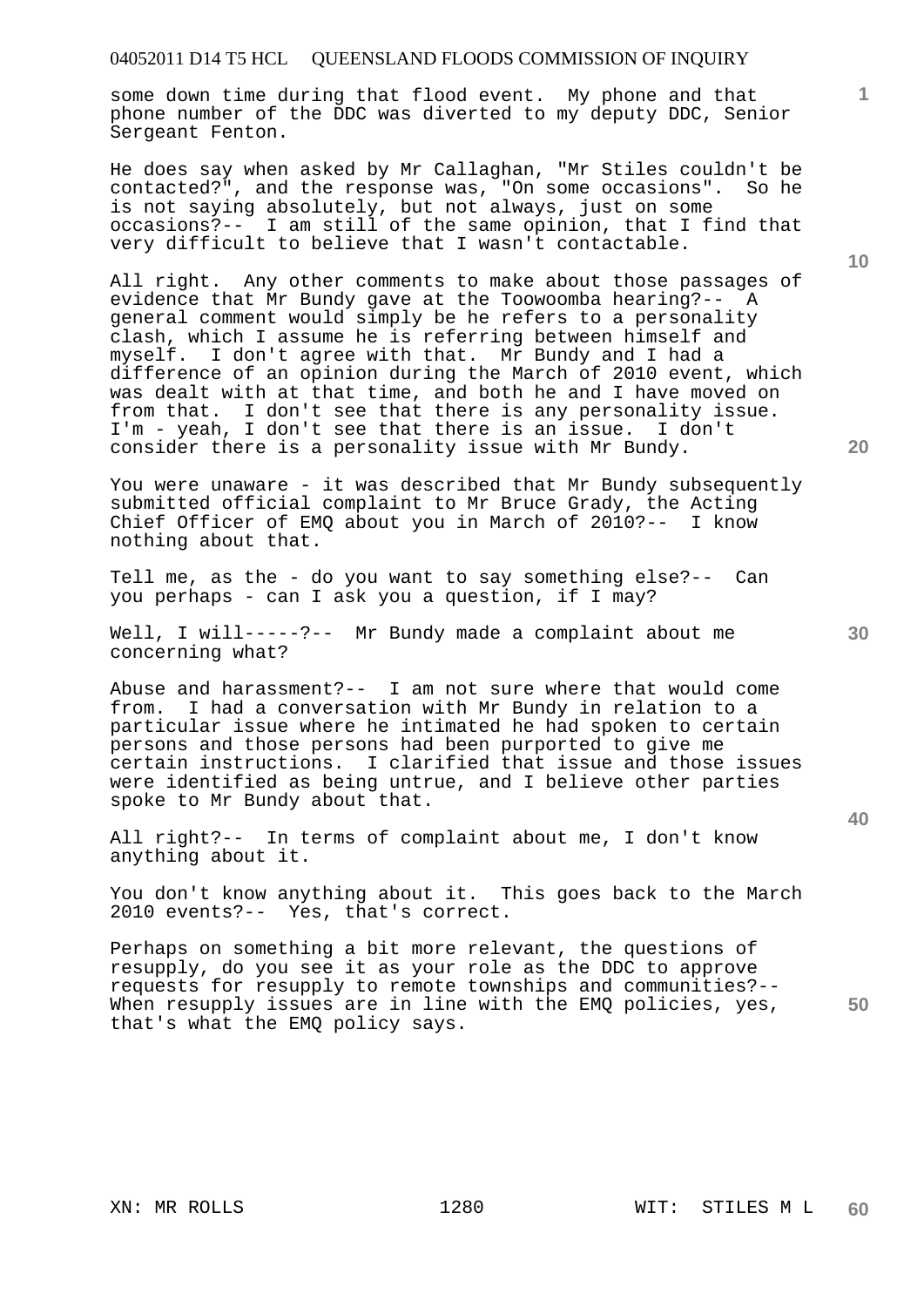some down time during that flood event. My phone and that phone number of the DDC was diverted to my deputy DDC, Senior Sergeant Fenton.

He does say when asked by Mr Callaghan, "Mr Stiles couldn't be contacted?", and the response was, "On some occasions". So he is not saying absolutely, but not always, just on some occasions?-- I am still of the same opinion, that I find that very difficult to believe that I wasn't contactable.

All right. Any other comments to make about those passages of evidence that Mr Bundy gave at the Toowoomba hearing?-- A general comment would simply be he refers to a personality clash, which I assume he is referring between himself and myself. I don't agree with that. Mr Bundy and I had a difference of an opinion during the March of 2010 event, which was dealt with at that time, and both he and I have moved on from that. I don't see that there is any personality issue. I'm - yeah, I don't see that there is an issue. I don't consider there is a personality issue with Mr Bundy.

You were unaware - it was described that Mr Bundy subsequently submitted official complaint to Mr Bruce Grady, the Acting Chief Officer of EMQ about you in March of 2010?-- I know nothing about that.

Tell me, as the - do you want to say something else?-- Can you perhaps - can I ask you a question, if I may?

Well, I will-----?-- Mr Bundy made a complaint about me concerning what?

Abuse and harassment?-- I am not sure where that would come from. I had a conversation with Mr Bundy in relation to a particular issue where he intimated he had spoken to certain persons and those persons had been purported to give me certain instructions. I clarified that issue and those issues were identified as being untrue, and I believe other parties spoke to Mr Bundy about that.

All right?-- In terms of complaint about me, I don't know anything about it.

You don't know anything about it. This goes back to the March 2010 events?-- Yes, that's correct.

Perhaps on something a bit more relevant, the questions of resupply, do you see it as your role as the DDC to approve requests for resupply to remote townships and communities?-- When resupply issues are in line with the EMQ policies, yes, that's what the EMQ policy says.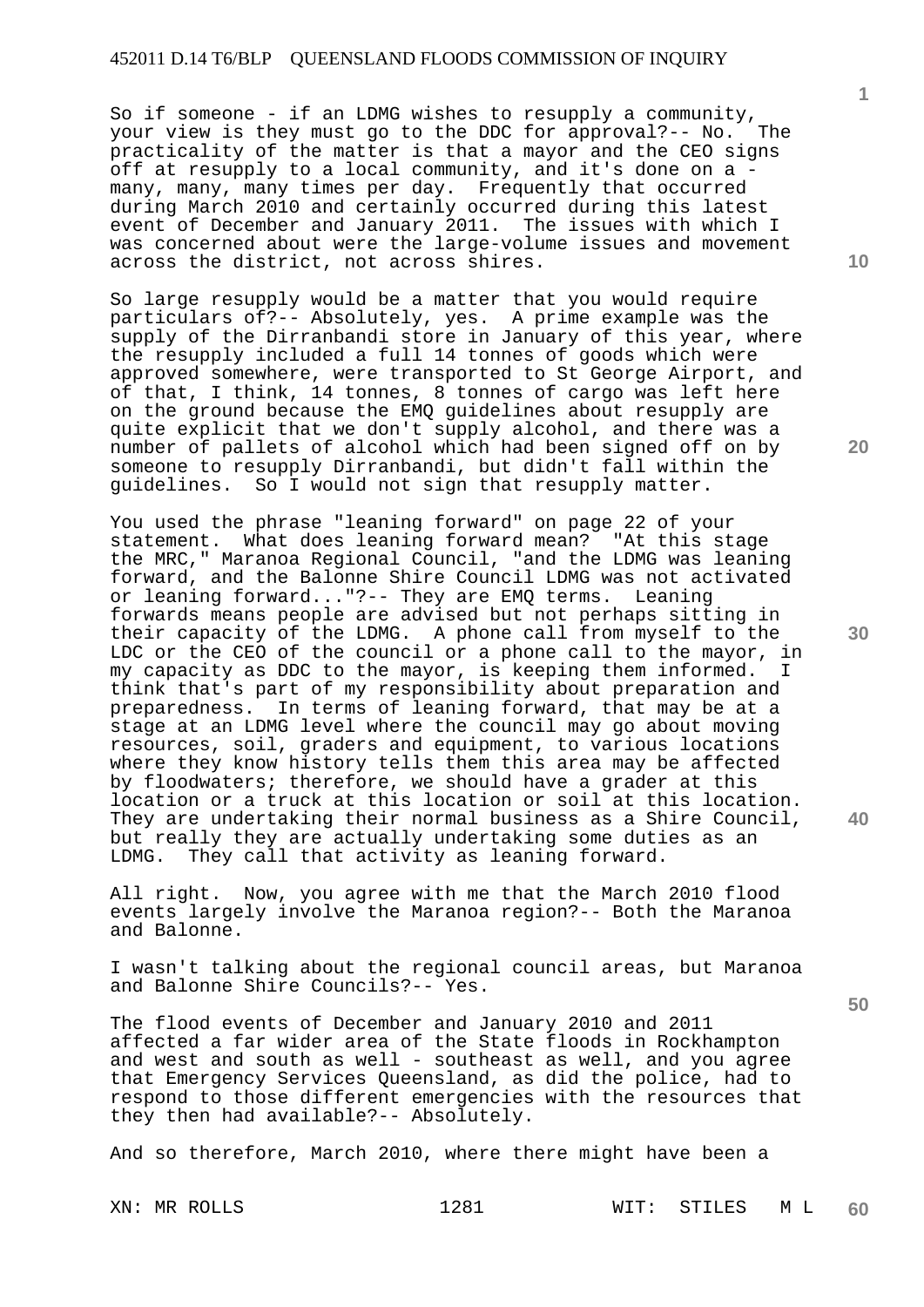So if someone - if an LDMG wishes to resupply a community, your view is they must go to the DDC for approval?-- No. The practicality of the matter is that a mayor and the CEO signs off at resupply to a local community, and it's done on a - many, many, many times per day. Frequently that occurred during March 2010 and certainly occurred during this latest event of December and January 2011. The issues with which I was concerned about were the large-volume issues and movement across the district, not across shires.

So large resupply would be a matter that you would require particulars of?-- Absolutely, yes. A prime example was the supply of the Dirranbandi store in January of this year, where the resupply included a full 14 tonnes of goods which were approved somewhere, were transported to St George Airport, and of that, I think, 14 tonnes, 8 tonnes of cargo was left here on the ground because the EMQ guidelines about resupply are quite explicit that we don't supply alcohol, and there was a number of pallets of alcohol which had been signed off on by someone to resupply Dirranbandi, but didn't fall within the guidelines. So I would not sign that resupply matter.

You used the phrase "leaning forward" on page 22 of your statement. What does leaning forward mean? "At this stage the MRC," Maranoa Regional Council, "and the LDMG was leaning forward, and the Balonne Shire Council LDMG was not activated or leaning forward..."?-- They are EMQ terms. Leaning forwards means people are advised but not perhaps sitting in their capacity of the LDMG. A phone call from myself to the LDC or the CEO of the council or a phone call to the mayor, in my capacity as DDC to the mayor, is keeping them informed. I think that's part of my responsibility about preparation and preparedness. In terms of leaning forward, that may be at a stage at an LDMG level where the council may go about moving resources, soil, graders and equipment, to various locations where they know history tells them this area may be affected by floodwaters; therefore, we should have a grader at this location or a truck at this location or soil at this location. They are undertaking their normal business as a Shire Council, but really they are actually undertaking some duties as an LDMG. They call that activity as leaning forward.

All right. Now, you agree with me that the March 2010 flood events largely involve the Maranoa region?-- Both the Maranoa and Balonne.

I wasn't talking about the regional council areas, but Maranoa and Balonne Shire Councils?-- Yes.

The flood events of December and January 2010 and 2011 affected a far wider area of the State floods in Rockhampton and west and south as well - southeast as well, and you agree that Emergency Services Queensland, as did the police, had to respond to those different emergencies with the resources that they then had available?-- Absolutely.

And so therefore, March 2010, where there might have been a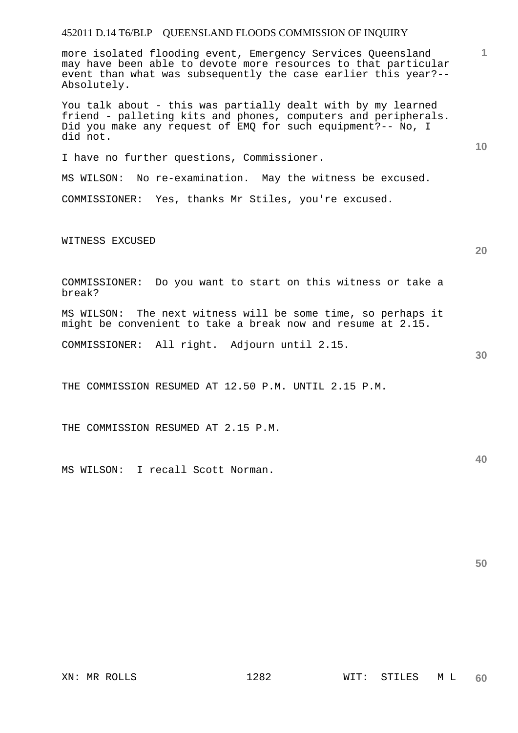more isolated flooding event, Emergency Services Queensland may have been able to devote more resources to that particular event than what was subsequently the case earlier this year?-- Absolutely.

You talk about - this was partially dealt with by my learned friend - palleting kits and phones, computers and peripherals. Did you make any request of EMQ for such equipment?-- No, I did not.

I have no further questions, Commissioner.

MS WILSON: No re-examination. May the witness be excused.

COMMISSIONER: Yes, thanks Mr Stiles, you're excused.

WITNESS EXCUSED

COMMISSIONER: Do you want to start on this witness or take a break?

MS WILSON: The next witness will be some time, so perhaps it might be convenient to take a break now and resume at 2.15.

COMMISSIONER: All right. Adjourn until 2.15.

THE COMMISSION RESUMED AT 12.50 P.M. UNTIL 2.15 P.M.

THE COMMISSION RESUMED AT 2.15 P.M.

MS WILSON: I recall Scott Norman.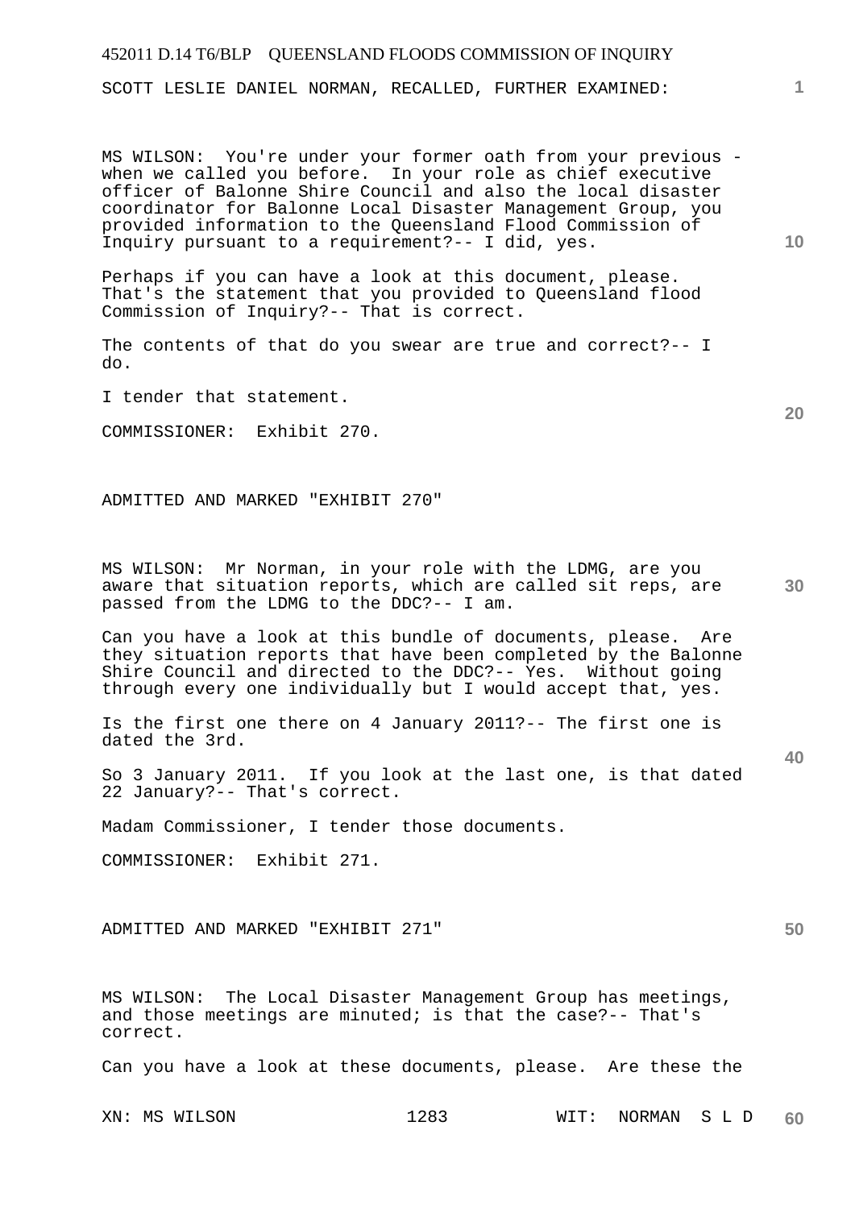SCOTT LESLIE DANIEL NORMAN, RECALLED, FURTHER EXAMINED:

MS WILSON: You're under your former oath from your previous - when we called you before. In your role as chief executive officer of Balonne Shire Council and also the local disaster coordinator for Balonne Local Disaster Management Group, you provided information to the Queensland Flood Commission of Inquiry pursuant to a requirement?-- I did, yes.

Perhaps if you can have a look at this document, please. That's the statement that you provided to Queensland flood Commission of Inquiry?-- That is correct.

The contents of that do you swear are true and correct?-- I do.

I tender that statement.

COMMISSIONER: Exhibit 270.

ADMITTED AND MARKED "EXHIBIT 270"

MS WILSON: Mr Norman, in your role with the LDMG, are you aware that situation reports, which are called sit reps, are passed from the LDMG to the DDC?-- I am.

Can you have a look at this bundle of documents, please. Are they situation reports that have been completed by the Balonne Shire Council and directed to the DDC?-- Yes. Without going through every one individually but I would accept that, yes.

Is the first one there on 4 January 2011?-- The first one is dated the 3rd.

So 3 January 2011. If you look at the last one, is that dated 22 January?-- That's correct.

Madam Commissioner, I tender those documents.

COMMISSIONER: Exhibit 271.

ADMITTED AND MARKED "EXHIBIT 271"

MS WILSON: The Local Disaster Management Group has meetings, and those meetings are minuted; is that the case?-- That's correct.

Can you have a look at these documents, please. Are these the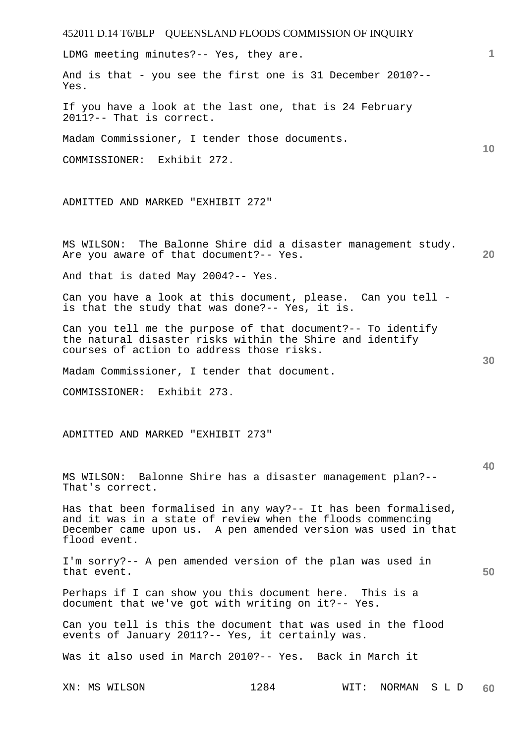LDMG meeting minutes?-- Yes, they are.

And is that - you see the first one is 31 December 2010?-- Yes.

If you have a look at the last one, that is 24 February 2011?-- That is correct.

Madam Commissioner, I tender those documents.

COMMISSIONER: Exhibit 272.

ADMITTED AND MARKED "EXHIBIT 272"

MS WILSON: The Balonne Shire did a disaster management study. Are you aware of that document?-- Yes.

And that is dated May 2004?-- Yes.

Can you have a look at this document, please. Can you tell - is that the study that was done?-- Yes, it is.

Can you tell me the purpose of that document?-- To identify the natural disaster risks within the Shire and identify courses of action to address those risks.

Madam Commissioner, I tender that document.

COMMISSIONER: Exhibit 273.

ADMITTED AND MARKED "EXHIBIT 273"

MS WILSON: Balonne Shire has a disaster management plan?-- That's correct.

Has that been formalised in any way?-- It has been formalised, and it was in a state of review when the floods commencing December came upon us. A pen amended version was used in that flood event.

I'm sorry?-- A pen amended version of the plan was used in that event.

Perhaps if I can show you this document here. This is a document that we've got with writing on it?-- Yes.

Can you tell is this the document that was used in the flood events of January 2011?-- Yes, it certainly was.

Was it also used in March 2010?-- Yes. Back in March it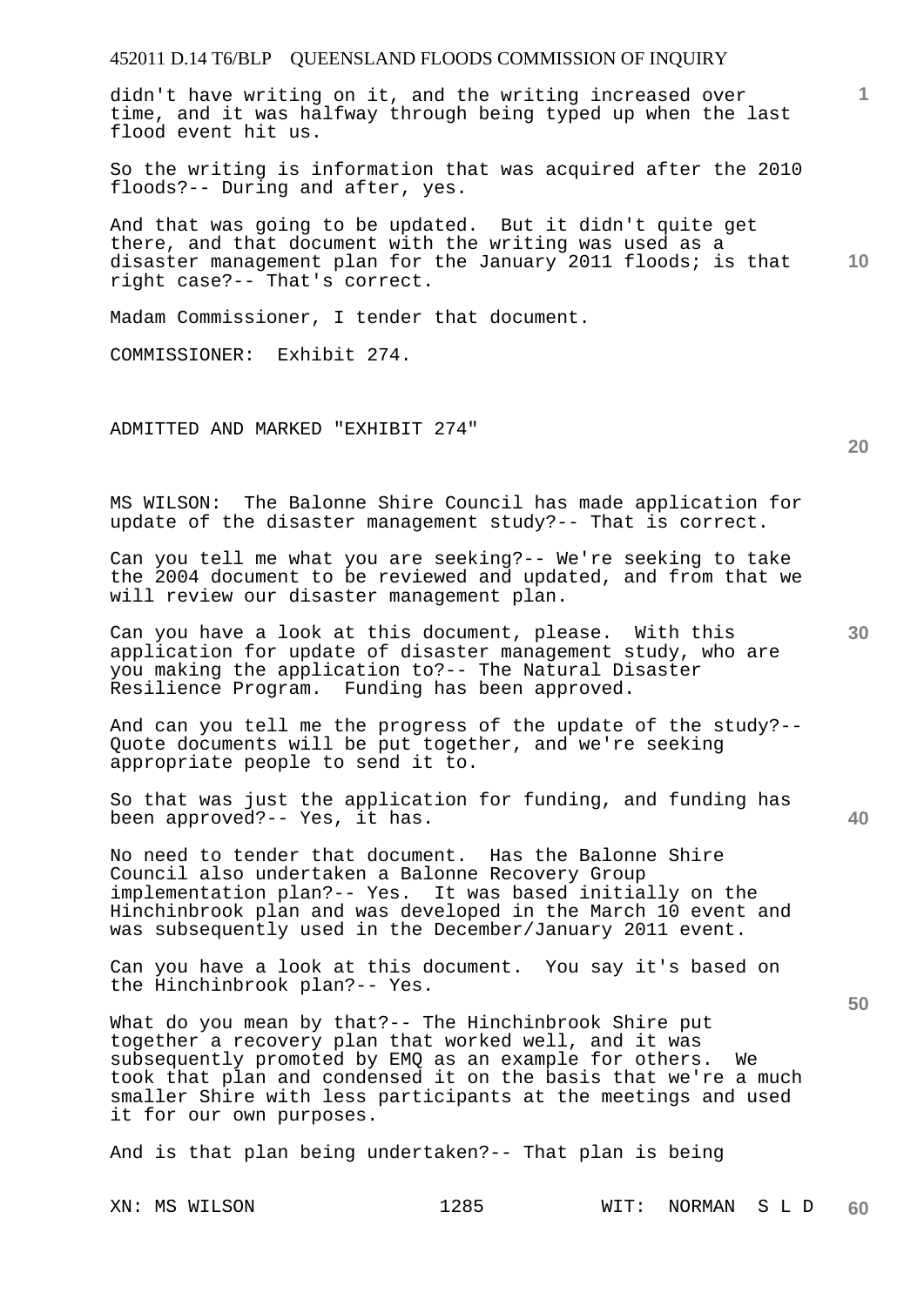didn't have writing on it, and the writing increased over time, and it was halfway through being typed up when the last flood event hit us.

So the writing is information that was acquired after the 2010 floods?-- During and after, yes.

And that was going to be updated. But it didn't quite get there, and that document with the writing was used as a disaster management plan for the January 2011 floods; is that right case?-- That's correct.

Madam Commissioner, I tender that document.

COMMISSIONER: Exhibit 274.

ADMITTED AND MARKED "EXHIBIT 274"

MS WILSON: The Balonne Shire Council has made application for update of the disaster management study?-- That is correct.

Can you tell me what you are seeking?-- We're seeking to take the 2004 document to be reviewed and updated, and from that we will review our disaster management plan.

Can you have a look at this document, please. With this application for update of disaster management study, who are you making the application to?-- The Natural Disaster Resilience Program. Funding has been approved.

And can you tell me the progress of the update of the study?-- Quote documents will be put together, and we're seeking appropriate people to send it to.

So that was just the application for funding, and funding has been approved?-- Yes, it has.

No need to tender that document. Has the Balonne Shire Council also undertaken a Balonne Recovery Group implementation plan?-- Yes. It was based initially on the Hinchinbrook plan and was developed in the March 10 event and was subsequently used in the December/January 2011 event.

Can you have a look at this document. You say it's based on the Hinchinbrook plan?-- Yes.

What do you mean by that?-- The Hinchinbrook Shire put together a recovery plan that worked well, and it was subsequently promoted by EMQ as an example for others. We took that plan and condensed it on the basis that we're a much smaller Shire with less participants at the meetings and used it for our own purposes.

And is that plan being undertaken?-- That plan is being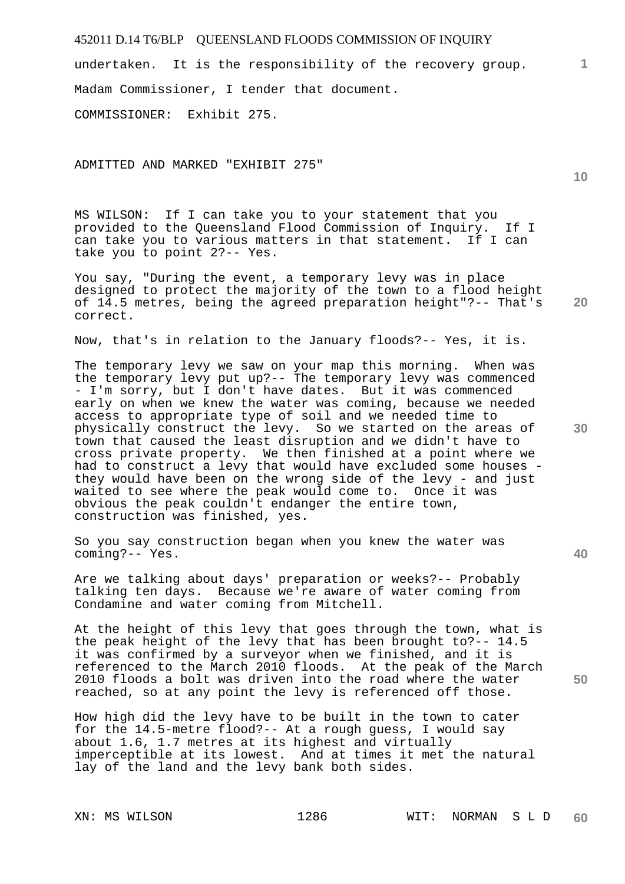undertaken. It is the responsibility of the recovery group. Madam Commissioner, I tender that document.

COMMISSIONER: Exhibit 275.

ADMITTED AND MARKED "EXHIBIT 275"

MS WILSON: If I can take you to your statement that you provided to the Queensland Flood Commission of Inquiry. If I can take you to various matters in that statement. If I can take you to point 2?-- Yes.

You say, "During the event, a temporary levy was in place designed to protect the majority of the town to a flood height of 14.5 metres, being the agreed preparation height"?-- That's correct.

Now, that's in relation to the January floods?-- Yes, it is.

The temporary levy we saw on your map this morning. When was the temporary levy put up?-- The temporary levy was commenced - I'm sorry, but I don't have dates. But it was commenced early on when we knew the water was coming, because we needed access to appropriate type of soil and we needed time to physically construct the levy. So we started on the areas of town that caused the least disruption and we didn't have to cross private property. We then finished at a point where we had to construct a levy that would have excluded some houses - they would have been on the wrong side of the levy - and just waited to see where the peak would come to. Once it was obvious the peak couldn't endanger the entire town, construction was finished, yes.

So you say construction began when you knew the water was coming?-- Yes.

Are we talking about days' preparation or weeks?-- Probably talking ten days. Because we're aware of water coming from Condamine and water coming from Mitchell.

At the height of this levy that goes through the town, what is the peak height of the levy that has been brought to?-- 14.5 it was confirmed by a surveyor when we finished, and it is referenced to the March 2010 floods. At the peak of the March 2010 floods a bolt was driven into the road where the water reached, so at any point the levy is referenced off those.

How high did the levy have to be built in the town to cater for the 14.5-metre flood?-- At a rough guess, I would say about 1.6, 1.7 metres at its highest and virtually imperceptible at its lowest. And at times it met the natural lay of the land and the levy bank both sides.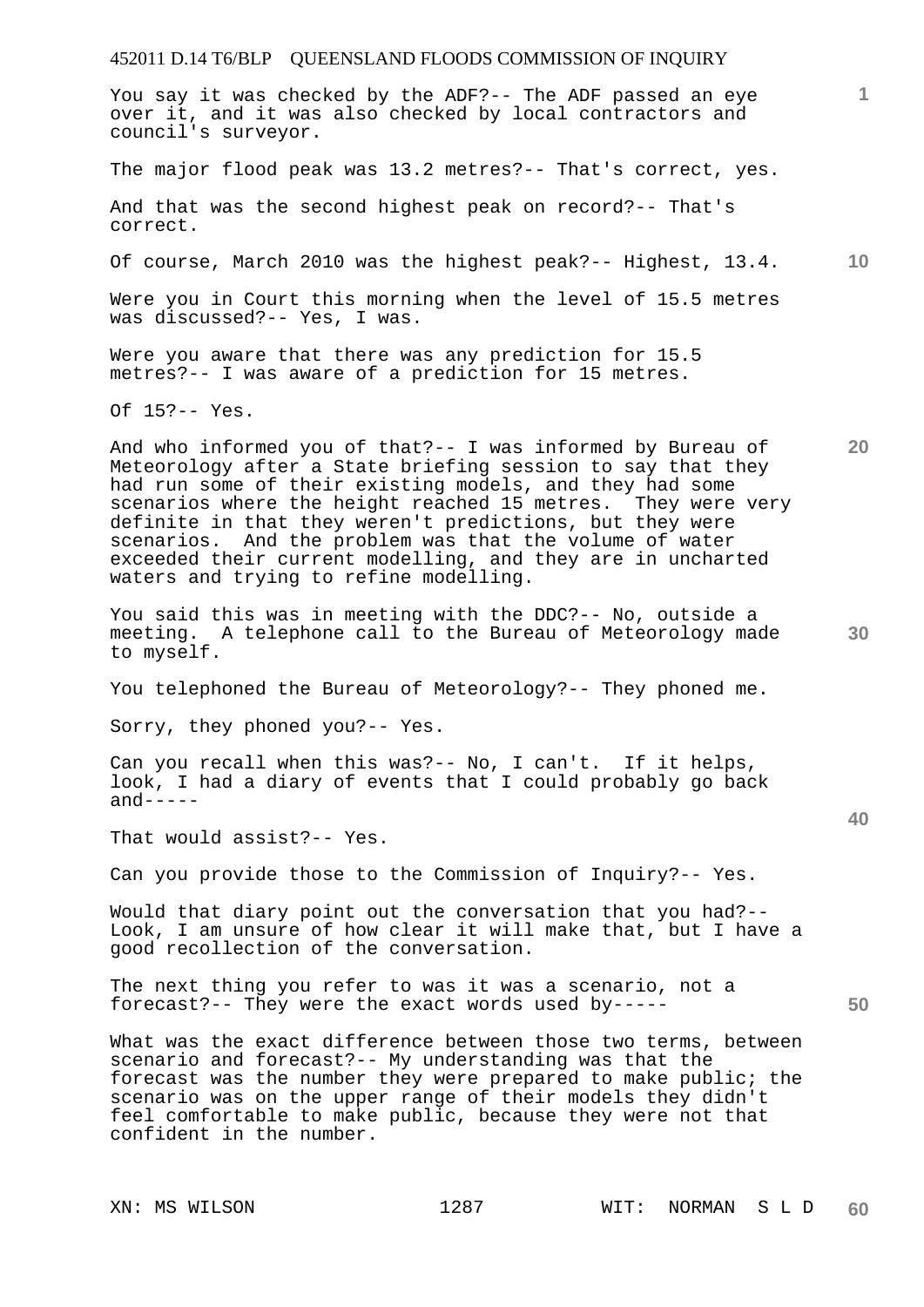You say it was checked by the ADF?-- The ADF passed an eye over it, and it was also checked by local contractors and council's surveyor.

The major flood peak was 13.2 metres?-- That's correct, yes.

And that was the second highest peak on record?-- That's correct.

Of course, March 2010 was the highest peak?-- Highest, 13.4.

Were you in Court this morning when the level of 15.5 metres was discussed?-- Yes, I was.

Were you aware that there was any prediction for 15.5 metres?-- I was aware of a prediction for 15 metres.

Of 15?-- Yes.

And who informed you of that?-- I was informed by Bureau of Meteorology after a State briefing session to say that they had run some of their existing models, and they had some scenarios where the height reached 15 metres. They were very definite in that they weren't predictions, but they were scenarios. And the problem was that the volume of water exceeded their current modelling, and they are in uncharted waters and trying to refine modelling.

You said this was in meeting with the DDC?-- No, outside a meeting. A telephone call to the Bureau of Meteorology made to myself.

You telephoned the Bureau of Meteorology?-- They phoned me.

Sorry, they phoned you?-- Yes.

Can you recall when this was?-- No, I can't. If it helps, look, I had a diary of events that I could probably go back and-----

That would assist?-- Yes.

Can you provide those to the Commission of Inquiry?-- Yes.

Would that diary point out the conversation that you had?-- Look, I am unsure of how clear it will make that, but I have a good recollection of the conversation.

The next thing you refer to was it was a scenario, not a forecast?-- They were the exact words used by-----

What was the exact difference between those two terms, between scenario and forecast?-- My understanding was that the forecast was the number they were prepared to make public; the scenario was on the upper range of their models they didn't feel comfortable to make public, because they were not that confident in the number.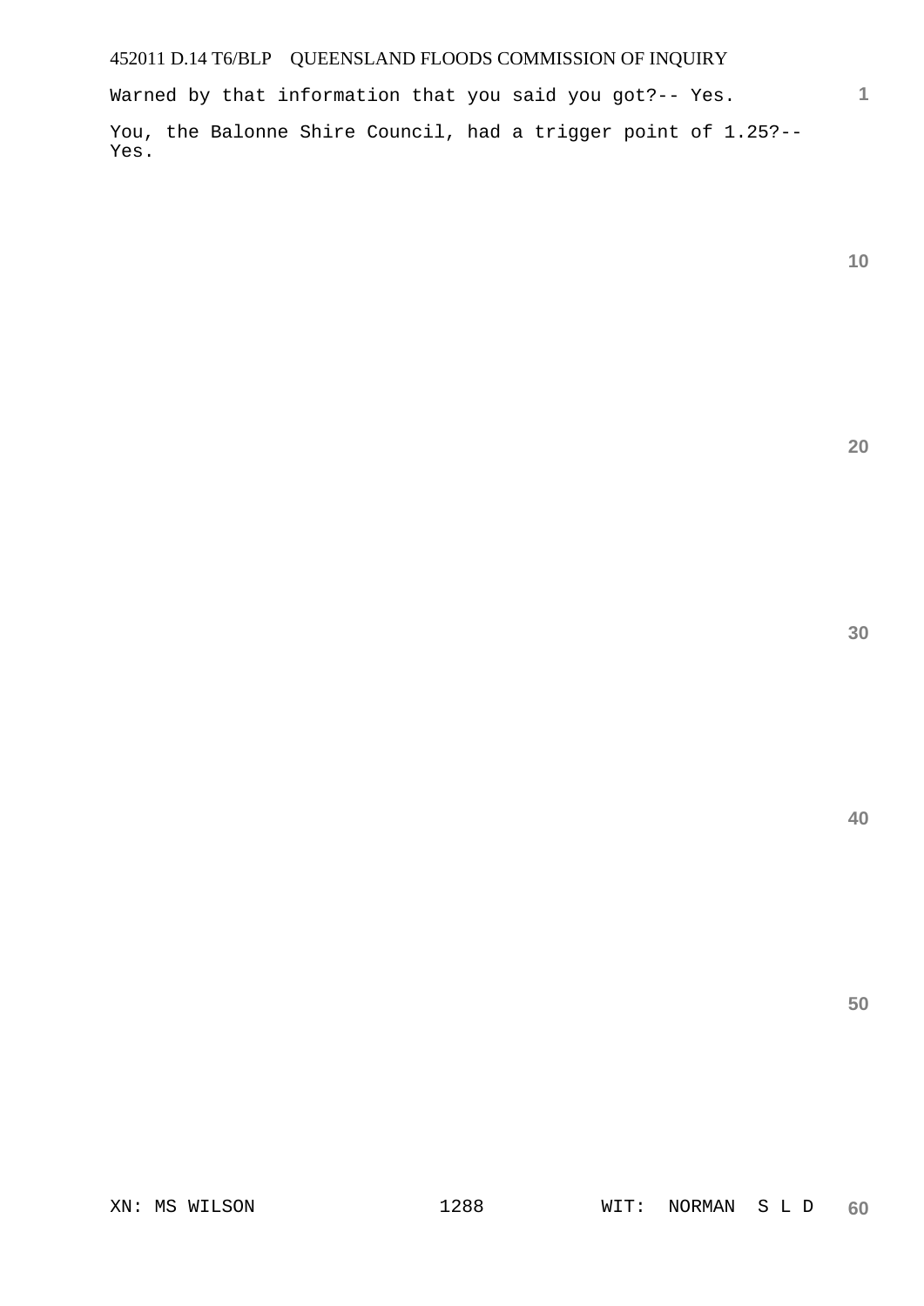Warned by that information that you said you got?-- Yes.

You, the Balonne Shire Council, had a trigger point of 1.25?-- Yes.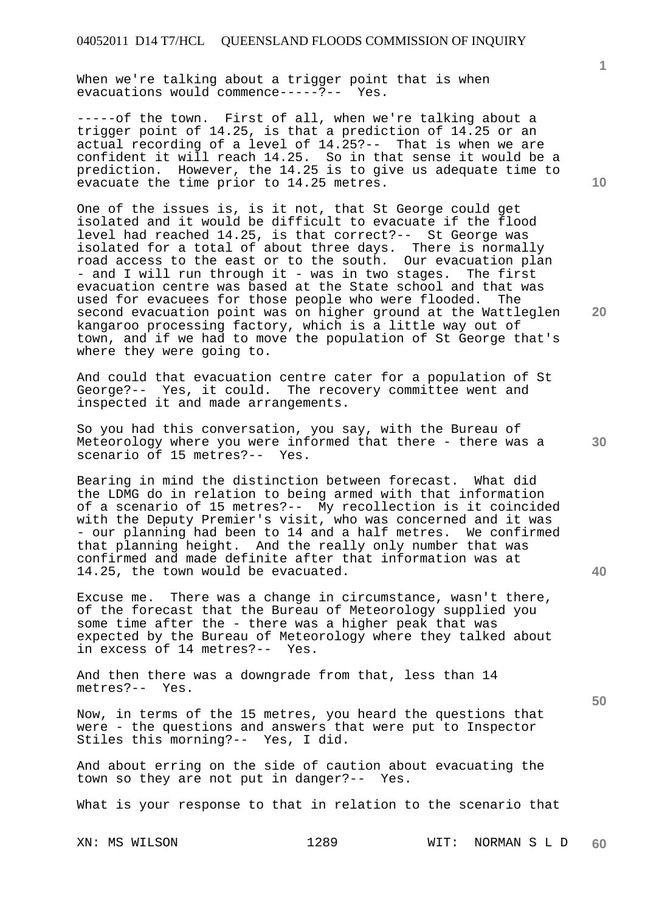When we're talking about a trigger point that is when evacuations would commence-----?-- Yes.

-----of the town. First of all, when we're talking about a trigger point of 14.25, is that a prediction of 14.25 or an actual recording of a level of 14.25?-- That is when we are confident it will reach 14.25. So in that sense it would be a prediction. However, the 14.25 is to give us adequate time to evacuate the time prior to 14.25 metres.

One of the issues is, is it not, that St George could get isolated and it would be difficult to evacuate if the flood level had reached 14.25, is that correct?-- St George was isolated for a total of about three days. There is normally road access to the east or to the south. Our evacuation plan - and I will run through it - was in two stages. The first evacuation centre was based at the State school and that was used for evacuees for those people who were flooded. The second evacuation point was on higher ground at the Wattleglen kangaroo processing factory, which is a little way out of town, and if we had to move the population of St George that's where they were going to.

And could that evacuation centre cater for a population of St George?-- Yes, it could. The recovery committee went and inspected it and made arrangements.

So you had this conversation, you say, with the Bureau of Meteorology where you were informed that there - there was a scenario of 15 metres?-- Yes.

Bearing in mind the distinction between forecast. What did the LDMG do in relation to being armed with that information of a scenario of 15 metres?-- My recollection is it coincided with the Deputy Premier's visit, who was concerned and it was - our planning had been to 14 and a half metres. We confirmed that planning height. And the really only number that was confirmed and made definite after that information was at 14.25, the town would be evacuated.

Excuse me. There was a change in circumstance, wasn't there, of the forecast that the Bureau of Meteorology supplied you some time after the - there was a higher peak that was expected by the Bureau of Meteorology where they talked about in excess of 14 metres?-- Yes.

And then there was a downgrade from that, less than 14 metres?-- Yes.

Now, in terms of the 15 metres, you heard the questions that were - the questions and answers that were put to Inspector Stiles this morning?-- Yes, I did.

And about erring on the side of caution about evacuating the town so they are not put in danger?-- Yes.

What is your response to that in relation to the scenario that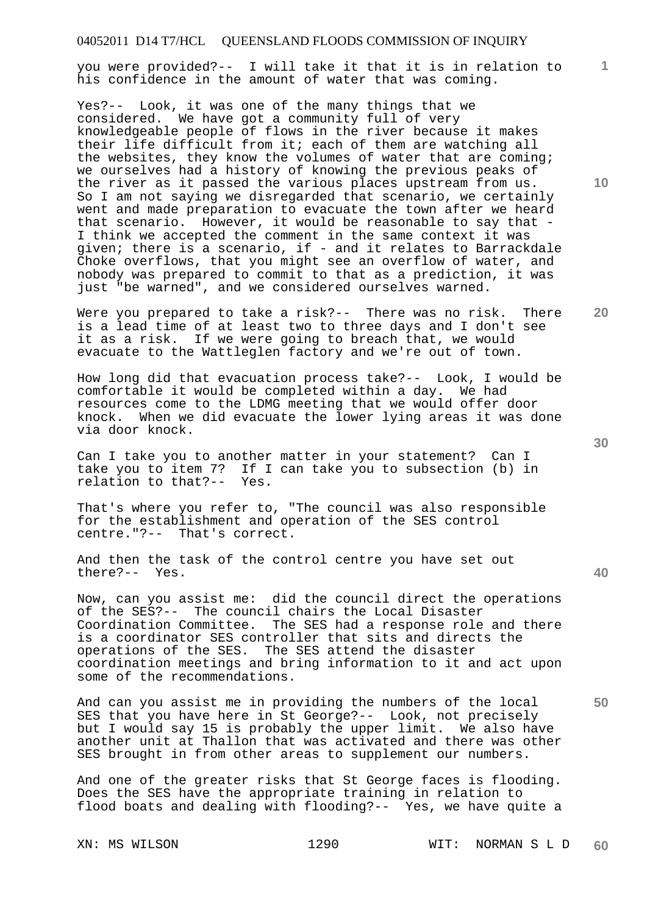you were provided?-- I will take it that it is in relation to his confidence in the amount of water that was coming.

Yes?-- Look, it was one of the many things that we considered. We have got a community full of very knowledgeable people of flows in the river because it makes their life difficult from it; each of them are watching all the websites, they know the volumes of water that are coming; we ourselves had a history of knowing the previous peaks of the river as it passed the various places upstream from us. So I am not saying we disregarded that scenario, we certainly went and made preparation to evacuate the town after we heard that scenario. However, it would be reasonable to say that - I think we accepted the comment in the same context it was given; there is a scenario, if - and it relates to Barrackdale Choke overflows, that you might see an overflow of water, and nobody was prepared to commit to that as a prediction, it was just "be warned", and we considered ourselves warned.

Were you prepared to take a risk?-- There was no risk. There is a lead time of at least two to three days and I don't see it as a risk. If we were going to breach that, we would evacuate to the Wattleglen factory and we're out of town.

How long did that evacuation process take?-- Look, I would be comfortable it would be completed within a day. We had resources come to the LDMG meeting that we would offer door knock. When we did evacuate the lower lying areas it was done via door knock.

Can I take you to another matter in your statement? Can I take you to item 7? If I can take you to subsection (b) in relation to that?-- Yes.

That's where you refer to, "The council was also responsible for the establishment and operation of the SES control centre."?-- That's correct.

And then the task of the control centre you have set out there?-- Yes.

Now, can you assist me: did the council direct the operations of the SES?-- The council chairs the Local Disaster Coordination Committee. The SES had a response role and there is a coordinator SES controller that sits and directs the operations of the SES. The SES attend the disaster coordination meetings and bring information to it and act upon some of the recommendations.

And can you assist me in providing the numbers of the local SES that you have here in St George?-- Look, not precisely but I would say 15 is probably the upper limit. We also have another unit at Thallon that was activated and there was other SES brought in from other areas to supplement our numbers.

And one of the greater risks that St George faces is flooding. Does the SES have the appropriate training in relation to flood boats and dealing with flooding?-- Yes, we have quite a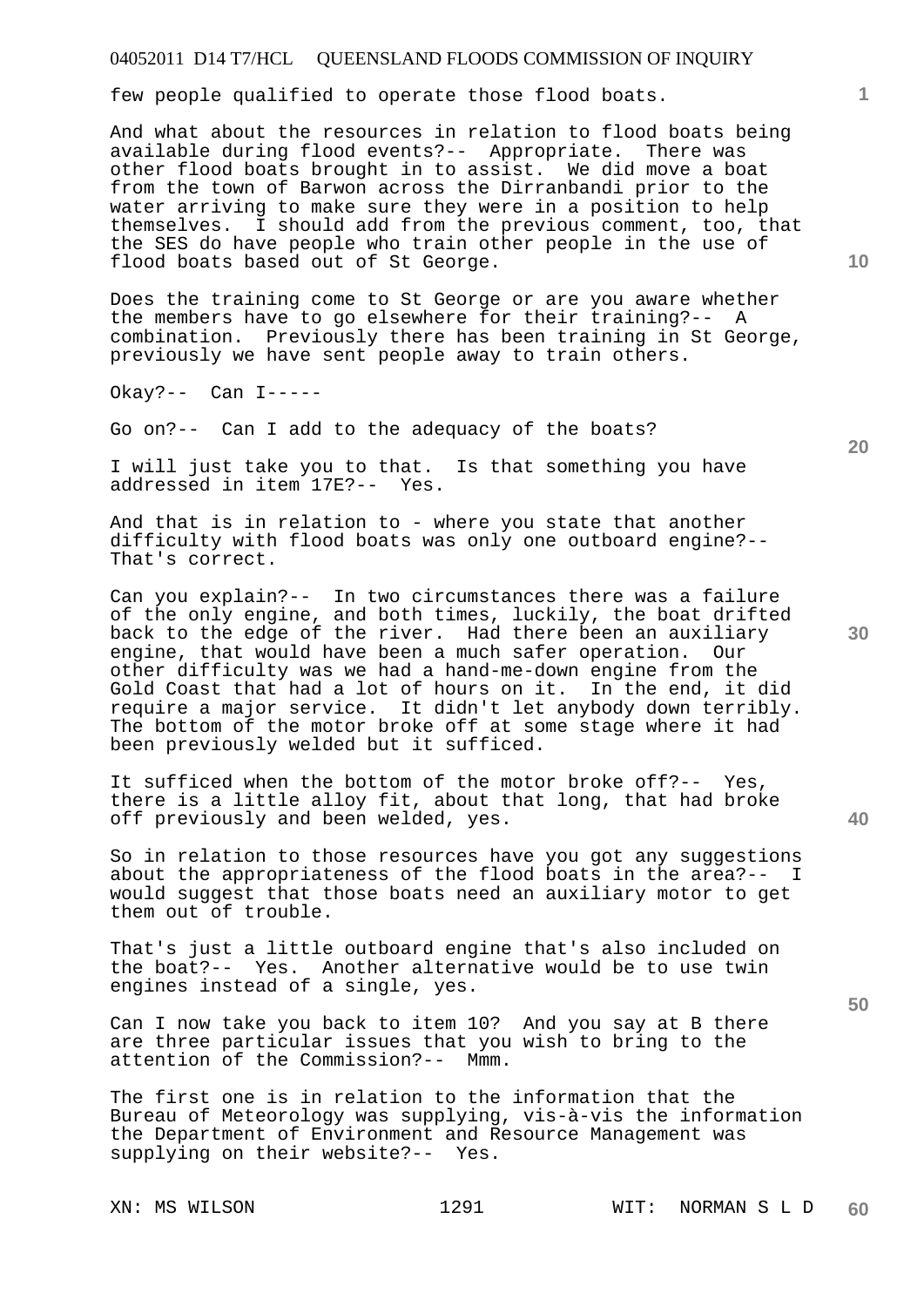few people qualified to operate those flood boats.

And what about the resources in relation to flood boats being available during flood events?-- Appropriate. There was other flood boats brought in to assist. We did move a boat from the town of Barwon across the Dirranbandi prior to the water arriving to make sure they were in a position to help themselves. I should add from the previous comment, too, that the SES do have people who train other people in the use of flood boats based out of St George.

Does the training come to St George or are you aware whether the members have to go elsewhere for their training?-- A combination. Previously there has been training in St George, previously we have sent people away to train others.

Okay?-- Can I-----

Go on?-- Can I add to the adequacy of the boats?

I will just take you to that. Is that something you have addressed in item 17E?-- Yes.

And that is in relation to - where you state that another difficulty with flood boats was only one outboard engine?-- That's correct.

Can you explain?-- In two circumstances there was a failure of the only engine, and both times, luckily, the boat drifted back to the edge of the river. Had there been an auxiliary engine, that would have been a much safer operation. Our other difficulty was we had a hand-me-down engine from the Gold Coast that had a lot of hours on it. In the end, it did require a major service. It didn't let anybody down terribly. The bottom of the motor broke off at some stage where it had been previously welded but it sufficed.

It sufficed when the bottom of the motor broke off?-- Yes, there is a little alloy fit, about that long, that had broke off previously and been welded, yes.

So in relation to those resources have you got any suggestions about the appropriateness of the flood boats in the area?-- I would suggest that those boats need an auxiliary motor to get them out of trouble.

That's just a little outboard engine that's also included on the boat?-- Yes. Another alternative would be to use twin engines instead of a single, yes.

Can I now take you back to item 10? And you say at B there are three particular issues that you wish to bring to the attention of the Commission?-- Mmm.

The first one is in relation to the information that the Bureau of Meteorology was supplying, vis-à-vis the information the Department of Environment and Resource Management was supplying on their website?-- Yes.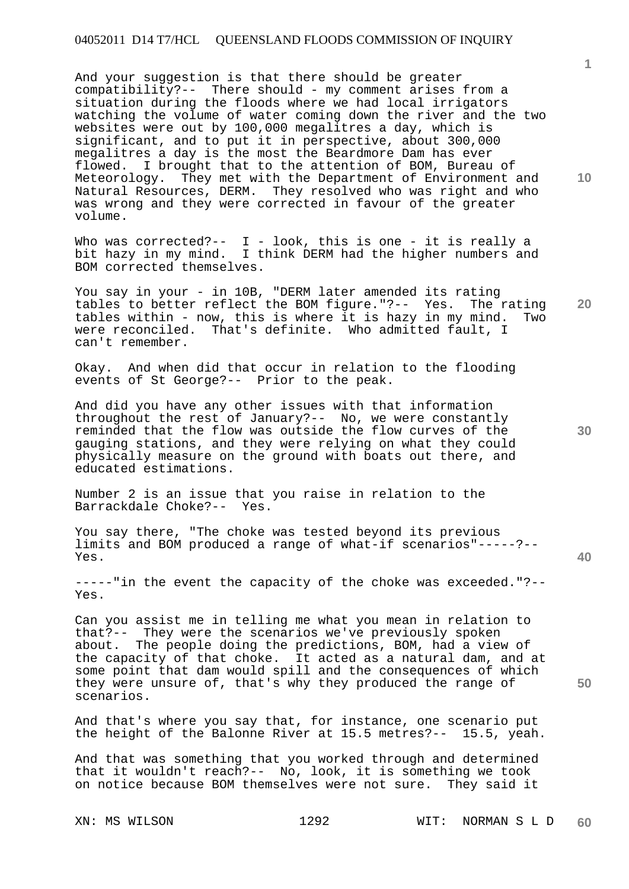And your suggestion is that there should be greater compatibility?-- There should - my comment arises from a situation during the floods where we had local irrigators watching the volume of water coming down the river and the two websites were out by 100,000 megalitres a day, which is significant, and to put it in perspective, about 300,000 megalitres a day is the most the Beardmore Dam has ever flowed. I brought that to the attention of BOM, Bureau of Meteorology. They met with the Department of Environment and Natural Resources, DERM. They resolved who was right and who was wrong and they were corrected in favour of the greater volume.

Who was corrected?-- I - look, this is one - it is really a bit hazy in my mind. I think DERM had the higher numbers and BOM corrected themselves.

You say in your - in 10B, "DERM later amended its rating tables to better reflect the BOM figure."?-- Yes. The rating tables within - now, this is where it is hazy in my mind. Two were reconciled. That's definite. Who admitted fault, I can't remember.

Okay. And when did that occur in relation to the flooding events of St George?-- Prior to the peak.

And did you have any other issues with that information throughout the rest of January?-- No, we were constantly reminded that the flow was outside the flow curves of the gauging stations, and they were relying on what they could physically measure on the ground with boats out there, and educated estimations.

Number 2 is an issue that you raise in relation to the Barrackdale Choke?-- Yes.

You say there, "The choke was tested beyond its previous limits and BOM produced a range of what-if scenarios"-----?-- Yes.

-----"in the event the capacity of the choke was exceeded."?-- Yes.

Can you assist me in telling me what you mean in relation to that?-- They were the scenarios we've previously spoken about. The people doing the predictions, BOM, had a view of the capacity of that choke. It acted as a natural dam, and at some point that dam would spill and the consequences of which they were unsure of, that's why they produced the range of scenarios.

And that's where you say that, for instance, one scenario put the height of the Balonne River at 15.5 metres?-- 15.5, yeah.

And that was something that you worked through and determined that it wouldn't reach?-- No, look, it is something we took on notice because BOM themselves were not sure. They said it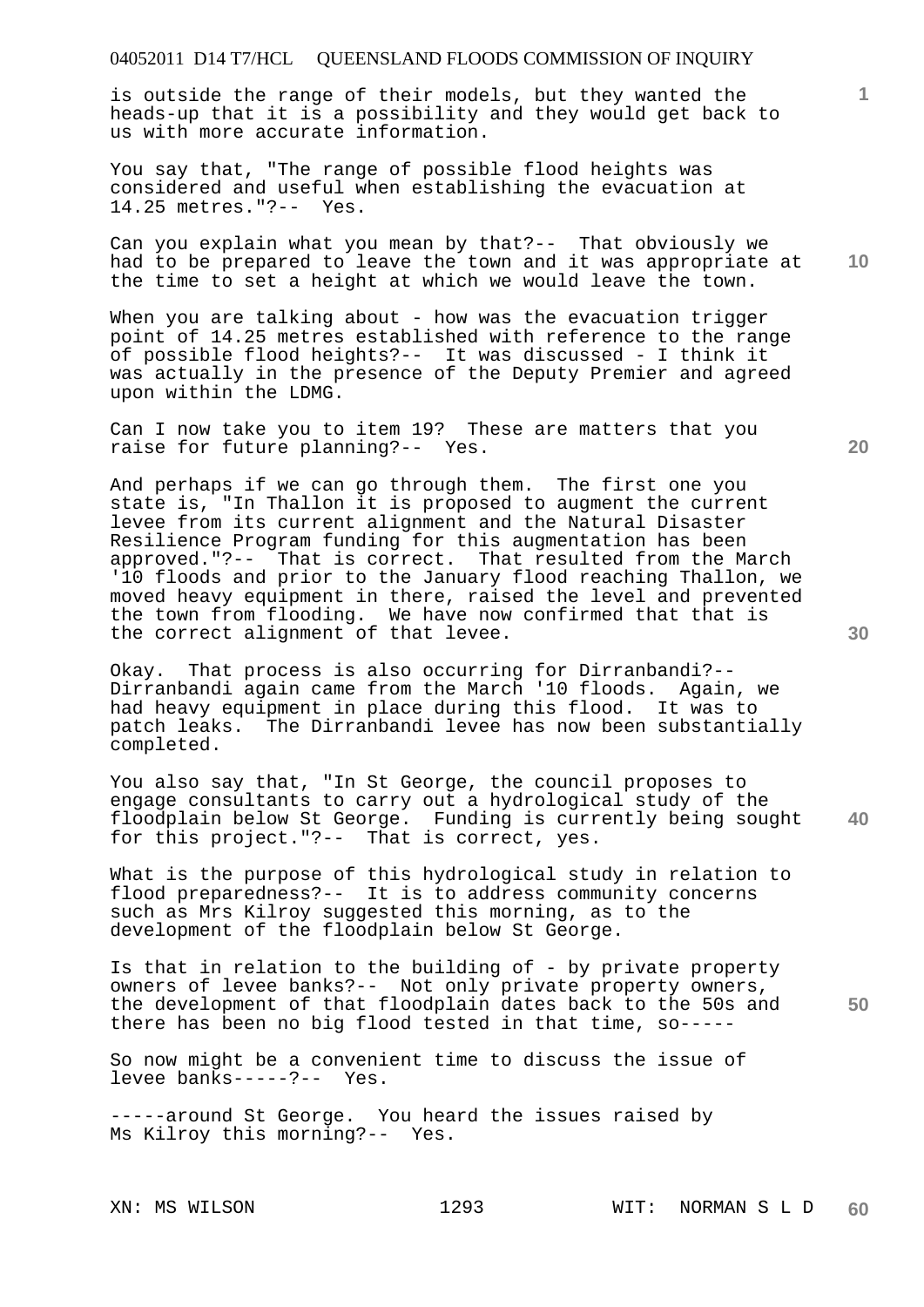is outside the range of their models, but they wanted the heads-up that it is a possibility and they would get back to us with more accurate information.

You say that, "The range of possible flood heights was considered and useful when establishing the evacuation at 14.25 metres."?-- Yes.

Can you explain what you mean by that?-- That obviously we had to be prepared to leave the town and it was appropriate at the time to set a height at which we would leave the town.

When you are talking about - how was the evacuation trigger point of 14.25 metres established with reference to the range of possible flood heights?-- It was discussed - I think it was actually in the presence of the Deputy Premier and agreed upon within the LDMG.

Can I now take you to item 19? These are matters that you raise for future planning?-- Yes.

And perhaps if we can go through them. The first one you state is, "In Thallon it is proposed to augment the current levee from its current alignment and the Natural Disaster Resilience Program funding for this augmentation has been approved."?-- That is correct. That resulted from the March '10 floods and prior to the January flood reaching Thallon, we moved heavy equipment in there, raised the level and prevented the town from flooding. We have now confirmed that that is the correct alignment of that levee.

Okay. That process is also occurring for Dirranbandi?-- Dirranbandi again came from the March '10 floods. Again, we had heavy equipment in place during this flood. It was to patch leaks. The Dirranbandi levee has now been substantially completed.

You also say that, "In St George, the council proposes to engage consultants to carry out a hydrological study of the floodplain below St George. Funding is currently being sought for this project."?-- That is correct, yes.

What is the purpose of this hydrological study in relation to flood preparedness?-- It is to address community concerns such as Mrs Kilroy suggested this morning, as to the development of the floodplain below St George.

Is that in relation to the building of - by private property owners of levee banks?-- Not only private property owners, the development of that floodplain dates back to the 50s and there has been no big flood tested in that time, so-----

So now might be a convenient time to discuss the issue of levee banks-----?-- Yes.

-----around St George. You heard the issues raised by Ms Kilroy this morning?-- Yes.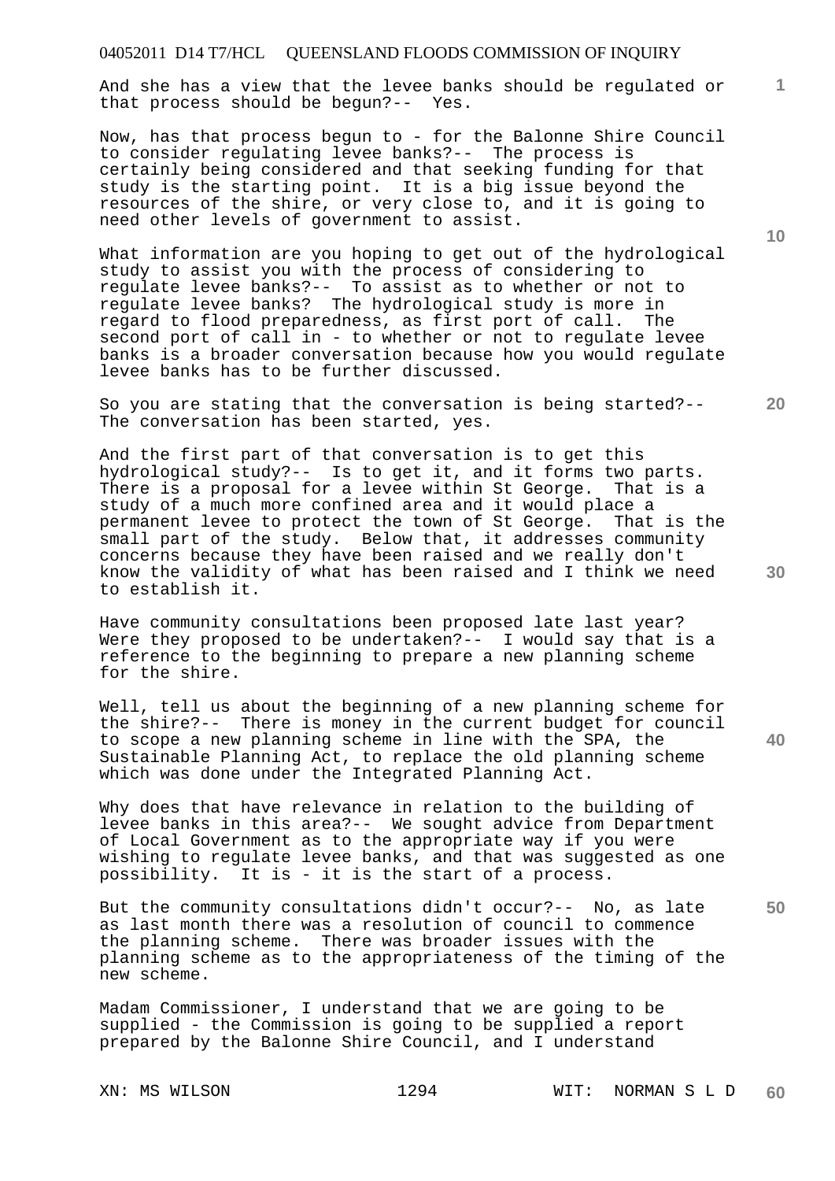And she has a view that the levee banks should be regulated or that process should be begun?-- Yes.

Now, has that process begun to - for the Balonne Shire Council to consider regulating levee banks?-- The process is certainly being considered and that seeking funding for that study is the starting point. It is a big issue beyond the resources of the shire, or very close to, and it is going to need other levels of government to assist.

What information are you hoping to get out of the hydrological study to assist you with the process of considering to regulate levee banks?-- To assist as to whether or not to regulate levee banks? The hydrological study is more in regard to flood preparedness, as first port of call. The second port of call in - to whether or not to regulate levee banks is a broader conversation because how you would regulate levee banks has to be further discussed.

So you are stating that the conversation is being started?-- The conversation has been started, yes.

And the first part of that conversation is to get this hydrological study?-- Is to get it, and it forms two parts. There is a proposal for a levee within St George. That is a study of a much more confined area and it would place a permanent levee to protect the town of St George. That is the small part of the study. Below that, it addresses community concerns because they have been raised and we really don't know the validity of what has been raised and I think we need to establish it.

Have community consultations been proposed late last year? Were they proposed to be undertaken?-- I would say that is a reference to the beginning to prepare a new planning scheme for the shire.

Well, tell us about the beginning of a new planning scheme for the shire?-- There is money in the current budget for council to scope a new planning scheme in line with the SPA, the Sustainable Planning Act, to replace the old planning scheme which was done under the Integrated Planning Act.

Why does that have relevance in relation to the building of levee banks in this area?-- We sought advice from Department of Local Government as to the appropriate way if you were wishing to regulate levee banks, and that was suggested as one possibility. It is - it is the start of a process.

But the community consultations didn't occur?-- No, as late as last month there was a resolution of council to commence the planning scheme. There was broader issues with the planning scheme as to the appropriateness of the timing of the new scheme.

Madam Commissioner, I understand that we are going to be supplied - the Commission is going to be supplied a report prepared by the Balonne Shire Council, and I understand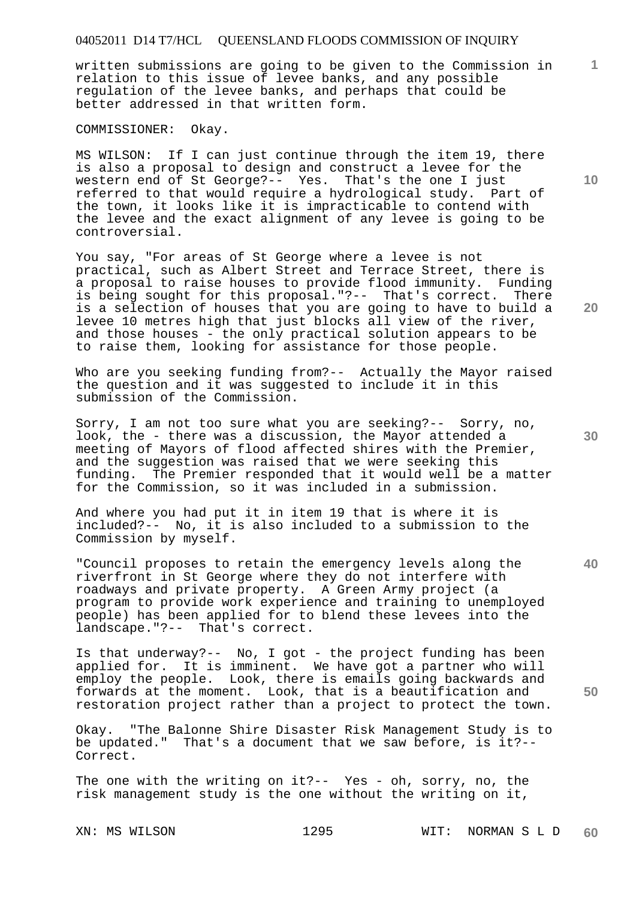written submissions are going to be given to the Commission in relation to this issue of levee banks, and any possible regulation of the levee banks, and perhaps that could be better addressed in that written form.

COMMISSIONER: Okay.

MS WILSON: If I can just continue through the item 19, there is also a proposal to design and construct a levee for the western end of St George?-- Yes. That's the one I just referred to that would require a hydrological study. Part of the town, it looks like it is impracticable to contend with the levee and the exact alignment of any levee is going to be controversial.

You say, "For areas of St George where a levee is not practical, such as Albert Street and Terrace Street, there is a proposal to raise houses to provide flood immunity. Funding is being sought for this proposal."?-- That's correct. There is a selection of houses that you are going to have to build a levee 10 metres high that just blocks all view of the river, and those houses - the only practical solution appears to be to raise them, looking for assistance for those people.

Who are you seeking funding from?-- Actually the Mayor raised the question and it was suggested to include it in this submission of the Commission.

Sorry, I am not too sure what you are seeking?-- Sorry, no, look, the - there was a discussion, the Mayor attended a meeting of Mayors of flood affected shires with the Premier, and the suggestion was raised that we were seeking this funding. The Premier responded that it would well be a matter for the Commission, so it was included in a submission.

And where you had put it in item 19 that is where it is included?-- No, it is also included to a submission to the Commission by myself.

"Council proposes to retain the emergency levels along the riverfront in St George where they do not interfere with roadways and private property. A Green Army project (a program to provide work experience and training to unemployed people) has been applied for to blend these levees into the landscape."?-- That's correct.

Is that underway?-- No, I got - the project funding has been applied for. It is imminent. We have got a partner who will employ the people. Look, there is emails going backwards and forwards at the moment. Look, that is a beautification and restoration project rather than a project to protect the town.

Okay. "The Balonne Shire Disaster Risk Management Study is to be updated." That's a document that we saw before, is it?-- Correct.

The one with the writing on it?-- Yes - oh, sorry, no, the risk management study is the one without the writing on it,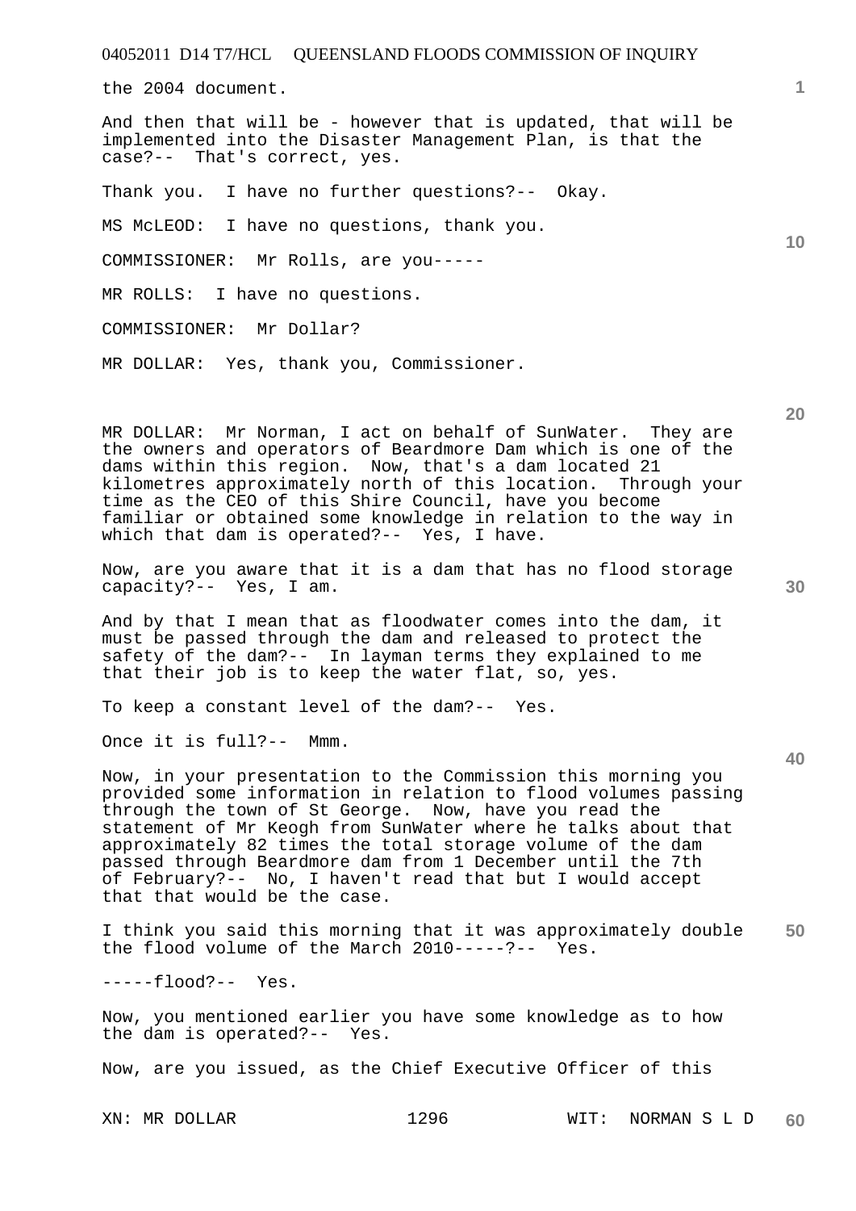the 2004 document.

And then that will be - however that is updated, that will be implemented into the Disaster Management Plan, is that the case?-- That's correct, yes.

Thank you. I have no further questions?-- Okay.

MS McLEOD: I have no questions, thank you.

COMMISSIONER: Mr Rolls, are you-----

MR ROLLS: I have no questions.

COMMISSIONER: Mr Dollar?

MR DOLLAR: Yes, thank you, Commissioner.

MR DOLLAR: Mr Norman, I act on behalf of SunWater. They are the owners and operators of Beardmore Dam which is one of the dams within this region. Now, that's a dam located 21 kilometres approximately north of this location. Through your time as the CEO of this Shire Council, have you become familiar or obtained some knowledge in relation to the way in which that dam is operated?-- Yes, I have.

Now, are you aware that it is a dam that has no flood storage capacity?-- Yes, I am.

And by that I mean that as floodwater comes into the dam, it must be passed through the dam and released to protect the safety of the dam?-- In layman terms they explained to me that their job is to keep the water flat, so, yes.

To keep a constant level of the dam?-- Yes.

Once it is full?-- Mmm.

Now, in your presentation to the Commission this morning you provided some information in relation to flood volumes passing through the town of St George. Now, have you read the statement of Mr Keogh from SunWater where he talks about that approximately 82 times the total storage volume of the dam passed through Beardmore dam from 1 December until the 7th of February?-- No, I haven't read that but I would accept that that would be the case.

I think you said this morning that it was approximately double the flood volume of the March 2010-----?-- Yes.

-----flood?-- Yes.

Now, you mentioned earlier you have some knowledge as to how the dam is operated?-- Yes.

Now, are you issued, as the Chief Executive Officer of this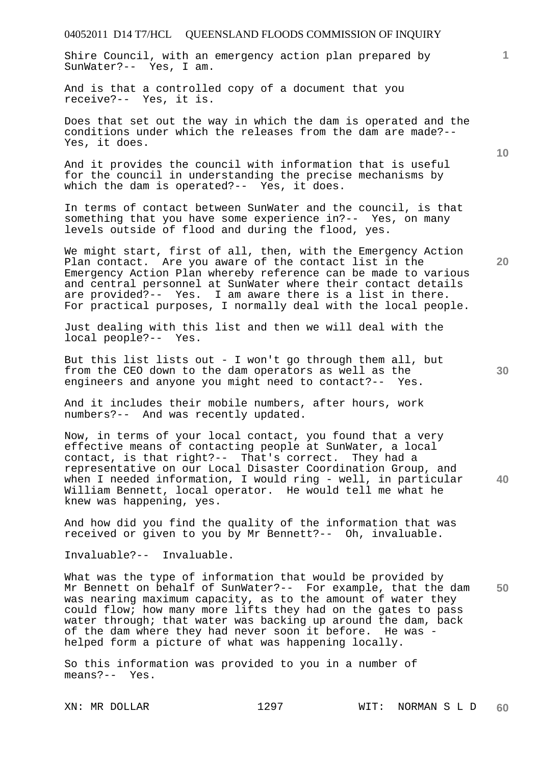Shire Council, with an emergency action plan prepared by SunWater?-- Yes, I am.

And is that a controlled copy of a document that you receive?-- Yes, it is.

Does that set out the way in which the dam is operated and the conditions under which the releases from the dam are made?-- Yes, it does.

And it provides the council with information that is useful for the council in understanding the precise mechanisms by which the dam is operated?-- Yes, it does.

In terms of contact between SunWater and the council, is that something that you have some experience in?-- Yes, on many levels outside of flood and during the flood, yes.

We might start, first of all, then, with the Emergency Action Plan contact. Are you aware of the contact list in the Emergency Action Plan whereby reference can be made to various and central personnel at SunWater where their contact details are provided?-- Yes. I am aware there is a list in there. For practical purposes, I normally deal with the local people.

Just dealing with this list and then we will deal with the local people?-- Yes.

But this list lists out - I won't go through them all, but from the CEO down to the dam operators as well as the engineers and anyone you might need to contact?-- Yes.

And it includes their mobile numbers, after hours, work numbers?-- And was recently updated.

Now, in terms of your local contact, you found that a very effective means of contacting people at SunWater, a local contact, is that right?-- That's correct. They had a representative on our Local Disaster Coordination Group, and when I needed information, I would ring - well, in particular William Bennett, local operator. He would tell me what he knew was happening, yes.

And how did you find the quality of the information that was received or given to you by Mr Bennett?-- Oh, invaluable.

Invaluable?-- Invaluable.

What was the type of information that would be provided by Mr Bennett on behalf of SunWater?-- For example, that the dam was nearing maximum capacity, as to the amount of water they could flow; how many more lifts they had on the gates to pass water through; that water was backing up around the dam, back of the dam where they had never soon it before. He was - helped form a picture of what was happening locally.

So this information was provided to you in a number of means?-- Yes.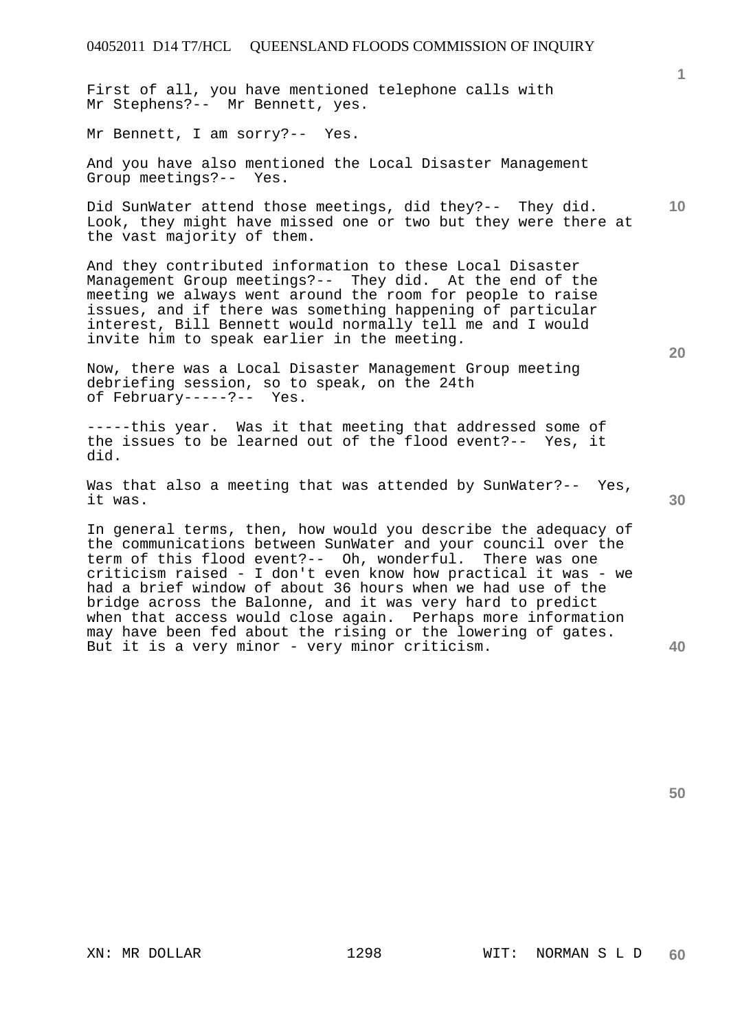First of all, you have mentioned telephone calls with Mr Stephens?-- Mr Bennett, yes.

Mr Bennett, I am sorry?-- Yes.

And you have also mentioned the Local Disaster Management Group meetings?-- Yes.

Did SunWater attend those meetings, did they?-- They did. Look, they might have missed one or two but they were there at the vast majority of them.

And they contributed information to these Local Disaster Management Group meetings?-- They did. At the end of the meeting we always went around the room for people to raise issues, and if there was something happening of particular interest, Bill Bennett would normally tell me and I would invite him to speak earlier in the meeting.

Now, there was a Local Disaster Management Group meeting debriefing session, so to speak, on the 24th of February-----?-- Yes.

-----this year. Was it that meeting that addressed some of the issues to be learned out of the flood event?-- Yes, it did.

Was that also a meeting that was attended by SunWater?-- Yes, it was.

In general terms, then, how would you describe the adequacy of the communications between SunWater and your council over the term of this flood event?-- Oh, wonderful. There was one criticism raised - I don't even know how practical it was - we had a brief window of about 36 hours when we had use of the bridge across the Balonne, and it was very hard to predict when that access would close again. Perhaps more information may have been fed about the rising or the lowering of gates. But it is a very minor - very minor criticism.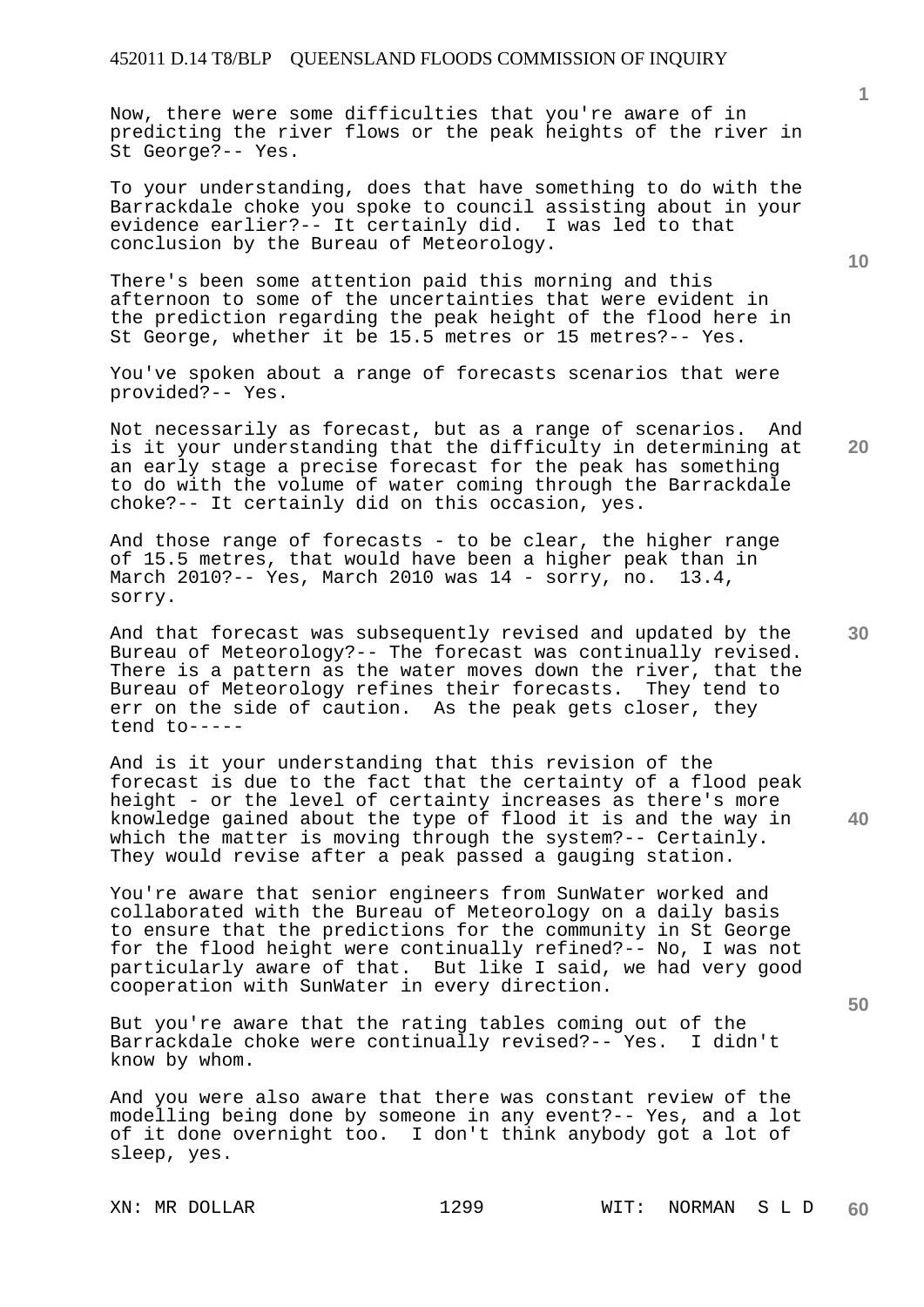Now, there were some difficulties that you're aware of in predicting the river flows or the peak heights of the river in St George?-- Yes.

To your understanding, does that have something to do with the Barrackdale choke you spoke to council assisting about in your evidence earlier?-- It certainly did. I was led to that conclusion by the Bureau of Meteorology.

There's been some attention paid this morning and this afternoon to some of the uncertainties that were evident in the prediction regarding the peak height of the flood here in St George, whether it be 15.5 metres or 15 metres?-- Yes.

You've spoken about a range of forecasts scenarios that were provided?-- Yes.

Not necessarily as forecast, but as a range of scenarios. And is it your understanding that the difficulty in determining at an early stage a precise forecast for the peak has something to do with the volume of water coming through the Barrackdale choke?-- It certainly did on this occasion, yes.

And those range of forecasts - to be clear, the higher range of 15.5 metres, that would have been a higher peak than in March 2010?-- Yes, March 2010 was 14 - sorry, no. 13.4, sorry.

And that forecast was subsequently revised and updated by the Bureau of Meteorology?-- The forecast was continually revised. There is a pattern as the water moves down the river, that the Bureau of Meteorology refines their forecasts. They tend to err on the side of caution. As the peak gets closer, they tend to-----

And is it your understanding that this revision of the forecast is due to the fact that the certainty of a flood peak height - or the level of certainty increases as there's more knowledge gained about the type of flood it is and the way in which the matter is moving through the system?-- Certainly. They would revise after a peak passed a gauging station.

You're aware that senior engineers from SunWater worked and collaborated with the Bureau of Meteorology on a daily basis to ensure that the predictions for the community in St George for the flood height were continually refined?-- No, I was not particularly aware of that. But like I said, we had very good cooperation with SunWater in every direction.

But you're aware that the rating tables coming out of the Barrackdale choke were continually revised?-- Yes. I didn't know by whom.

And you were also aware that there was constant review of the modelling being done by someone in any event?-- Yes, and a lot of it done overnight too. I don't think anybody got a lot of sleep, yes.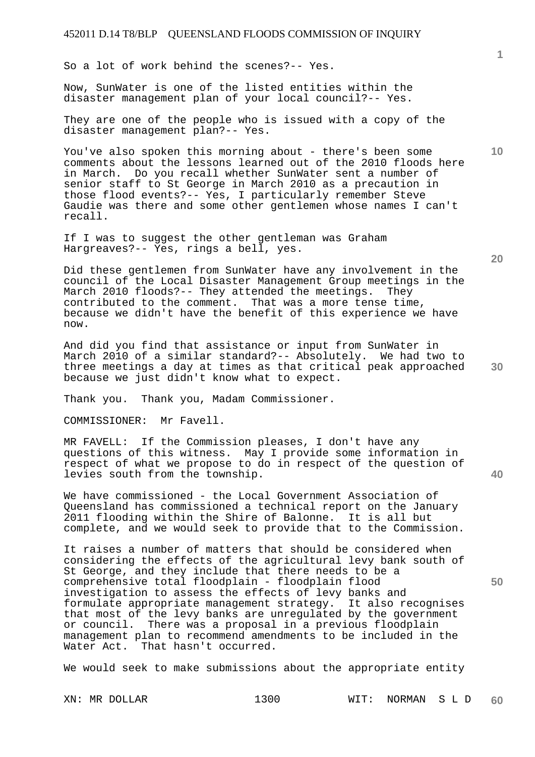So a lot of work behind the scenes?-- Yes.

Now, SunWater is one of the listed entities within the disaster management plan of your local council?-- Yes.

They are one of the people who is issued with a copy of the disaster management plan?-- Yes.

You've also spoken this morning about - there's been some comments about the lessons learned out of the 2010 floods here in March. Do you recall whether SunWater sent a number of senior staff to St George in March 2010 as a precaution in those flood events?-- Yes, I particularly remember Steve Gaudie was there and some other gentlemen whose names I can't recall.

If I was to suggest the other gentleman was Graham Hargreaves?-- Yes, rings a bell, yes.

Did these gentlemen from SunWater have any involvement in the council of the Local Disaster Management Group meetings in the March 2010 floods?-- They attended the meetings. They contributed to the comment. That was a more tense time, because we didn't have the benefit of this experience we have now.

And did you find that assistance or input from SunWater in March 2010 of a similar standard?-- Absolutely. We had two to three meetings a day at times as that critical peak approached because we just didn't know what to expect.

Thank you. Thank you, Madam Commissioner.

COMMISSIONER: Mr Favell.

MR FAVELL: If the Commission pleases, I don't have any questions of this witness. May I provide some information in respect of what we propose to do in respect of the question of levies south from the township.

We have commissioned - the Local Government Association of Queensland has commissioned a technical report on the January 2011 flooding within the Shire of Balonne. It is all but complete, and we would seek to provide that to the Commission.

It raises a number of matters that should be considered when considering the effects of the agricultural levy bank south of St George, and they include that there needs to be a comprehensive total floodplain - floodplain flood investigation to assess the effects of levy banks and formulate appropriate management strategy. It also recognises that most of the levy banks are unregulated by the government or council. There was a proposal in a previous floodplain management plan to recommend amendments to be included in the Water Act. That hasn't occurred.

We would seek to make submissions about the appropriate entity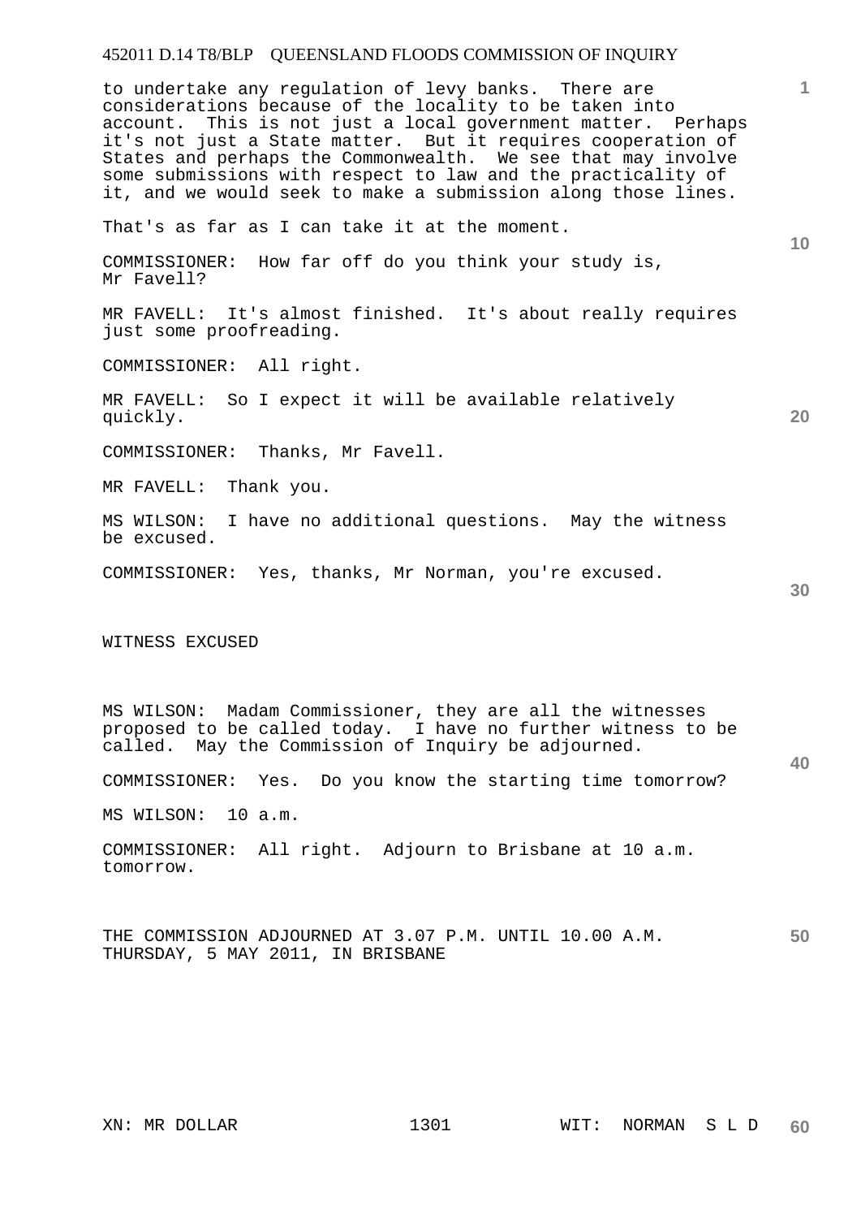to undertake any regulation of levy banks. There are considerations because of the locality to be taken into account. This is not just a local government matter. Perhaps it's not just a State matter. But it requires cooperation of States and perhaps the Commonwealth. We see that may involve some submissions with respect to law and the practicality of it, and we would seek to make a submission along those lines.

That's as far as I can take it at the moment.

COMMISSIONER: How far off do you think your study is, Mr Favell?

MR FAVELL: It's almost finished. It's about really requires just some proofreading.

COMMISSIONER: All right.

MR FAVELL: So I expect it will be available relatively quickly.

COMMISSIONER: Thanks, Mr Favell.

MR FAVELL: Thank you.

MS WILSON: I have no additional questions. May the witness be excused.

COMMISSIONER: Yes, thanks, Mr Norman, you're excused.

WITNESS EXCUSED

MS WILSON: Madam Commissioner, they are all the witnesses proposed to be called today. I have no further witness to be called. May the Commission of Inquiry be adjourned.

COMMISSIONER: Yes. Do you know the starting time tomorrow?

MS WILSON: 10 a.m.

COMMISSIONER: All right. Adjourn to Brisbane at 10 a.m. tomorrow.

THE COMMISSION ADJOURNED AT 3.07 P.M. UNTIL 10.00 A.M. THURSDAY, 5 MAY 2011, IN BRISBANE